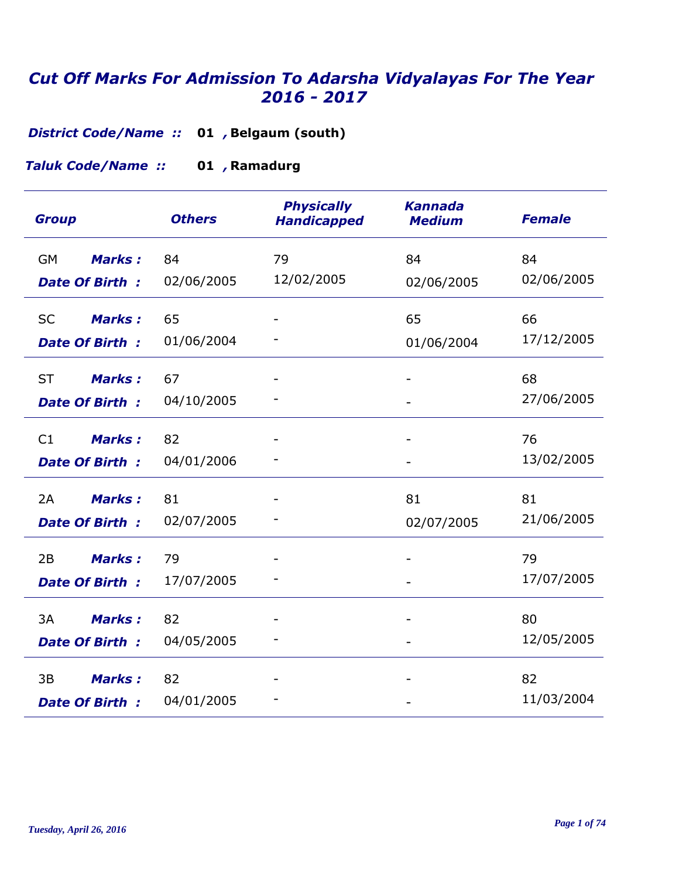# *Cut Off Marks For Admission To Adarsha Vidyalayas For The Year 2016 - 2017*

***District Code/Name ::*** **01 , Belgaum (south)**

***Taluk Code/Name ::*** **01 , Ramadurg**

| Group | | Others | Physically Handicapped | Kannada Medium | Female |
|---|---|---|---|---|---|
| GM | Marks : | 84 | 79 | 84 | 84 |
| | Date Of Birth : | 02/06/2005 | 12/02/2005 | 02/06/2005 | 02/06/2005 |
| SC | Marks : | 65 | - | 65 | 66 |
| | Date Of Birth : | 01/06/2004 | - | 01/06/2004 | 17/12/2005 |
| ST | Marks : | 67 | - | - | 68 |
| | Date Of Birth : | 04/10/2005 | - | - | 27/06/2005 |
| C1 | Marks : | 82 | - | - | 76 |
| | Date Of Birth : | 04/01/2006 | - | - | 13/02/2005 |
| 2A | Marks : | 81 | - | 81 | 81 |
| | Date Of Birth : | 02/07/2005 | - | 02/07/2005 | 21/06/2005 |
| 2B | Marks : | 79 | - | - | 79 |
| | Date Of Birth : | 17/07/2005 | - | - | 17/07/2005 |
| 3A | Marks : | 82 | - | - | 80 |
| | Date Of Birth : | 04/05/2005 | - | - | 12/05/2005 |
| 3B | Marks : | 82 | - | - | 82 |
| | Date Of Birth : | 04/01/2005 | - | - | 11/03/2004 |

*Tuesday, April 26, 2016*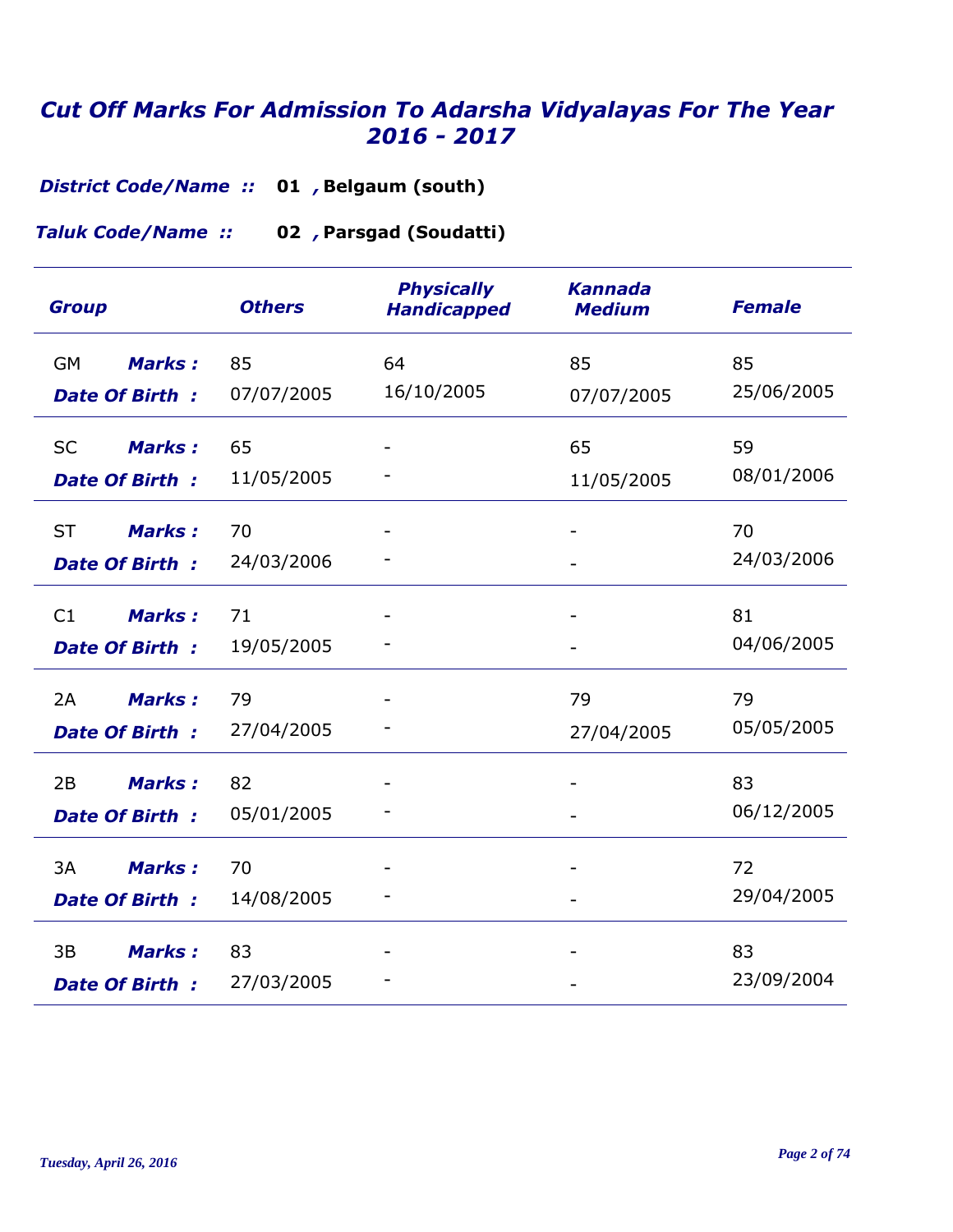# Cut Off Marks For Admission To Adarsha Vidyalayas For The Year 2016 - 2017

***District Code/Name ::*** **01 , Belgaum (south)**

***Taluk Code/Name ::*** **02 , Parsgad (Soudatti)**

| Group | | Others | Physically Handicapped | Kannada Medium | Female |
|---|---|---|---|---|---|
| GM | Marks : | 85 | 64 | 85 | 85 |
| | Date Of Birth : | 07/07/2005 | 16/10/2005 | 07/07/2005 | 25/06/2005 |
| SC | Marks : | 65 | - | 65 | 59 |
| | Date Of Birth : | 11/05/2005 | - | 11/05/2005 | 08/01/2006 |
| ST | Marks : | 70 | - | - | 70 |
| | Date Of Birth : | 24/03/2006 | - | - | 24/03/2006 |
| C1 | Marks : | 71 | - | - | 81 |
| | Date Of Birth : | 19/05/2005 | - | - | 04/06/2005 |
| 2A | Marks : | 79 | - | 79 | 79 |
| | Date Of Birth : | 27/04/2005 | - | 27/04/2005 | 05/05/2005 |
| 2B | Marks : | 82 | - | - | 83 |
| | Date Of Birth : | 05/01/2005 | - | - | 06/12/2005 |
| 3A | Marks : | 70 | - | - | 72 |
| | Date Of Birth : | 14/08/2005 | - | - | 29/04/2005 |
| 3B | Marks : | 83 | - | - | 83 |
| | Date Of Birth : | 27/03/2005 | - | - | 23/09/2004 |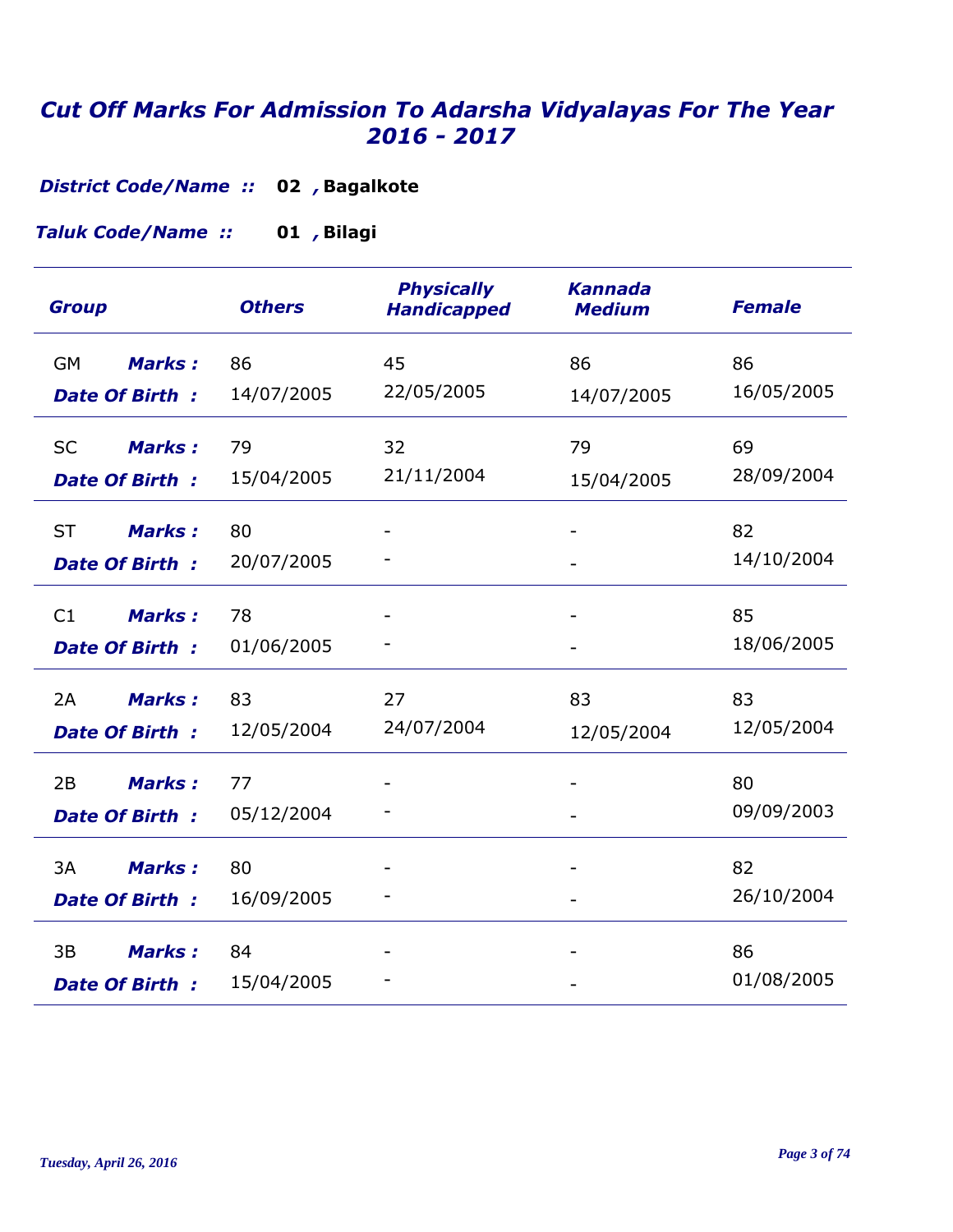# *Cut Off Marks For Admission To Adarsha Vidyalayas For The Year 2016 - 2017*

***District Code/Name ::*** **02 , Bagalkote**

***Taluk Code/Name ::*** **01 , Bilagi**

| Group | | Others | Physically Handicapped | Kannada Medium | Female |
|---|---|---|---|---|---|
| GM | ***Marks :*** | 86 | 45 | 86 | 86 |
| | ***Date Of Birth :*** | 14/07/2005 | 22/05/2005 | 14/07/2005 | 16/05/2005 |
| SC | ***Marks :*** | 79 | 32 | 79 | 69 |
| | ***Date Of Birth :*** | 15/04/2005 | 21/11/2004 | 15/04/2005 | 28/09/2004 |
| ST | ***Marks :*** | 80 | - | - | 82 |
| | ***Date Of Birth :*** | 20/07/2005 | - | - | 14/10/2004 |
| C1 | ***Marks :*** | 78 | - | - | 85 |
| | ***Date Of Birth :*** | 01/06/2005 | - | - | 18/06/2005 |
| 2A | ***Marks :*** | 83 | 27 | 83 | 83 |
| | ***Date Of Birth :*** | 12/05/2004 | 24/07/2004 | 12/05/2004 | 12/05/2004 |
| 2B | ***Marks :*** | 77 | - | - | 80 |
| | ***Date Of Birth :*** | 05/12/2004 | - | - | 09/09/2003 |
| 3A | ***Marks :*** | 80 | - | - | 82 |
| | ***Date Of Birth :*** | 16/09/2005 | - | - | 26/10/2004 |
| 3B | ***Marks :*** | 84 | - | - | 86 |
| | ***Date Of Birth :*** | 15/04/2005 | - | - | 01/08/2005 |

*Tuesday, April 26, 2016*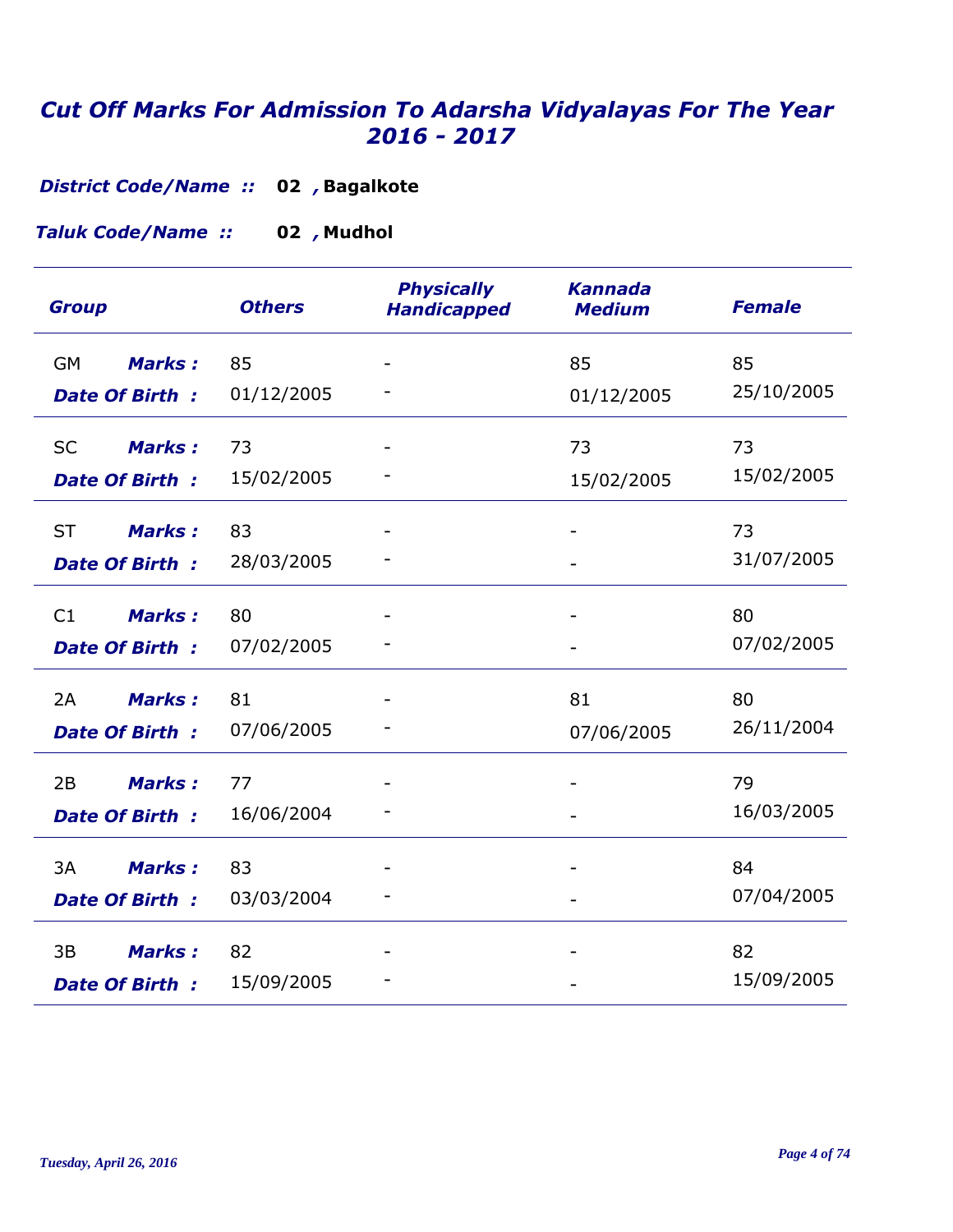# Cut Off Marks For Admission To Adarsha Vidyalayas For The Year 2016 - 2017

***District Code/Name ::*** **02 , Bagalkote**

***Taluk Code/Name ::*** **02 , Mudhol**

| Group | | Others | Physically Handicapped | Kannada Medium | Female |
|---|---|---|---|---|---|
| GM | Marks : | 85 | - | 85 | 85 |
| | Date Of Birth : | 01/12/2005 | - | 01/12/2005 | 25/10/2005 |
| SC | Marks : | 73 | - | 73 | 73 |
| | Date Of Birth : | 15/02/2005 | - | 15/02/2005 | 15/02/2005 |
| ST | Marks : | 83 | - | - | 73 |
| | Date Of Birth : | 28/03/2005 | - | - | 31/07/2005 |
| C1 | Marks : | 80 | - | - | 80 |
| | Date Of Birth : | 07/02/2005 | - | - | 07/02/2005 |
| 2A | Marks : | 81 | - | 81 | 80 |
| | Date Of Birth : | 07/06/2005 | - | 07/06/2005 | 26/11/2004 |
| 2B | Marks : | 77 | - | - | 79 |
| | Date Of Birth : | 16/06/2004 | - | - | 16/03/2005 |
| 3A | Marks : | 83 | - | - | 84 |
| | Date Of Birth : | 03/03/2004 | - | - | 07/04/2005 |
| 3B | Marks : | 82 | - | - | 82 |
| | Date Of Birth : | 15/09/2005 | - | - | 15/09/2005 |

*Tuesday, April 26, 2016*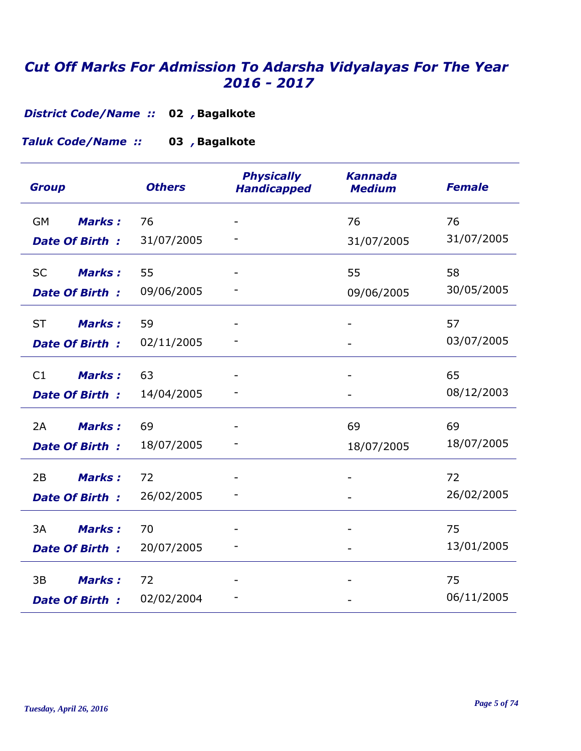# *Cut Off Marks For Admission To Adarsha Vidyalayas For The Year 2016 - 2017*

***District Code/Name ::*** **02 , Bagalkote**

***Taluk Code/Name ::*** **03 , Bagalkote**

| Group | | Others | Physically Handicapped | Kannada Medium | Female |
|---|---|---|---|---|---|
| GM | Marks : | 76 | - | 76 | 76 |
| | Date Of Birth : | 31/07/2005 | - | 31/07/2005 | 31/07/2005 |
| SC | Marks : | 55 | - | 55 | 58 |
| | Date Of Birth : | 09/06/2005 | - | 09/06/2005 | 30/05/2005 |
| ST | Marks : | 59 | - | - | 57 |
| | Date Of Birth : | 02/11/2005 | - | - | 03/07/2005 |
| C1 | Marks : | 63 | - | - | 65 |
| | Date Of Birth : | 14/04/2005 | - | - | 08/12/2003 |
| 2A | Marks : | 69 | - | 69 | 69 |
| | Date Of Birth : | 18/07/2005 | - | 18/07/2005 | 18/07/2005 |
| 2B | Marks : | 72 | - | - | 72 |
| | Date Of Birth : | 26/02/2005 | - | - | 26/02/2005 |
| 3A | Marks : | 70 | - | - | 75 |
| | Date Of Birth : | 20/07/2005 | - | - | 13/01/2005 |
| 3B | Marks : | 72 | - | - | 75 |
| | Date Of Birth : | 02/02/2004 | - | - | 06/11/2005 |

*Tuesday, April 26, 2016*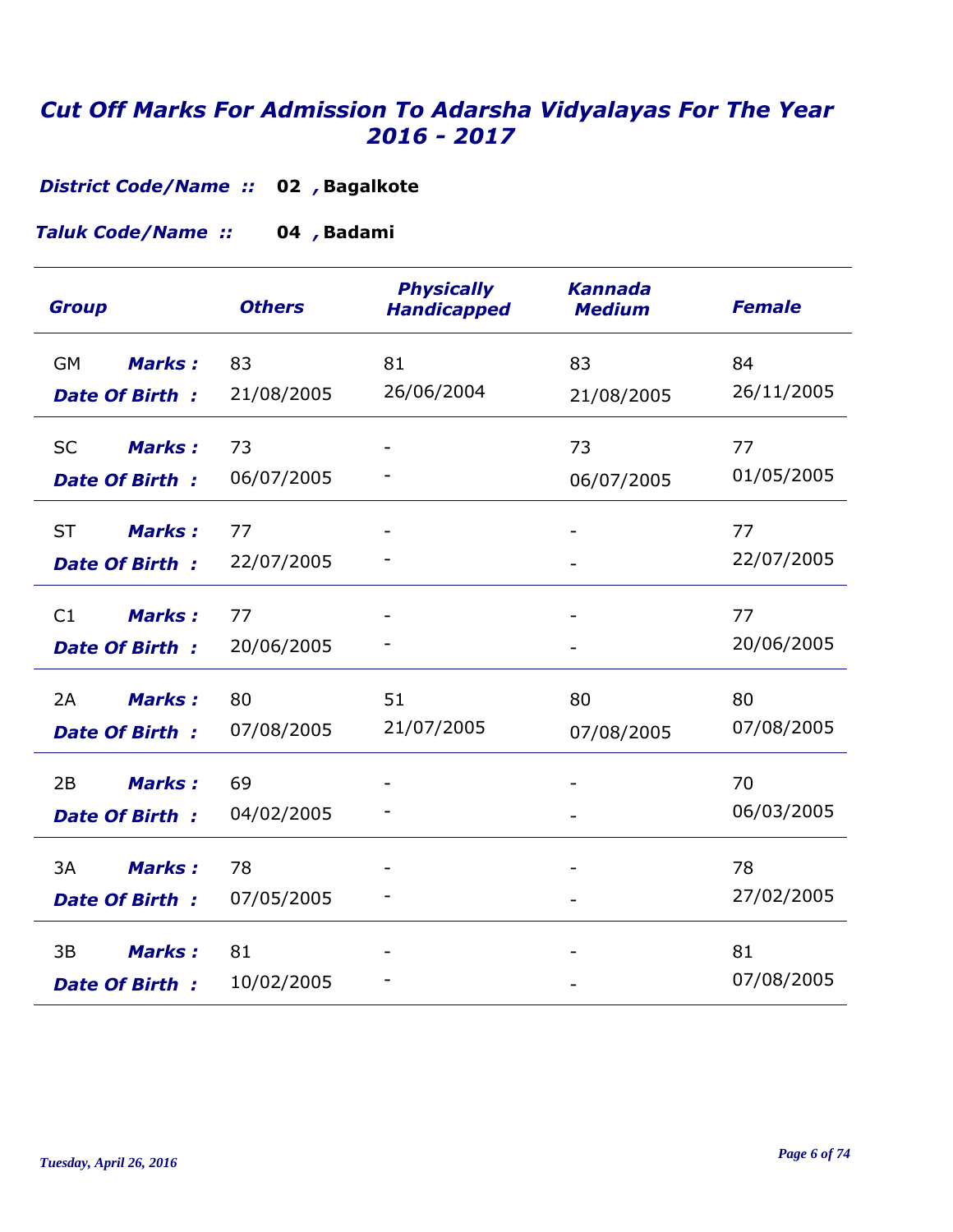# *Cut Off Marks For Admission To Adarsha Vidyalayas For The Year 2016 - 2017*

***District Code/Name ::*** **02 , Bagalkote**

***Taluk Code/Name ::*** **04 , Badami**

| Group | | Others | Physically Handicapped | Kannada Medium | Female |
|---|---|---|---|---|---|
| GM | Marks : | 83 | 81 | 83 | 84 |
| | Date Of Birth : | 21/08/2005 | 26/06/2004 | 21/08/2005 | 26/11/2005 |
| SC | Marks : | 73 | - | 73 | 77 |
| | Date Of Birth : | 06/07/2005 | - | 06/07/2005 | 01/05/2005 |
| ST | Marks : | 77 | - | - | 77 |
| | Date Of Birth : | 22/07/2005 | - | - | 22/07/2005 |
| C1 | Marks : | 77 | - | - | 77 |
| | Date Of Birth : | 20/06/2005 | - | - | 20/06/2005 |
| 2A | Marks : | 80 | 51 | 80 | 80 |
| | Date Of Birth : | 07/08/2005 | 21/07/2005 | 07/08/2005 | 07/08/2005 |
| 2B | Marks : | 69 | - | - | 70 |
| | Date Of Birth : | 04/02/2005 | - | - | 06/03/2005 |
| 3A | Marks : | 78 | - | - | 78 |
| | Date Of Birth : | 07/05/2005 | - | - | 27/02/2005 |
| 3B | Marks : | 81 | - | - | 81 |
| | Date Of Birth : | 10/02/2005 | - | - | 07/08/2005 |

*Tuesday, April 26, 2016*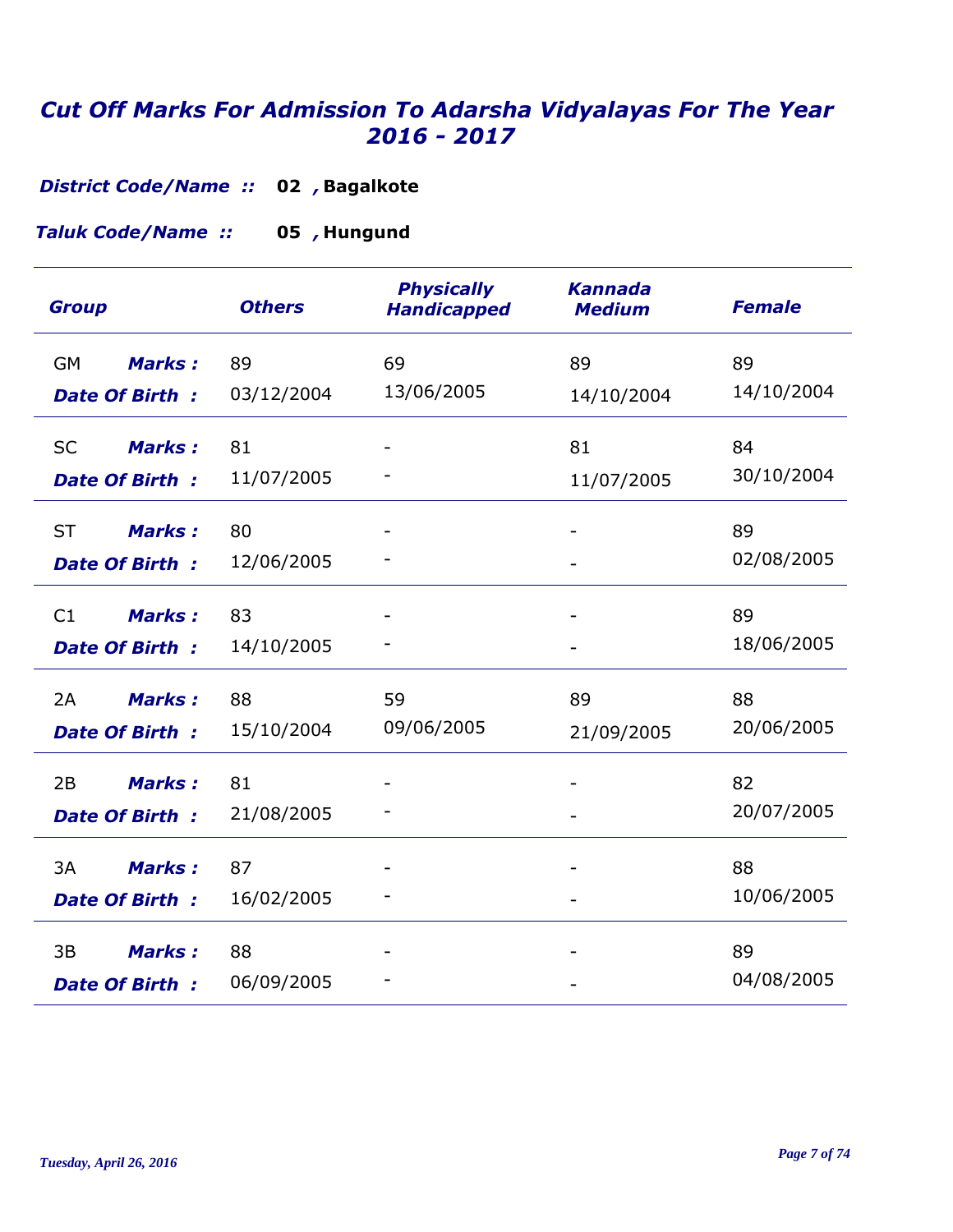# Cut Off Marks For Admission To Adarsha Vidyalayas For The Year 2016 - 2017

***District Code/Name ::*** **02 , Bagalkote**

***Taluk Code/Name ::*** **05 , Hungund**

| Group | | Others | Physically Handicapped | Kannada Medium | Female |
|---|---|---|---|---|---|
| GM | ***Marks :*** | 89 | 69 | 89 | 89 |
| | ***Date Of Birth :*** | 03/12/2004 | 13/06/2005 | 14/10/2004 | 14/10/2004 |
| SC | ***Marks :*** | 81 | - | 81 | 84 |
| | ***Date Of Birth :*** | 11/07/2005 | - | 11/07/2005 | 30/10/2004 |
| ST | ***Marks :*** | 80 | - | - | 89 |
| | ***Date Of Birth :*** | 12/06/2005 | - | - | 02/08/2005 |
| C1 | ***Marks :*** | 83 | - | - | 89 |
| | ***Date Of Birth :*** | 14/10/2005 | - | - | 18/06/2005 |
| 2A | ***Marks :*** | 88 | 59 | 89 | 88 |
| | ***Date Of Birth :*** | 15/10/2004 | 09/06/2005 | 21/09/2005 | 20/06/2005 |
| 2B | ***Marks :*** | 81 | - | - | 82 |
| | ***Date Of Birth :*** | 21/08/2005 | - | - | 20/07/2005 |
| 3A | ***Marks :*** | 87 | - | - | 88 |
| | ***Date Of Birth :*** | 16/02/2005 | - | - | 10/06/2005 |
| 3B | ***Marks :*** | 88 | - | - | 89 |
| | ***Date Of Birth :*** | 06/09/2005 | - | - | 04/08/2005 |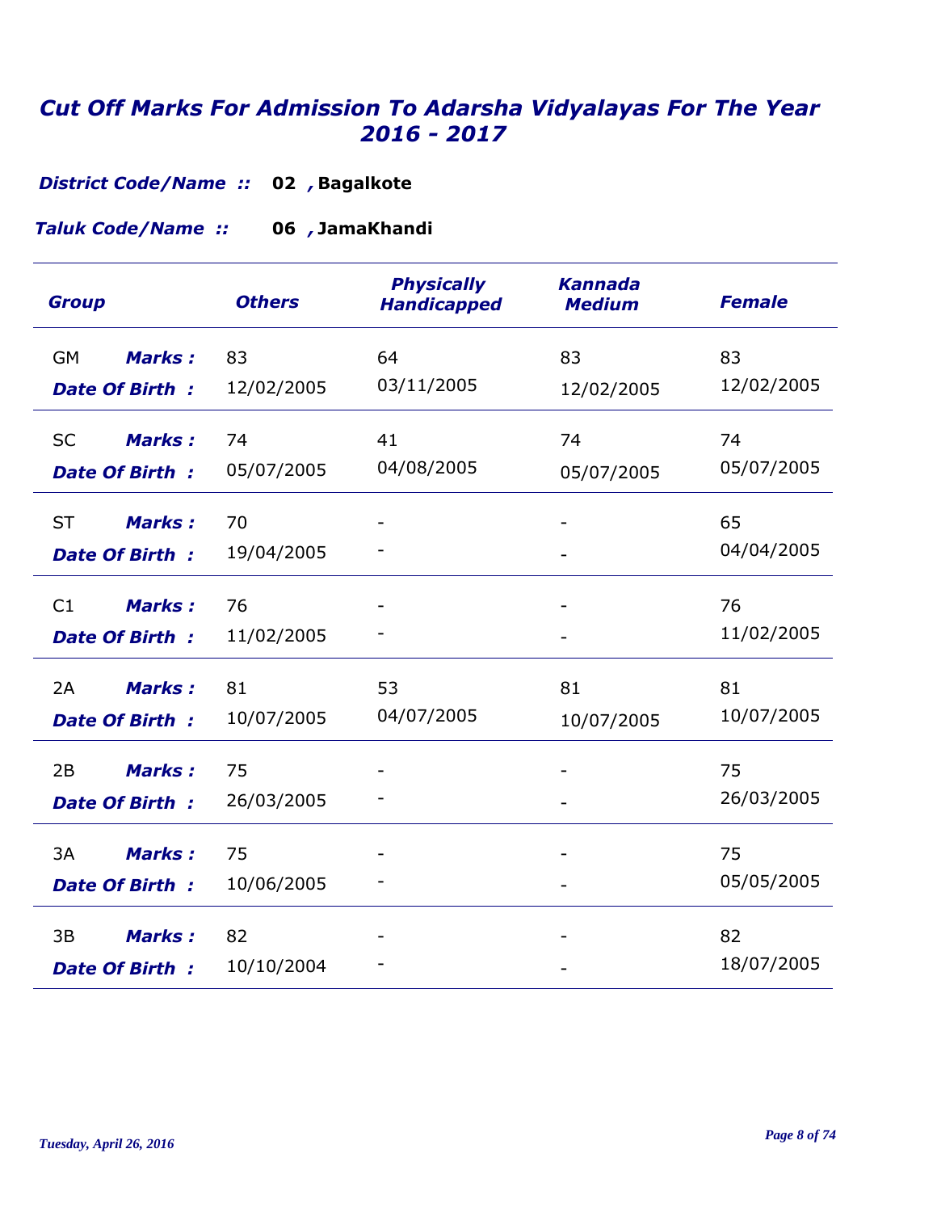# Cut Off Marks For Admission To Adarsha Vidyalayas For The Year 2016 - 2017

***District Code/Name ::*** **02 , Bagalkote**

***Taluk Code/Name ::*** **06 , JamaKhandi**

| Group | | Others | Physically Handicapped | Kannada Medium | Female |
|---|---|---|---|---|---|
| GM | ***Marks :*** | 83 | 64 | 83 | 83 |
| | ***Date Of Birth :*** | 12/02/2005 | 03/11/2005 | 12/02/2005 | 12/02/2005 |
| SC | ***Marks :*** | 74 | 41 | 74 | 74 |
| | ***Date Of Birth :*** | 05/07/2005 | 04/08/2005 | 05/07/2005 | 05/07/2005 |
| ST | ***Marks :*** | 70 | - | - | 65 |
| | ***Date Of Birth :*** | 19/04/2005 | - | - | 04/04/2005 |
| C1 | ***Marks :*** | 76 | - | - | 76 |
| | ***Date Of Birth :*** | 11/02/2005 | - | - | 11/02/2005 |
| 2A | ***Marks :*** | 81 | 53 | 81 | 81 |
| | ***Date Of Birth :*** | 10/07/2005 | 04/07/2005 | 10/07/2005 | 10/07/2005 |
| 2B | ***Marks :*** | 75 | - | - | 75 |
| | ***Date Of Birth :*** | 26/03/2005 | - | - | 26/03/2005 |
| 3A | ***Marks :*** | 75 | - | - | 75 |
| | ***Date Of Birth :*** | 10/06/2005 | - | - | 05/05/2005 |
| 3B | ***Marks :*** | 82 | - | - | 82 |
| | ***Date Of Birth :*** | 10/10/2004 | - | - | 18/07/2005 |

*Tuesday, April 26, 2016*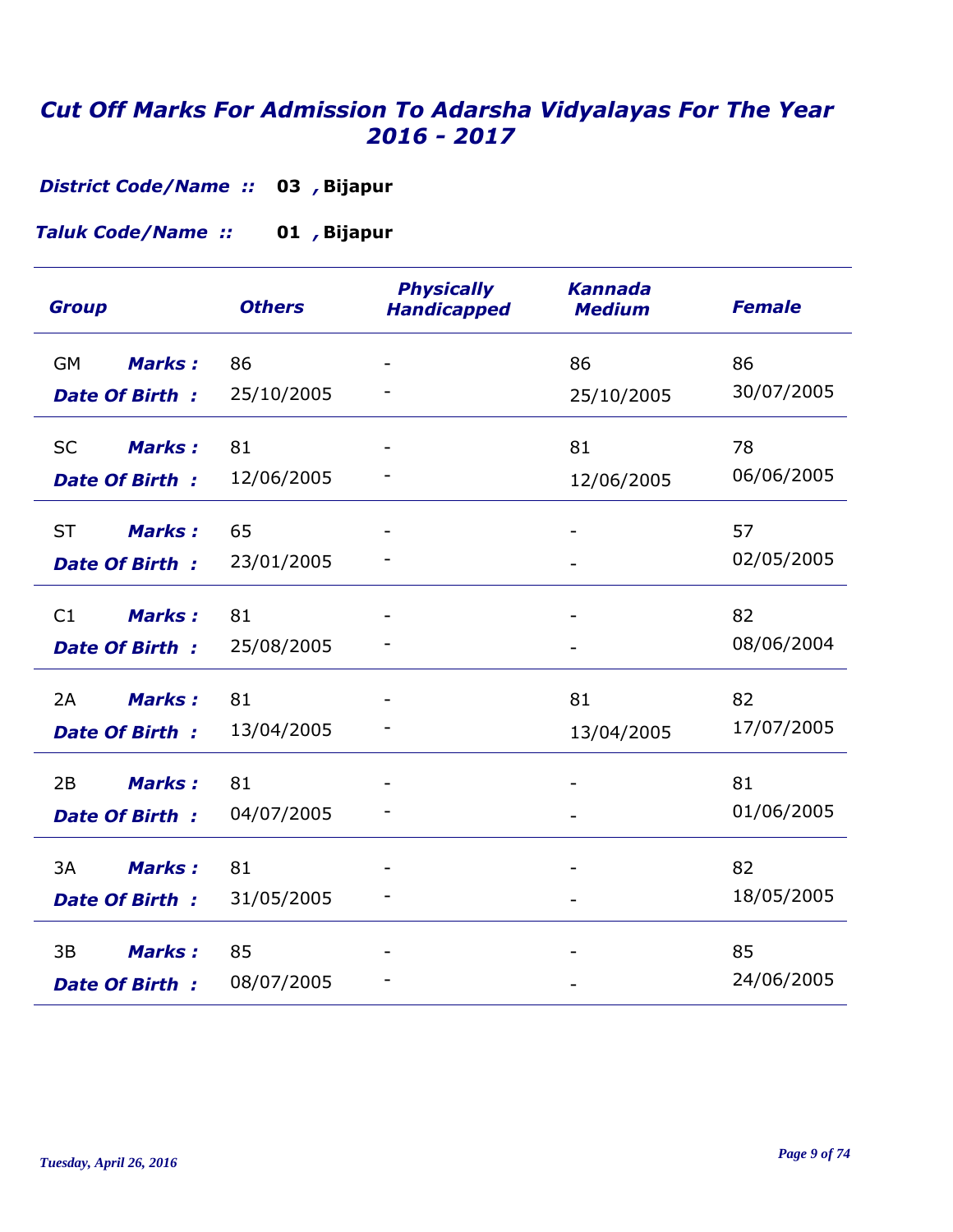# *Cut Off Marks For Admission To Adarsha Vidyalayas For The Year 2016 - 2017*

***District Code/Name ::*** **03 , Bijapur**

***Taluk Code/Name ::*** **01 , Bijapur**

| Group | | Others | Physically Handicapped | Kannada Medium | Female |
|---|---|---|---|---|---|
| GM | **Marks :** | 86 | - | 86 | 86 |
| | **Date Of Birth :** | 25/10/2005 | - | 25/10/2005 | 30/07/2005 |
| SC | **Marks :** | 81 | - | 81 | 78 |
| | **Date Of Birth :** | 12/06/2005 | - | 12/06/2005 | 06/06/2005 |
| ST | **Marks :** | 65 | - | - | 57 |
| | **Date Of Birth :** | 23/01/2005 | - | - | 02/05/2005 |
| C1 | **Marks :** | 81 | - | - | 82 |
| | **Date Of Birth :** | 25/08/2005 | - | - | 08/06/2004 |
| 2A | **Marks :** | 81 | - | 81 | 82 |
| | **Date Of Birth :** | 13/04/2005 | - | 13/04/2005 | 17/07/2005 |
| 2B | **Marks :** | 81 | - | - | 81 |
| | **Date Of Birth :** | 04/07/2005 | - | - | 01/06/2005 |
| 3A | **Marks :** | 81 | - | - | 82 |
| | **Date Of Birth :** | 31/05/2005 | - | - | 18/05/2005 |
| 3B | **Marks :** | 85 | - | - | 85 |
| | **Date Of Birth :** | 08/07/2005 | - | - | 24/06/2005 |

*Tuesday, April 26, 2016*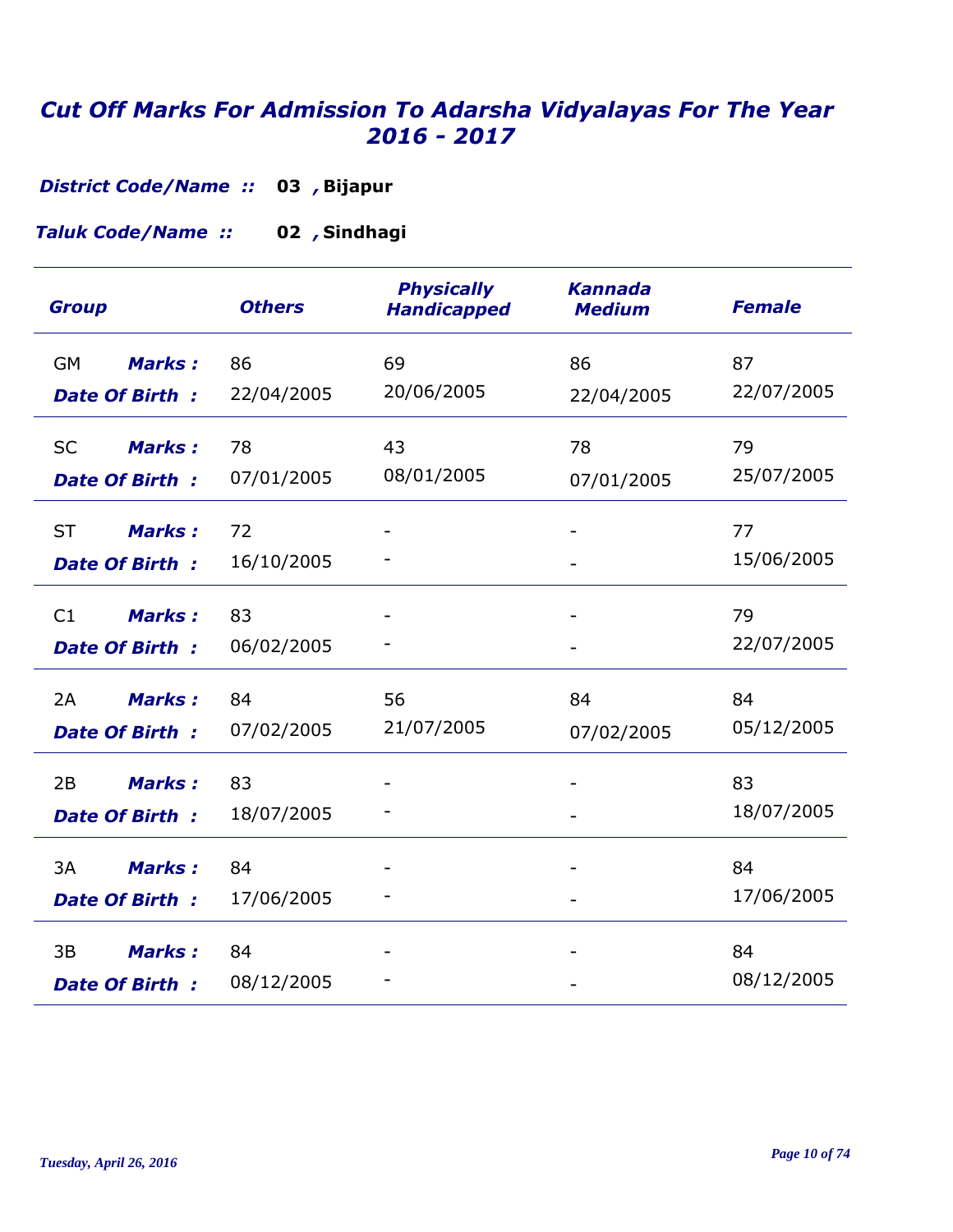# *Cut Off Marks For Admission To Adarsha Vidyalayas For The Year 2016 - 2017*

***District Code/Name ::*** **03 , Bijapur**

***Taluk Code/Name ::*** **02 , Sindhagi**

| Group | | Others | Physically Handicapped | Kannada Medium | Female |
|---|---|---|---|---|---|
| GM | Marks : | 86 | 69 | 86 | 87 |
| | Date Of Birth : | 22/04/2005 | 20/06/2005 | 22/04/2005 | 22/07/2005 |
| SC | Marks : | 78 | 43 | 78 | 79 |
| | Date Of Birth : | 07/01/2005 | 08/01/2005 | 07/01/2005 | 25/07/2005 |
| ST | Marks : | 72 | - | - | 77 |
| | Date Of Birth : | 16/10/2005 | - | - | 15/06/2005 |
| C1 | Marks : | 83 | - | - | 79 |
| | Date Of Birth : | 06/02/2005 | - | - | 22/07/2005 |
| 2A | Marks : | 84 | 56 | 84 | 84 |
| | Date Of Birth : | 07/02/2005 | 21/07/2005 | 07/02/2005 | 05/12/2005 |
| 2B | Marks : | 83 | - | - | 83 |
| | Date Of Birth : | 18/07/2005 | - | - | 18/07/2005 |
| 3A | Marks : | 84 | - | - | 84 |
| | Date Of Birth : | 17/06/2005 | - | - | 17/06/2005 |
| 3B | Marks : | 84 | - | - | 84 |
| | Date Of Birth : | 08/12/2005 | - | - | 08/12/2005 |

*Tuesday, April 26, 2016*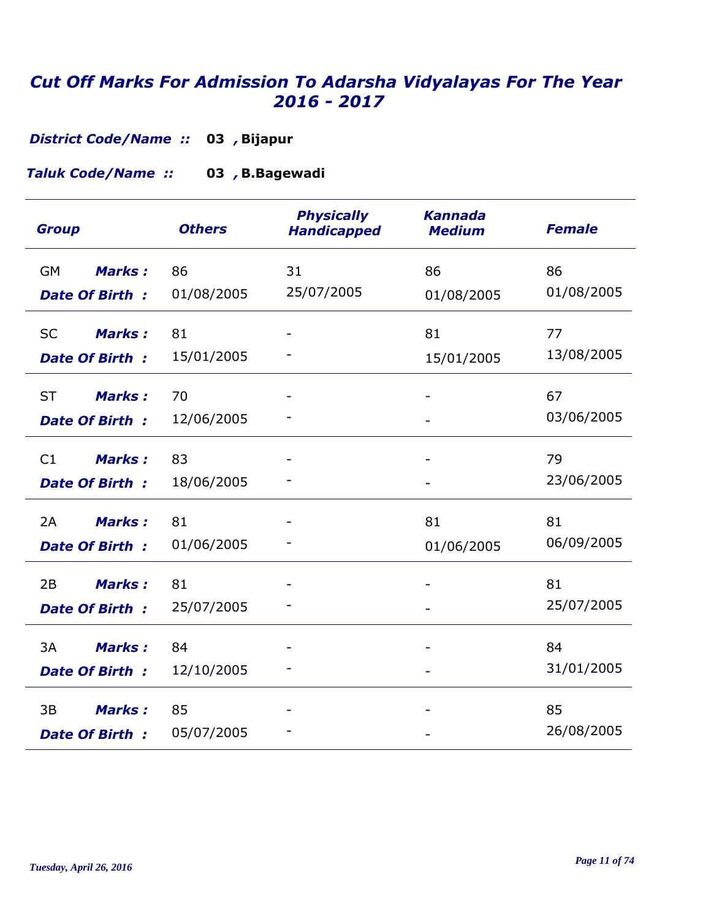# *Cut Off Marks For Admission To Adarsha Vidyalayas For The Year 2016 - 2017*

***District Code/Name ::*** **03 , Bijapur**

***Taluk Code/Name ::*** **03 , B.Bagewadi**

| Group | | Others | Physically Handicapped | Kannada Medium | Female |
|---|---|---|---|---|---|
| GM | ***Marks :*** | 86 | 31 | 86 | 86 |
| | ***Date Of Birth :*** | 01/08/2005 | 25/07/2005 | 01/08/2005 | 01/08/2005 |
| SC | ***Marks :*** | 81 | - | 81 | 77 |
| | ***Date Of Birth :*** | 15/01/2005 | - | 15/01/2005 | 13/08/2005 |
| ST | ***Marks :*** | 70 | - | - | 67 |
| | ***Date Of Birth :*** | 12/06/2005 | - | - | 03/06/2005 |
| C1 | ***Marks :*** | 83 | - | - | 79 |
| | ***Date Of Birth :*** | 18/06/2005 | - | - | 23/06/2005 |
| 2A | ***Marks :*** | 81 | - | 81 | 81 |
| | ***Date Of Birth :*** | 01/06/2005 | - | 01/06/2005 | 06/09/2005 |
| 2B | ***Marks :*** | 81 | - | - | 81 |
| | ***Date Of Birth :*** | 25/07/2005 | - | - | 25/07/2005 |
| 3A | ***Marks :*** | 84 | - | - | 84 |
| | ***Date Of Birth :*** | 12/10/2005 | - | - | 31/01/2005 |
| 3B | ***Marks :*** | 85 | - | - | 85 |
| | ***Date Of Birth :*** | 05/07/2005 | - | - | 26/08/2005 |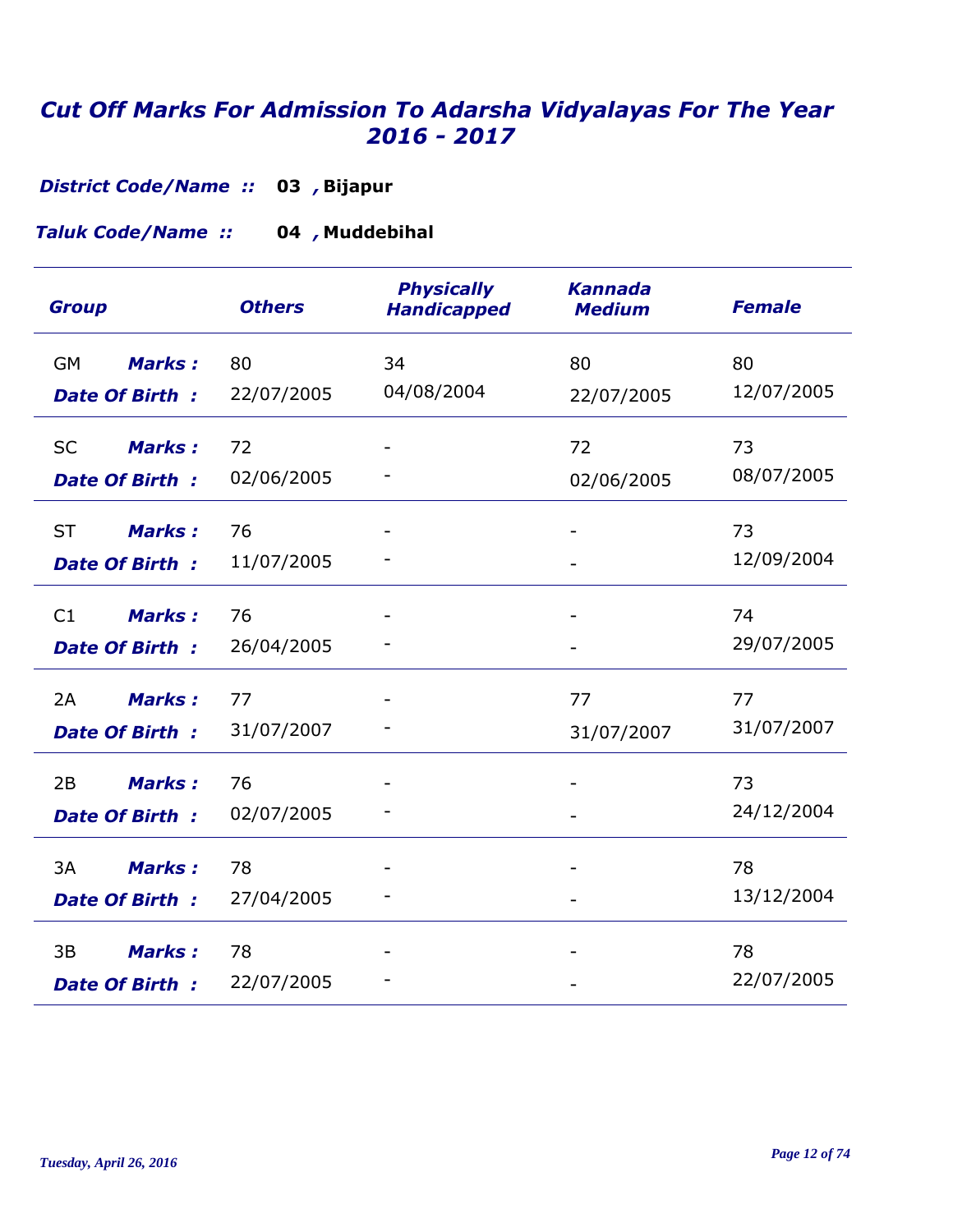# *Cut Off Marks For Admission To Adarsha Vidyalayas For The Year 2016 - 2017*

***District Code/Name ::*** **03 , Bijapur**

***Taluk Code/Name ::*** **04 , Muddebihal**

| Group | | Others | Physically Handicapped | Kannada Medium | Female |
|---|---|---|---|---|---|
| GM | ***Marks :*** | 80 | 34 | 80 | 80 |
| | ***Date Of Birth :*** | 22/07/2005 | 04/08/2004 | 22/07/2005 | 12/07/2005 |
| SC | ***Marks :*** | 72 | - | 72 | 73 |
| | ***Date Of Birth :*** | 02/06/2005 | - | 02/06/2005 | 08/07/2005 |
| ST | ***Marks :*** | 76 | - | - | 73 |
| | ***Date Of Birth :*** | 11/07/2005 | - | - | 12/09/2004 |
| C1 | ***Marks :*** | 76 | - | - | 74 |
| | ***Date Of Birth :*** | 26/04/2005 | - | - | 29/07/2005 |
| 2A | ***Marks :*** | 77 | - | 77 | 77 |
| | ***Date Of Birth :*** | 31/07/2007 | - | 31/07/2007 | 31/07/2007 |
| 2B | ***Marks :*** | 76 | - | - | 73 |
| | ***Date Of Birth :*** | 02/07/2005 | - | - | 24/12/2004 |
| 3A | ***Marks :*** | 78 | - | - | 78 |
| | ***Date Of Birth :*** | 27/04/2005 | - | - | 13/12/2004 |
| 3B | ***Marks :*** | 78 | - | - | 78 |
| | ***Date Of Birth :*** | 22/07/2005 | - | - | 22/07/2005 |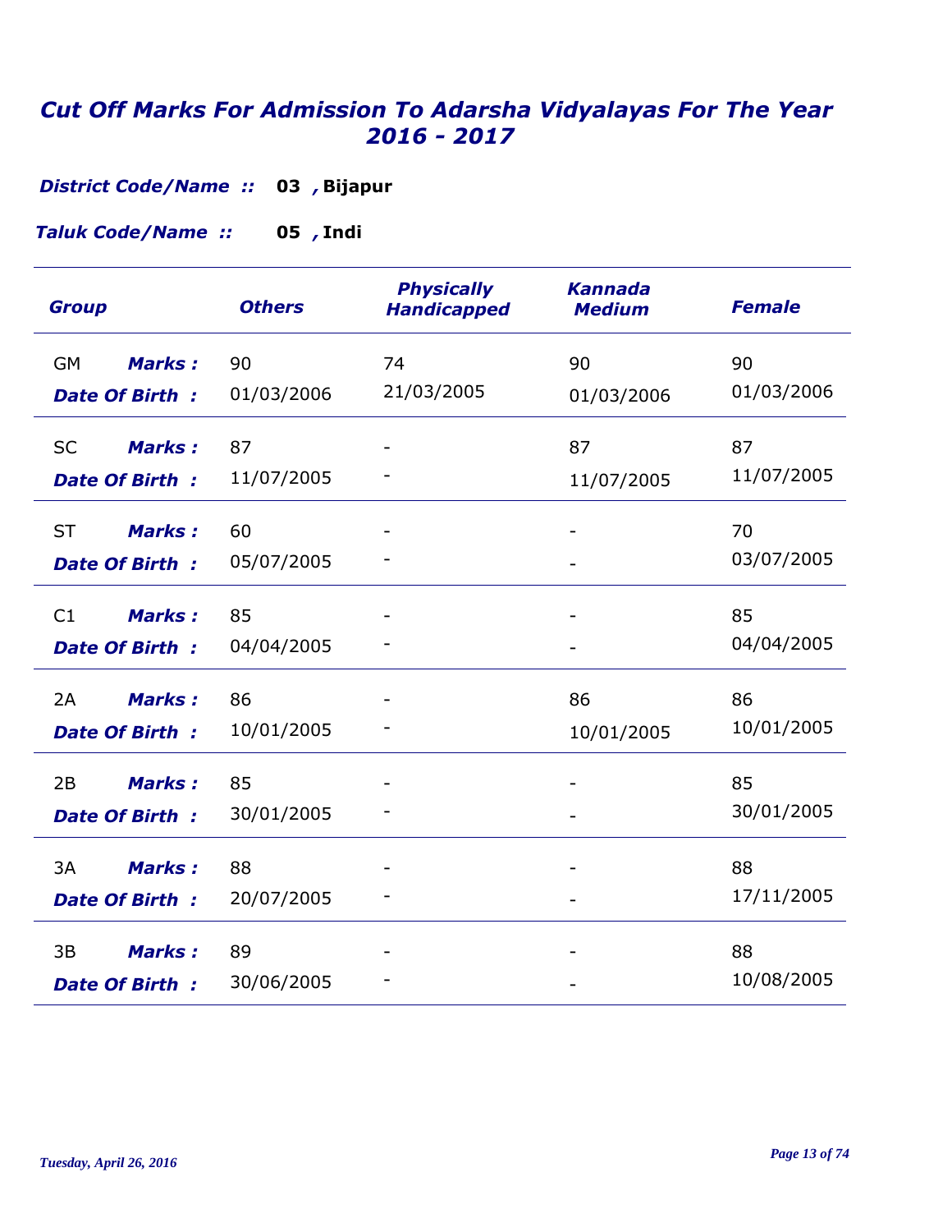# *Cut Off Marks For Admission To Adarsha Vidyalayas For The Year 2016 - 2017*

***District Code/Name ::*** **03 , Bijapur**

***Taluk Code/Name ::*** **05 , Indi**

| Group | | Others | Physically Handicapped | Kannada Medium | Female |
|---|---|---|---|---|---|
| GM | ***Marks :*** | 90 | 74 | 90 | 90 |
| | ***Date Of Birth :*** | 01/03/2006 | 21/03/2005 | 01/03/2006 | 01/03/2006 |
| SC | ***Marks :*** | 87 | - | 87 | 87 |
| | ***Date Of Birth :*** | 11/07/2005 | - | 11/07/2005 | 11/07/2005 |
| ST | ***Marks :*** | 60 | - | - | 70 |
| | ***Date Of Birth :*** | 05/07/2005 | - | - | 03/07/2005 |
| C1 | ***Marks :*** | 85 | - | - | 85 |
| | ***Date Of Birth :*** | 04/04/2005 | - | - | 04/04/2005 |
| 2A | ***Marks :*** | 86 | - | 86 | 86 |
| | ***Date Of Birth :*** | 10/01/2005 | - | 10/01/2005 | 10/01/2005 |
| 2B | ***Marks :*** | 85 | - | - | 85 |
| | ***Date Of Birth :*** | 30/01/2005 | - | - | 30/01/2005 |
| 3A | ***Marks :*** | 88 | - | - | 88 |
| | ***Date Of Birth :*** | 20/07/2005 | - | - | 17/11/2005 |
| 3B | ***Marks :*** | 89 | - | - | 88 |
| | ***Date Of Birth :*** | 30/06/2005 | - | - | 10/08/2005 |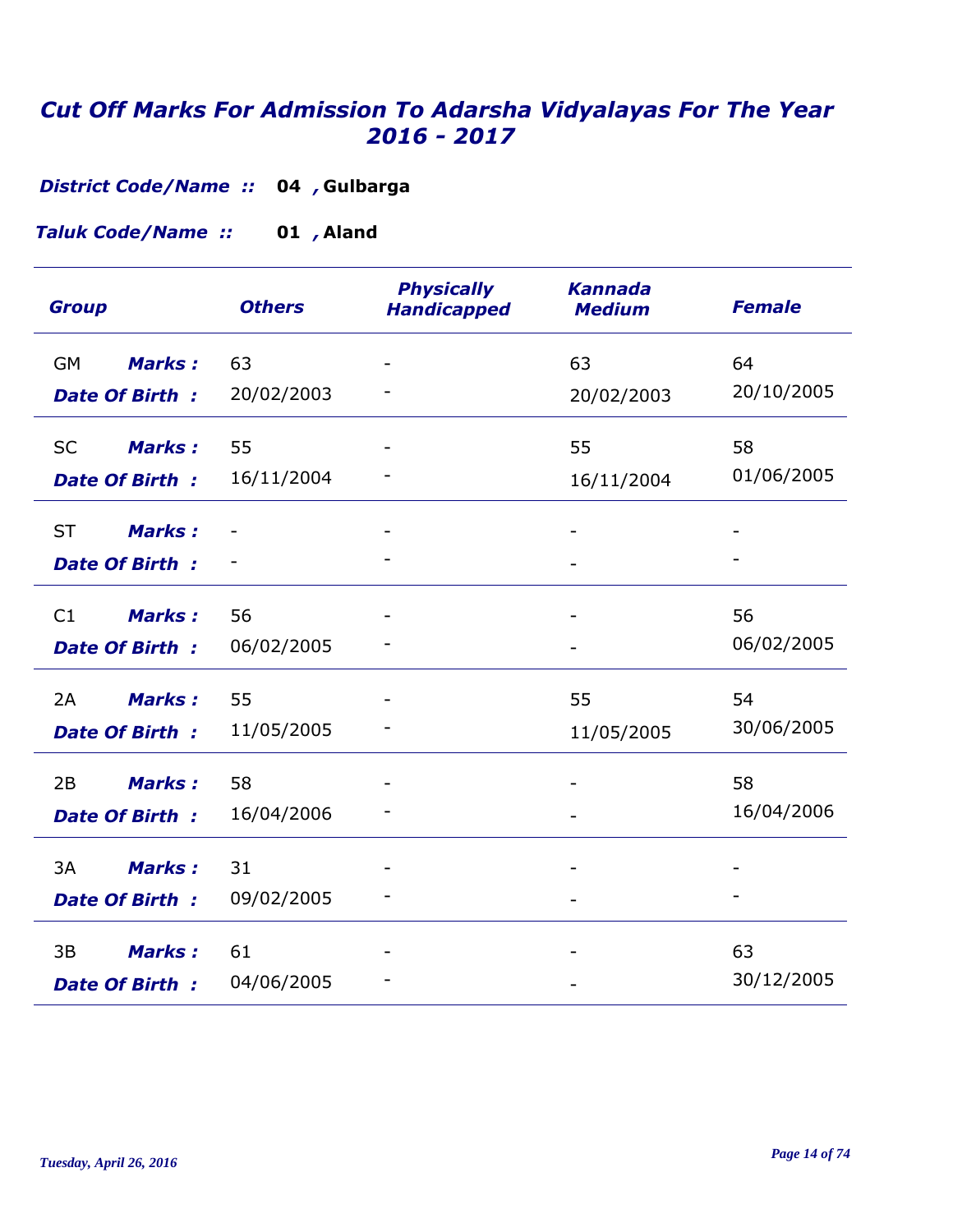# *Cut Off Marks For Admission To Adarsha Vidyalayas For The Year 2016 - 2017*

***District Code/Name ::*** **04 , Gulbarga**

***Taluk Code/Name ::*** **01 , Aland**

| Group | | Others | Physically Handicapped | Kannada Medium | Female |
|---|---|---|---|---|---|
| GM | ***Marks :*** | 63 | - | 63 | 64 |
| | ***Date Of Birth :*** | 20/02/2003 | - | 20/02/2003 | 20/10/2005 |
| SC | ***Marks :*** | 55 | - | 55 | 58 |
| | ***Date Of Birth :*** | 16/11/2004 | - | 16/11/2004 | 01/06/2005 |
| ST | ***Marks :*** | - | - | - | - |
| | ***Date Of Birth :*** | - | - | - | - |
| C1 | ***Marks :*** | 56 | - | - | 56 |
| | ***Date Of Birth :*** | 06/02/2005 | - | - | 06/02/2005 |
| 2A | ***Marks :*** | 55 | - | 55 | 54 |
| | ***Date Of Birth :*** | 11/05/2005 | - | 11/05/2005 | 30/06/2005 |
| 2B | ***Marks :*** | 58 | - | - | 58 |
| | ***Date Of Birth :*** | 16/04/2006 | - | - | 16/04/2006 |
| 3A | ***Marks :*** | 31 | - | - | - |
| | ***Date Of Birth :*** | 09/02/2005 | - | - | - |
| 3B | ***Marks :*** | 61 | - | - | 63 |
| | ***Date Of Birth :*** | 04/06/2005 | - | - | 30/12/2005 |

*Tuesday, April 26, 2016*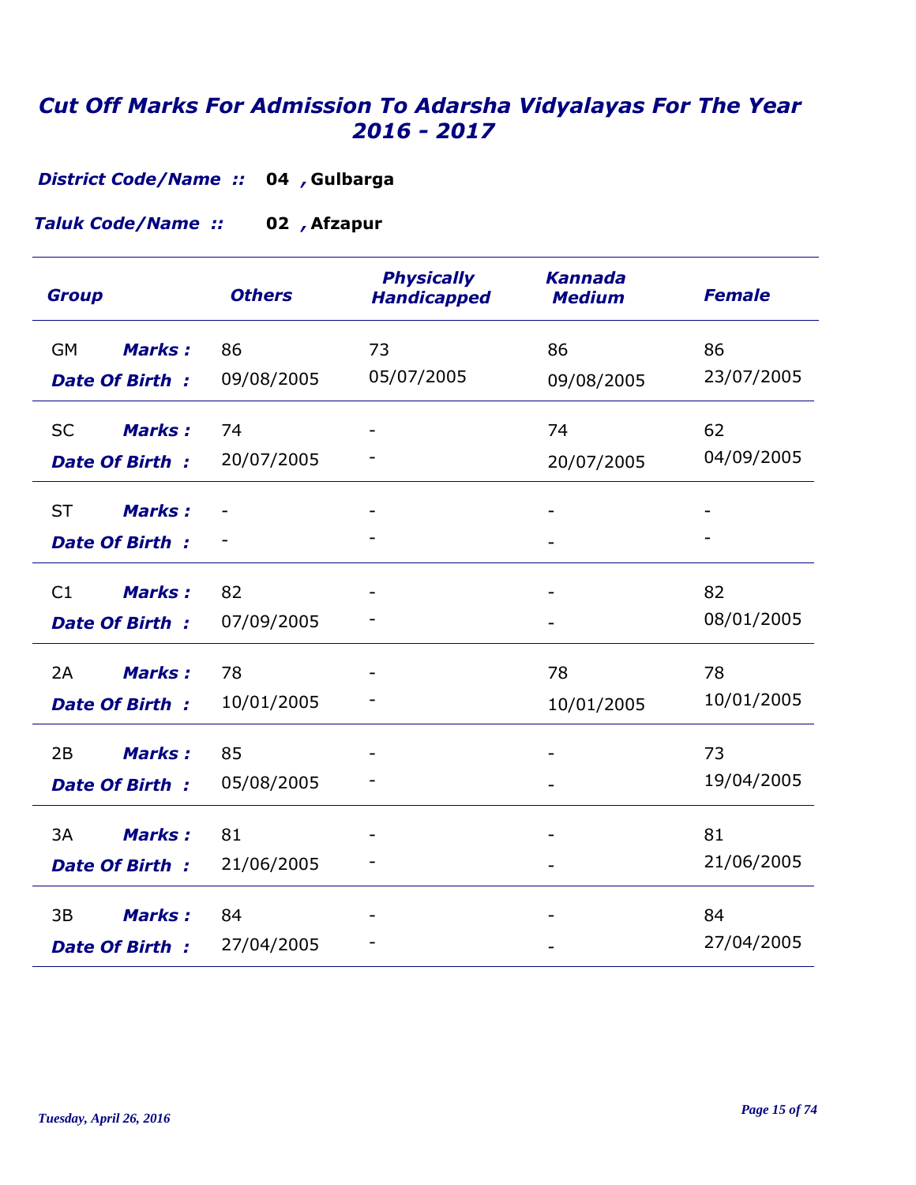# *Cut Off Marks For Admission To Adarsha Vidyalayas For The Year 2016 - 2017*

***District Code/Name ::*** **04 , Gulbarga**

***Taluk Code/Name ::*** **02 , Afzapur**

| *Group* | | *Others* | *Physically Handicapped* | *Kannada Medium* | *Female* |
|---|---|---|---|---|---|
| GM | ***Marks :*** | 86 | 73 | 86 | 86 |
| | ***Date Of Birth :*** | 09/08/2005 | 05/07/2005 | 09/08/2005 | 23/07/2005 |
| SC | ***Marks :*** | 74 | - | 74 | 62 |
| | ***Date Of Birth :*** | 20/07/2005 | - | 20/07/2005 | 04/09/2005 |
| ST | ***Marks :*** | - | - | - | - |
| | ***Date Of Birth :*** | - | - | - | - |
| C1 | ***Marks :*** | 82 | - | - | 82 |
| | ***Date Of Birth :*** | 07/09/2005 | - | - | 08/01/2005 |
| 2A | ***Marks :*** | 78 | - | 78 | 78 |
| | ***Date Of Birth :*** | 10/01/2005 | - | 10/01/2005 | 10/01/2005 |
| 2B | ***Marks :*** | 85 | - | - | 73 |
| | ***Date Of Birth :*** | 05/08/2005 | - | - | 19/04/2005 |
| 3A | ***Marks :*** | 81 | - | - | 81 |
| | ***Date Of Birth :*** | 21/06/2005 | - | - | 21/06/2005 |
| 3B | ***Marks :*** | 84 | - | - | 84 |
| | ***Date Of Birth :*** | 27/04/2005 | - | - | 27/04/2005 |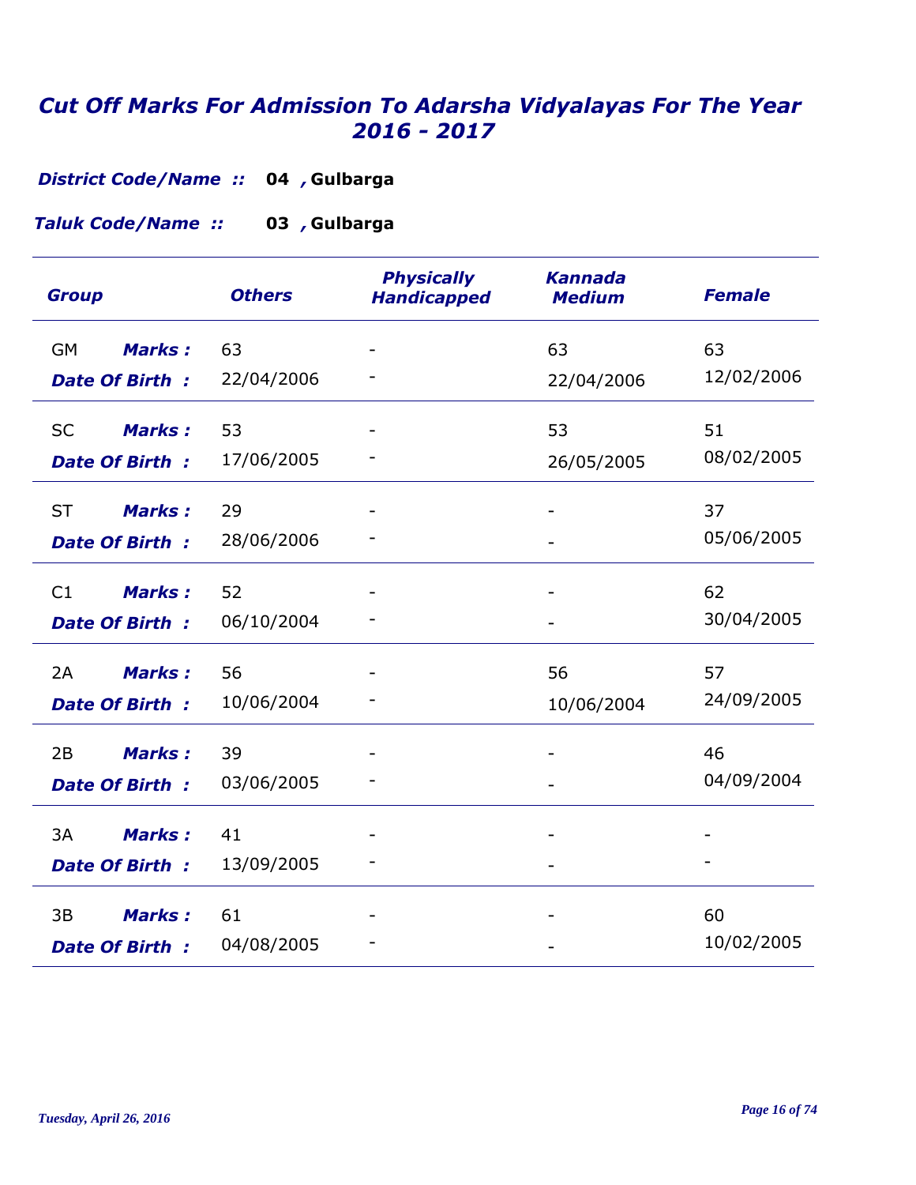# Cut Off Marks For Admission To Adarsha Vidyalayas For The Year 2016 - 2017

***District Code/Name ::*** **04 , Gulbarga**

***Taluk Code/Name ::*** **03 , Gulbarga**

| Group | | Others | Physically Handicapped | Kannada Medium | Female |
|---|---|---|---|---|---|
| GM | ***Marks :*** | 63 | - | 63 | 63 |
| | ***Date Of Birth :*** | 22/04/2006 | - | 22/04/2006 | 12/02/2006 |
| SC | ***Marks :*** | 53 | - | 53 | 51 |
| | ***Date Of Birth :*** | 17/06/2005 | - | 26/05/2005 | 08/02/2005 |
| ST | ***Marks :*** | 29 | - | - | 37 |
| | ***Date Of Birth :*** | 28/06/2006 | - | - | 05/06/2005 |
| C1 | ***Marks :*** | 52 | - | - | 62 |
| | ***Date Of Birth :*** | 06/10/2004 | - | - | 30/04/2005 |
| 2A | ***Marks :*** | 56 | - | 56 | 57 |
| | ***Date Of Birth :*** | 10/06/2004 | - | 10/06/2004 | 24/09/2005 |
| 2B | ***Marks :*** | 39 | - | - | 46 |
| | ***Date Of Birth :*** | 03/06/2005 | - | - | 04/09/2004 |
| 3A | ***Marks :*** | 41 | - | - | - |
| | ***Date Of Birth :*** | 13/09/2005 | - | - | - |
| 3B | ***Marks :*** | 61 | - | - | 60 |
| | ***Date Of Birth :*** | 04/08/2005 | - | - | 10/02/2005 |

*Tuesday, April 26, 2016*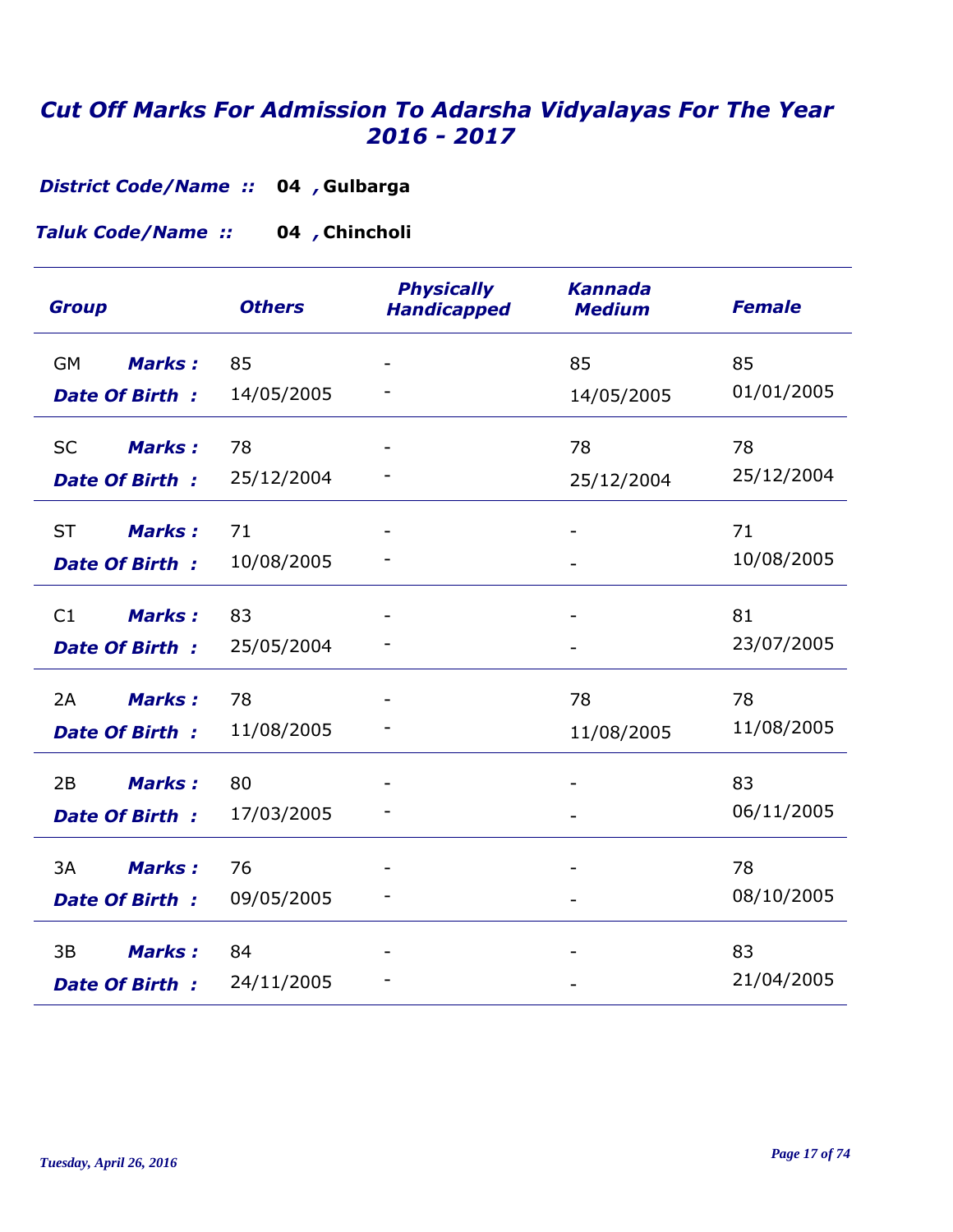# *Cut Off Marks For Admission To Adarsha Vidyalayas For The Year 2016 - 2017*

***District Code/Name ::*** **04 , Gulbarga**

***Taluk Code/Name ::*** **04 , Chincholi**

| Group | | Others | Physically Handicapped | Kannada Medium | Female |
|---|---|---|---|---|---|
| GM | Marks : | 85 | - | 85 | 85 |
| | Date Of Birth : | 14/05/2005 | - | 14/05/2005 | 01/01/2005 |
| SC | Marks : | 78 | - | 78 | 78 |
| | Date Of Birth : | 25/12/2004 | - | 25/12/2004 | 25/12/2004 |
| ST | Marks : | 71 | - | - | 71 |
| | Date Of Birth : | 10/08/2005 | - | - | 10/08/2005 |
| C1 | Marks : | 83 | - | - | 81 |
| | Date Of Birth : | 25/05/2004 | - | - | 23/07/2005 |
| 2A | Marks : | 78 | - | 78 | 78 |
| | Date Of Birth : | 11/08/2005 | - | 11/08/2005 | 11/08/2005 |
| 2B | Marks : | 80 | - | - | 83 |
| | Date Of Birth : | 17/03/2005 | - | - | 06/11/2005 |
| 3A | Marks : | 76 | - | - | 78 |
| | Date Of Birth : | 09/05/2005 | - | - | 08/10/2005 |
| 3B | Marks : | 84 | - | - | 83 |
| | Date Of Birth : | 24/11/2005 | - | - | 21/04/2005 |

*Tuesday, April 26, 2016*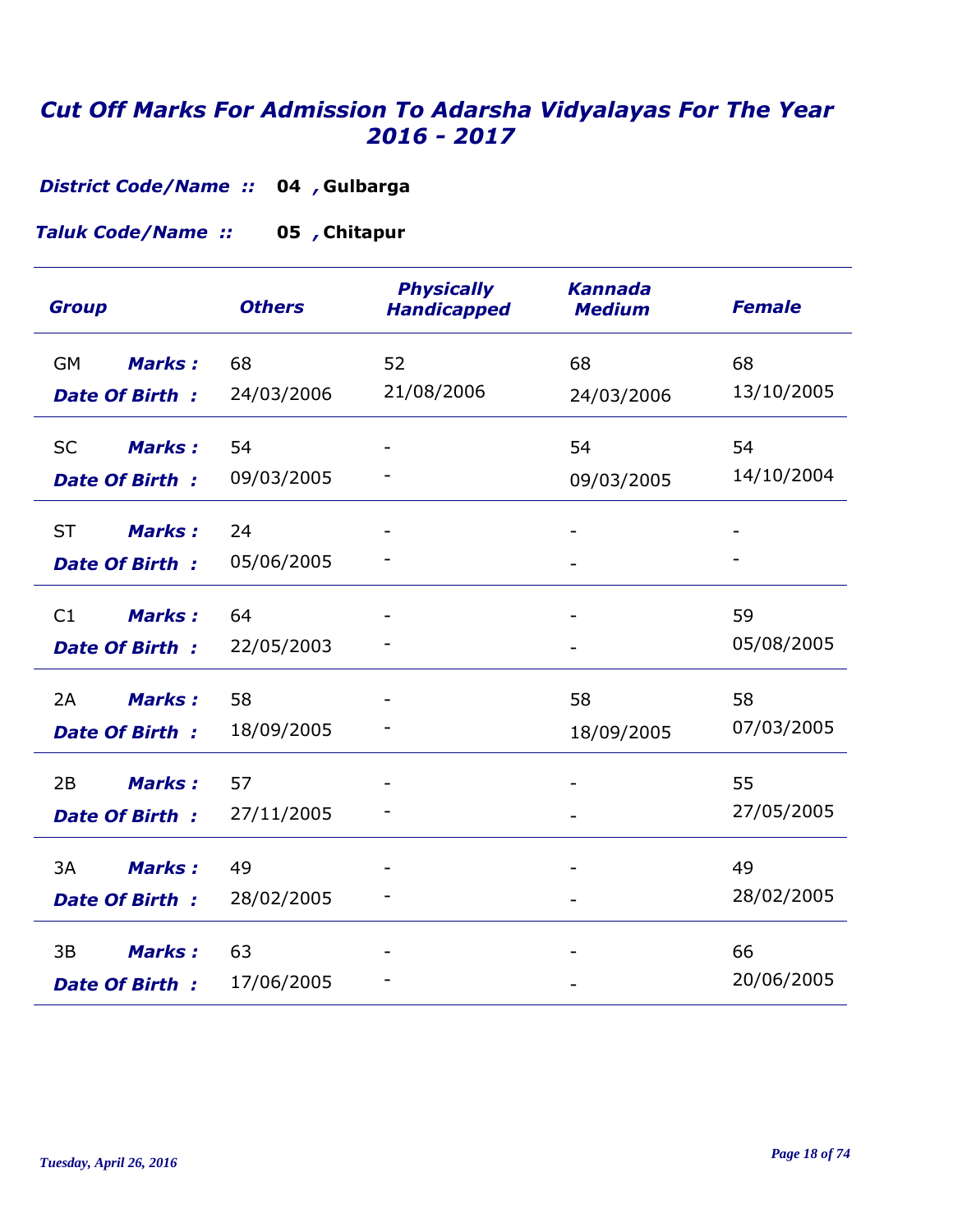# *Cut Off Marks For Admission To Adarsha Vidyalayas For The Year 2016 - 2017*

***District Code/Name ::*** **04 , Gulbarga**

***Taluk Code/Name ::*** **05 , Chitapur**

| Group | | Others | Physically Handicapped | Kannada Medium | Female |
|---|---|---|---|---|---|
| GM | Marks : | 68 | 52 | 68 | 68 |
| | Date Of Birth : | 24/03/2006 | 21/08/2006 | 24/03/2006 | 13/10/2005 |
| SC | Marks : | 54 | - | 54 | 54 |
| | Date Of Birth : | 09/03/2005 | - | 09/03/2005 | 14/10/2004 |
| ST | Marks : | 24 | - | - | - |
| | Date Of Birth : | 05/06/2005 | - | - | - |
| C1 | Marks : | 64 | - | - | 59 |
| | Date Of Birth : | 22/05/2003 | - | - | 05/08/2005 |
| 2A | Marks : | 58 | - | 58 | 58 |
| | Date Of Birth : | 18/09/2005 | - | 18/09/2005 | 07/03/2005 |
| 2B | Marks : | 57 | - | - | 55 |
| | Date Of Birth : | 27/11/2005 | - | - | 27/05/2005 |
| 3A | Marks : | 49 | - | - | 49 |
| | Date Of Birth : | 28/02/2005 | - | - | 28/02/2005 |
| 3B | Marks : | 63 | - | - | 66 |
| | Date Of Birth : | 17/06/2005 | - | - | 20/06/2005 |

*Tuesday, April 26, 2016*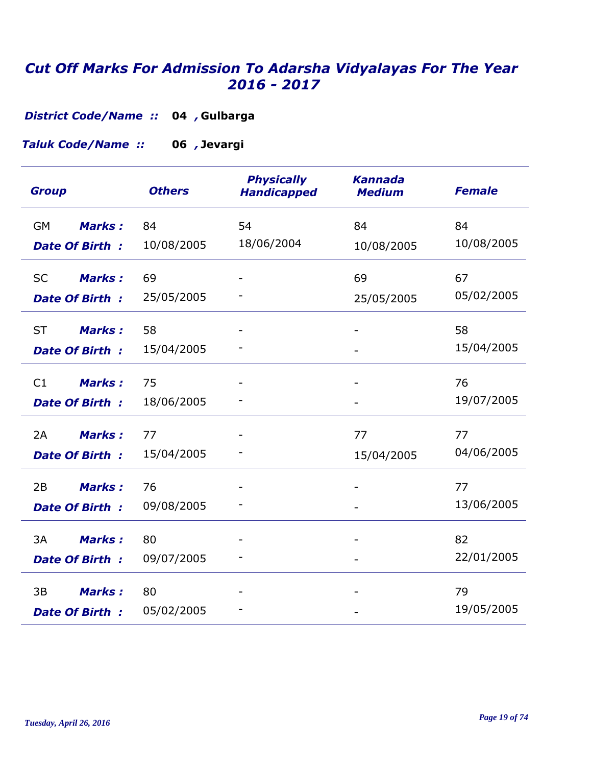# *Cut Off Marks For Admission To Adarsha Vidyalayas For The Year 2016 - 2017*

***District Code/Name ::*** **04 , Gulbarga**

***Taluk Code/Name ::*** **06 , Jevargi**

| Group | | Others | Physically Handicapped | Kannada Medium | Female |
|---|---|---|---|---|---|
| GM | Marks : | 84 | 54 | 84 | 84 |
| | Date Of Birth : | 10/08/2005 | 18/06/2004 | 10/08/2005 | 10/08/2005 |
| SC | Marks : | 69 | - | 69 | 67 |
| | Date Of Birth : | 25/05/2005 | - | 25/05/2005 | 05/02/2005 |
| ST | Marks : | 58 | - | - | 58 |
| | Date Of Birth : | 15/04/2005 | - | - | 15/04/2005 |
| C1 | Marks : | 75 | - | - | 76 |
| | Date Of Birth : | 18/06/2005 | - | - | 19/07/2005 |
| 2A | Marks : | 77 | - | 77 | 77 |
| | Date Of Birth : | 15/04/2005 | - | 15/04/2005 | 04/06/2005 |
| 2B | Marks : | 76 | - | - | 77 |
| | Date Of Birth : | 09/08/2005 | - | - | 13/06/2005 |
| 3A | Marks : | 80 | - | - | 82 |
| | Date Of Birth : | 09/07/2005 | - | - | 22/01/2005 |
| 3B | Marks : | 80 | - | - | 79 |
| | Date Of Birth : | 05/02/2005 | - | - | 19/05/2005 |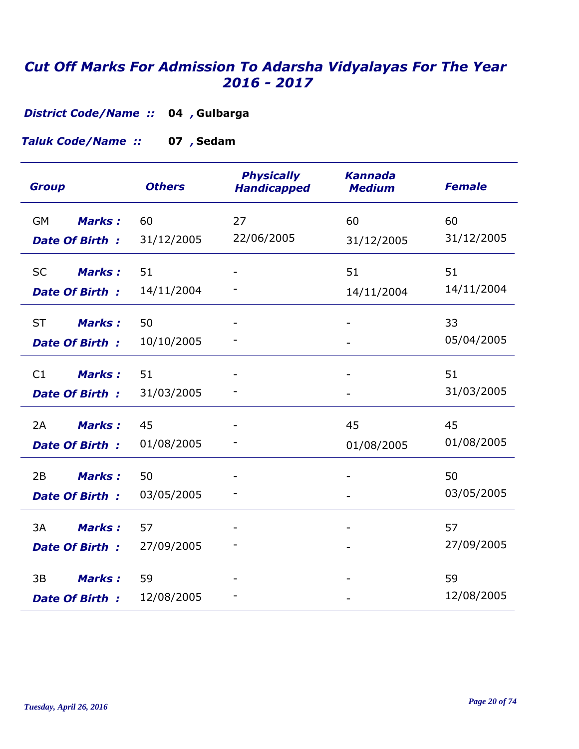# *Cut Off Marks For Admission To Adarsha Vidyalayas For The Year 2016 - 2017*

***District Code/Name ::*** **04 , Gulbarga**

***Taluk Code/Name ::*** **07 , Sedam**

| Group | | Others | Physically Handicapped | Kannada Medium | Female |
|---|---|---|---|---|---|
| GM | ***Marks :*** | 60 | 27 | 60 | 60 |
| | ***Date Of Birth :*** | 31/12/2005 | 22/06/2005 | 31/12/2005 | 31/12/2005 |
| SC | ***Marks :*** | 51 | - | 51 | 51 |
| | ***Date Of Birth :*** | 14/11/2004 | - | 14/11/2004 | 14/11/2004 |
| ST | ***Marks :*** | 50 | - | - | 33 |
| | ***Date Of Birth :*** | 10/10/2005 | - | - | 05/04/2005 |
| C1 | ***Marks :*** | 51 | - | - | 51 |
| | ***Date Of Birth :*** | 31/03/2005 | - | - | 31/03/2005 |
| 2A | ***Marks :*** | 45 | - | 45 | 45 |
| | ***Date Of Birth :*** | 01/08/2005 | - | 01/08/2005 | 01/08/2005 |
| 2B | ***Marks :*** | 50 | - | - | 50 |
| | ***Date Of Birth :*** | 03/05/2005 | - | - | 03/05/2005 |
| 3A | ***Marks :*** | 57 | - | - | 57 |
| | ***Date Of Birth :*** | 27/09/2005 | - | - | 27/09/2005 |
| 3B | ***Marks :*** | 59 | - | - | 59 |
| | ***Date Of Birth :*** | 12/08/2005 | - | - | 12/08/2005 |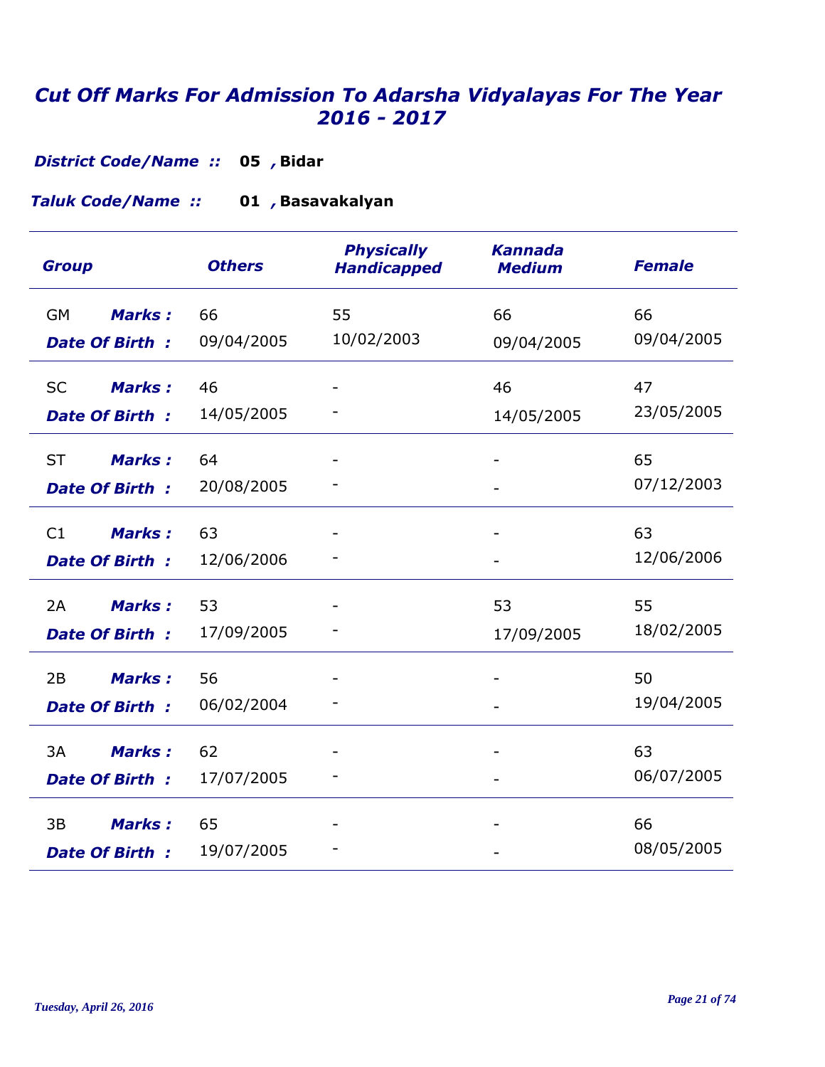# *Cut Off Marks For Admission To Adarsha Vidyalayas For The Year 2016 - 2017*

***District Code/Name ::*** **05 , Bidar**

***Taluk Code/Name ::*** **01 , Basavakalyan**

| Group | | Others | Physically Handicapped | Kannada Medium | Female |
|---|---|---|---|---|---|
| GM | **Marks :** | 66 | 55 | 66 | 66 |
| | **Date Of Birth :** | 09/04/2005 | 10/02/2003 | 09/04/2005 | 09/04/2005 |
| SC | **Marks :** | 46 | - | 46 | 47 |
| | **Date Of Birth :** | 14/05/2005 | - | 14/05/2005 | 23/05/2005 |
| ST | **Marks :** | 64 | - | - | 65 |
| | **Date Of Birth :** | 20/08/2005 | - | - | 07/12/2003 |
| C1 | **Marks :** | 63 | - | - | 63 |
| | **Date Of Birth :** | 12/06/2006 | - | - | 12/06/2006 |
| 2A | **Marks :** | 53 | - | 53 | 55 |
| | **Date Of Birth :** | 17/09/2005 | - | 17/09/2005 | 18/02/2005 |
| 2B | **Marks :** | 56 | - | - | 50 |
| | **Date Of Birth :** | 06/02/2004 | - | - | 19/04/2005 |
| 3A | **Marks :** | 62 | - | - | 63 |
| | **Date Of Birth :** | 17/07/2005 | - | - | 06/07/2005 |
| 3B | **Marks :** | 65 | - | - | 66 |
| | **Date Of Birth :** | 19/07/2005 | - | - | 08/05/2005 |

*Tuesday, April 26, 2016*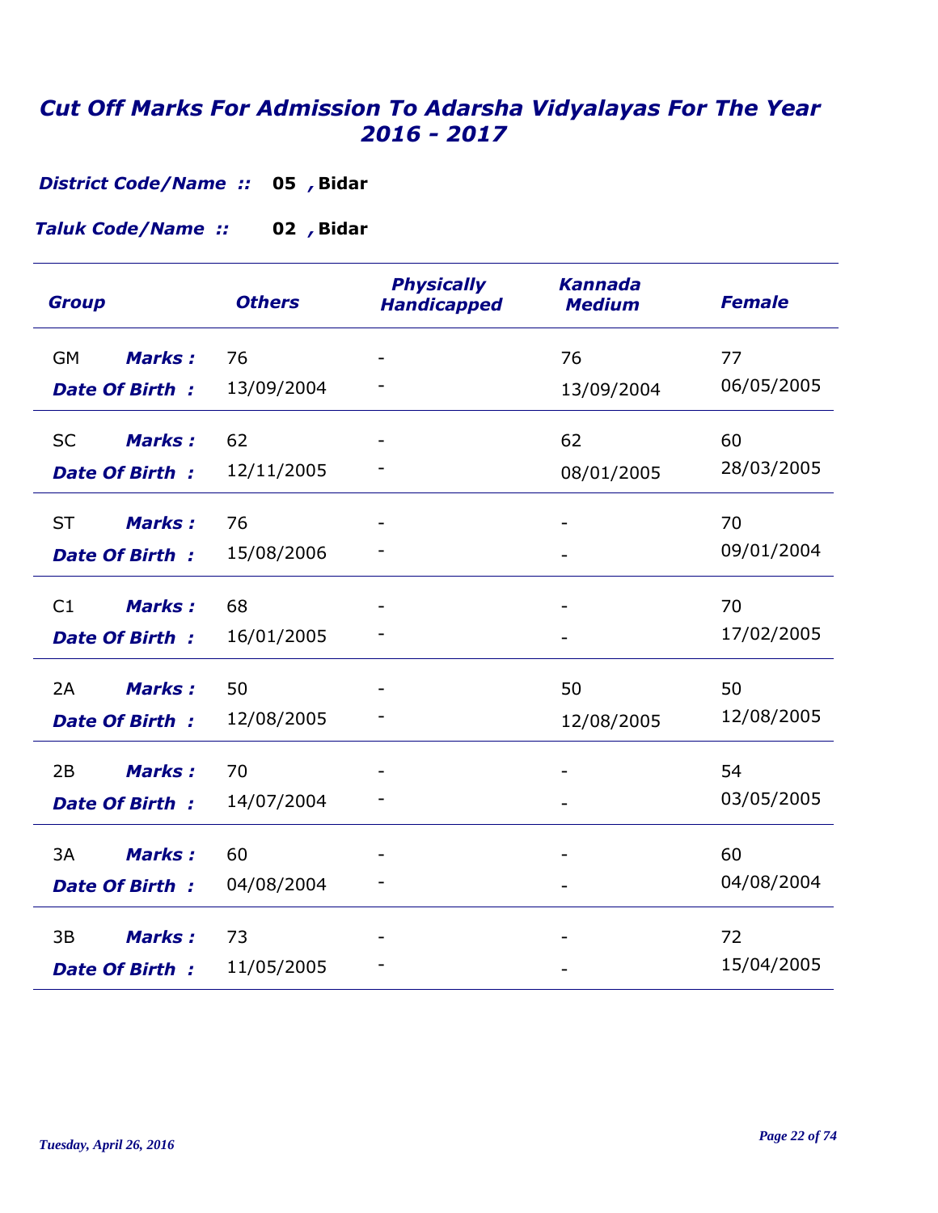# *Cut Off Marks For Admission To Adarsha Vidyalayas For The Year 2016 - 2017*

***District Code/Name ::*** **05 , Bidar**

***Taluk Code/Name ::*** **02 , Bidar**

| Group | | Others | Physically Handicapped | Kannada Medium | Female |
|---|---|---|---|---|---|
| GM | ***Marks :*** | 76 | - | 76 | 77 |
| | ***Date Of Birth :*** | 13/09/2004 | - | 13/09/2004 | 06/05/2005 |
| SC | ***Marks :*** | 62 | - | 62 | 60 |
| | ***Date Of Birth :*** | 12/11/2005 | - | 08/01/2005 | 28/03/2005 |
| ST | ***Marks :*** | 76 | - | - | 70 |
| | ***Date Of Birth :*** | 15/08/2006 | - | - | 09/01/2004 |
| C1 | ***Marks :*** | 68 | - | - | 70 |
| | ***Date Of Birth :*** | 16/01/2005 | - | - | 17/02/2005 |
| 2A | ***Marks :*** | 50 | - | 50 | 50 |
| | ***Date Of Birth :*** | 12/08/2005 | - | 12/08/2005 | 12/08/2005 |
| 2B | ***Marks :*** | 70 | - | - | 54 |
| | ***Date Of Birth :*** | 14/07/2004 | - | - | 03/05/2005 |
| 3A | ***Marks :*** | 60 | - | - | 60 |
| | ***Date Of Birth :*** | 04/08/2004 | - | - | 04/08/2004 |
| 3B | ***Marks :*** | 73 | - | - | 72 |
| | ***Date Of Birth :*** | 11/05/2005 | - | - | 15/04/2005 |

*Tuesday, April 26, 2016*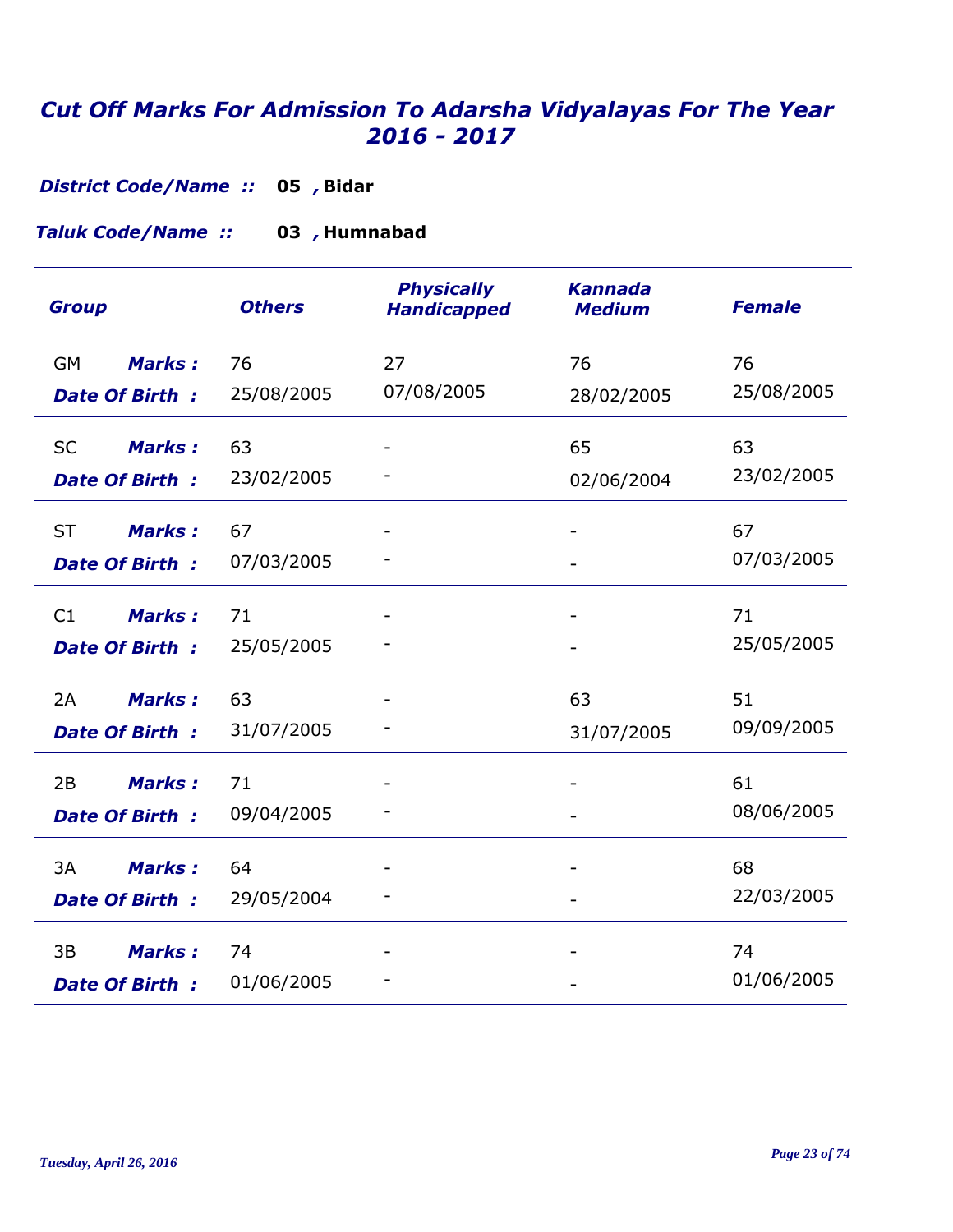# *Cut Off Marks For Admission To Adarsha Vidyalayas For The Year 2016 - 2017*

***District Code/Name ::*** **05 , Bidar**

***Taluk Code/Name ::*** **03 , Humnabad**

| Group | | Others | Physically Handicapped | Kannada Medium | Female |
|---|---|---|---|---|---|
| GM | **Marks :** | 76 | 27 | 76 | 76 |
| | **Date Of Birth :** | 25/08/2005 | 07/08/2005 | 28/02/2005 | 25/08/2005 |
| SC | **Marks :** | 63 | - | 65 | 63 |
| | **Date Of Birth :** | 23/02/2005 | - | 02/06/2004 | 23/02/2005 |
| ST | **Marks :** | 67 | - | - | 67 |
| | **Date Of Birth :** | 07/03/2005 | - | - | 07/03/2005 |
| C1 | **Marks :** | 71 | - | - | 71 |
| | **Date Of Birth :** | 25/05/2005 | - | - | 25/05/2005 |
| 2A | **Marks :** | 63 | - | 63 | 51 |
| | **Date Of Birth :** | 31/07/2005 | - | 31/07/2005 | 09/09/2005 |
| 2B | **Marks :** | 71 | - | - | 61 |
| | **Date Of Birth :** | 09/04/2005 | - | - | 08/06/2005 |
| 3A | **Marks :** | 64 | - | - | 68 |
| | **Date Of Birth :** | 29/05/2004 | - | - | 22/03/2005 |
| 3B | **Marks :** | 74 | - | - | 74 |
| | **Date Of Birth :** | 01/06/2005 | - | - | 01/06/2005 |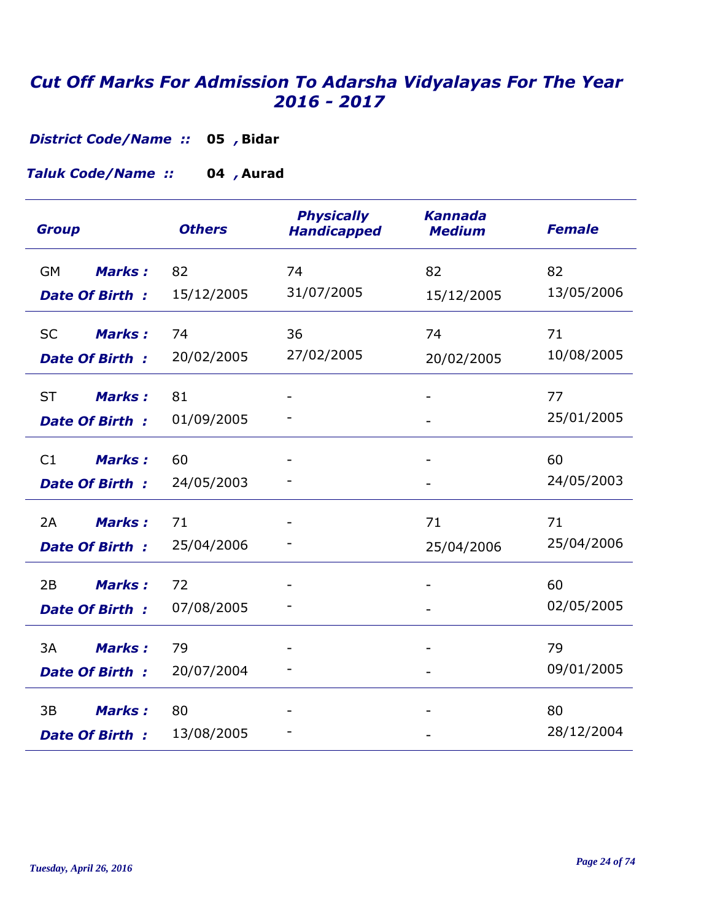# Cut Off Marks For Admission To Adarsha Vidyalayas For The Year 2016 - 2017

***District Code/Name ::*** **05 , Bidar**

***Taluk Code/Name ::*** **04 , Aurad**

| Group | | Others | Physically Handicapped | Kannada Medium | Female |
|---|---|---|---|---|---|
| GM | ***Marks :*** | 82 | 74 | 82 | 82 |
| | ***Date Of Birth :*** | 15/12/2005 | 31/07/2005 | 15/12/2005 | 13/05/2006 |
| SC | ***Marks :*** | 74 | 36 | 74 | 71 |
| | ***Date Of Birth :*** | 20/02/2005 | 27/02/2005 | 20/02/2005 | 10/08/2005 |
| ST | ***Marks :*** | 81 | - | - | 77 |
| | ***Date Of Birth :*** | 01/09/2005 | - | - | 25/01/2005 |
| C1 | ***Marks :*** | 60 | - | - | 60 |
| | ***Date Of Birth :*** | 24/05/2003 | - | - | 24/05/2003 |
| 2A | ***Marks :*** | 71 | - | 71 | 71 |
| | ***Date Of Birth :*** | 25/04/2006 | - | 25/04/2006 | 25/04/2006 |
| 2B | ***Marks :*** | 72 | - | - | 60 |
| | ***Date Of Birth :*** | 07/08/2005 | - | - | 02/05/2005 |
| 3A | ***Marks :*** | 79 | - | - | 79 |
| | ***Date Of Birth :*** | 20/07/2004 | - | - | 09/01/2005 |
| 3B | ***Marks :*** | 80 | - | - | 80 |
| | ***Date Of Birth :*** | 13/08/2005 | - | - | 28/12/2004 |

*Tuesday, April 26, 2016*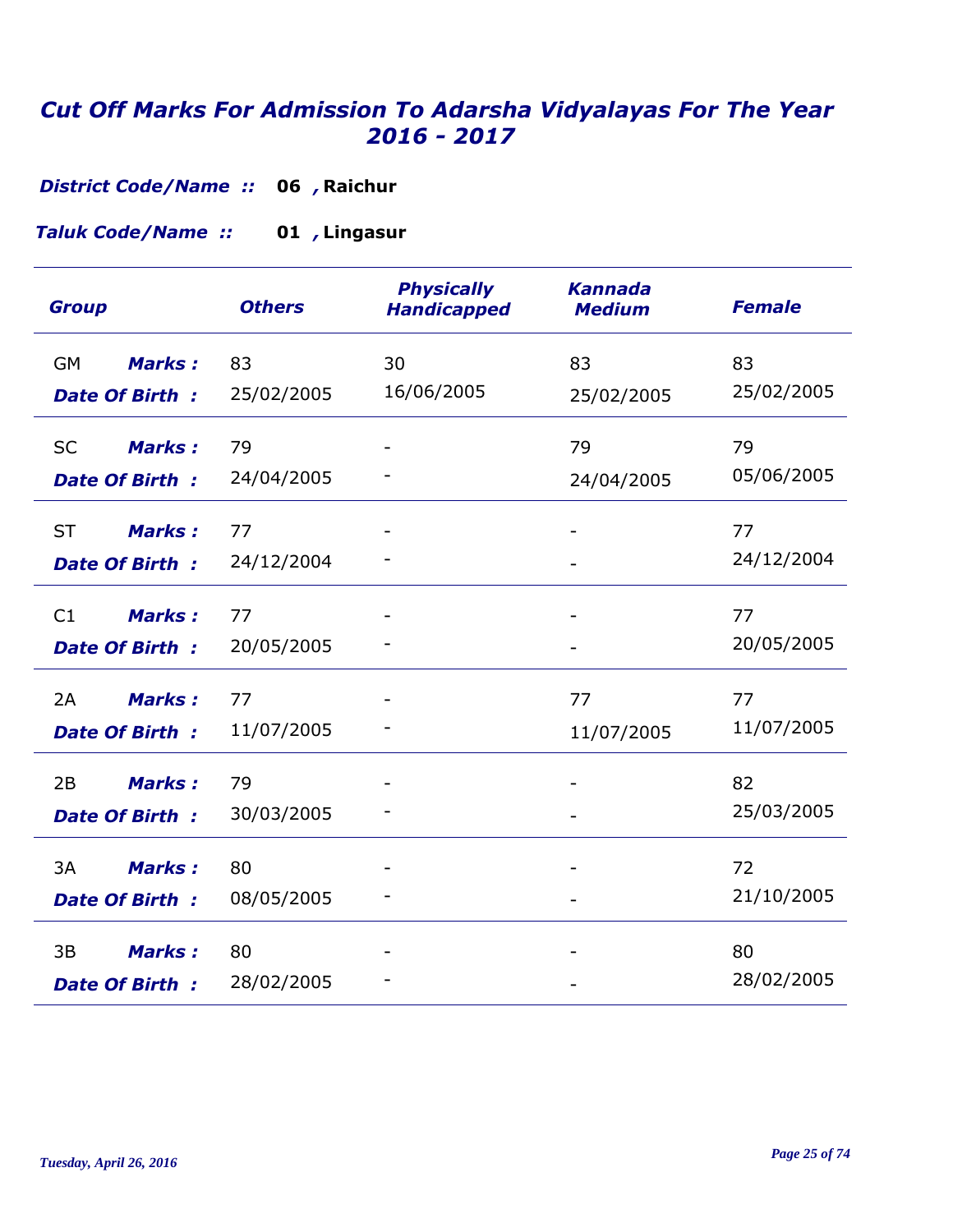# *Cut Off Marks For Admission To Adarsha Vidyalayas For The Year 2016 - 2017*

***District Code/Name ::*** **06 , Raichur**

***Taluk Code/Name ::*** **01 , Lingasur**

| Group | | Others | Physically Handicapped | Kannada Medium | Female |
|---|---|---|---|---|---|
| GM | ***Marks :*** | 83 | 30 | 83 | 83 |
| | ***Date Of Birth :*** | 25/02/2005 | 16/06/2005 | 25/02/2005 | 25/02/2005 |
| SC | ***Marks :*** | 79 | - | 79 | 79 |
| | ***Date Of Birth :*** | 24/04/2005 | - | 24/04/2005 | 05/06/2005 |
| ST | ***Marks :*** | 77 | - | - | 77 |
| | ***Date Of Birth :*** | 24/12/2004 | - | - | 24/12/2004 |
| C1 | ***Marks :*** | 77 | - | - | 77 |
| | ***Date Of Birth :*** | 20/05/2005 | - | - | 20/05/2005 |
| 2A | ***Marks :*** | 77 | - | 77 | 77 |
| | ***Date Of Birth :*** | 11/07/2005 | - | 11/07/2005 | 11/07/2005 |
| 2B | ***Marks :*** | 79 | - | - | 82 |
| | ***Date Of Birth :*** | 30/03/2005 | - | - | 25/03/2005 |
| 3A | ***Marks :*** | 80 | - | - | 72 |
| | ***Date Of Birth :*** | 08/05/2005 | - | - | 21/10/2005 |
| 3B | ***Marks :*** | 80 | - | - | 80 |
| | ***Date Of Birth :*** | 28/02/2005 | - | - | 28/02/2005 |

*Tuesday, April 26, 2016*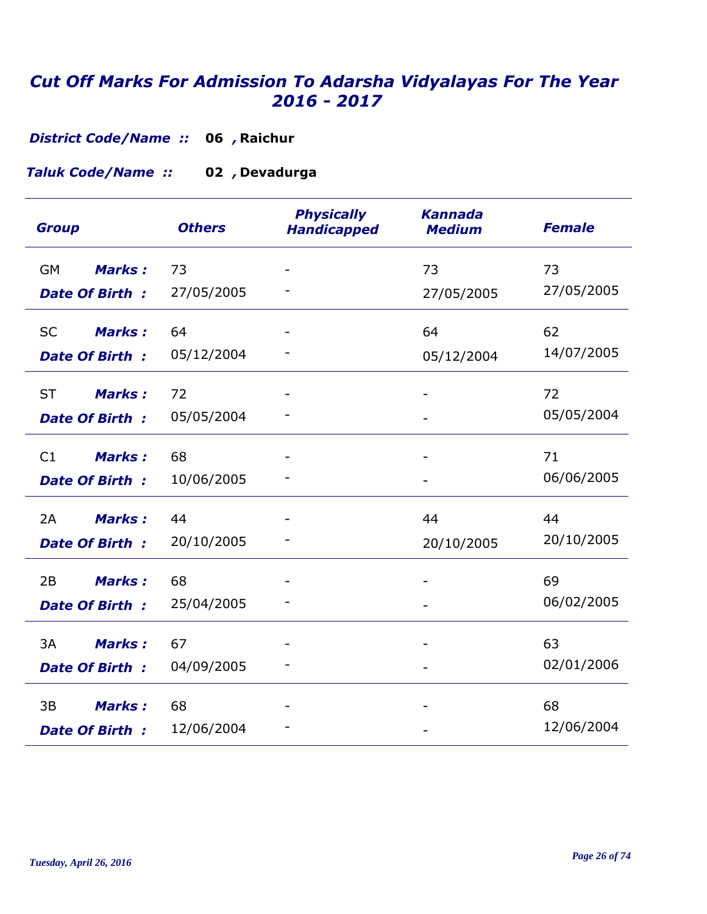# *Cut Off Marks For Admission To Adarsha Vidyalayas For The Year 2016 - 2017*

***District Code/Name ::*** **06 , Raichur**

***Taluk Code/Name ::*** **02 , Devadurga**

| *Group* | | *Others* | *Physically Handicapped* | *Kannada Medium* | *Female* |
|---|---|---|---|---|---|
| GM | ***Marks :*** | 73 | - | 73 | 73 |
| | ***Date Of Birth :*** | 27/05/2005 | - | 27/05/2005 | 27/05/2005 |
| SC | ***Marks :*** | 64 | - | 64 | 62 |
| | ***Date Of Birth :*** | 05/12/2004 | - | 05/12/2004 | 14/07/2005 |
| ST | ***Marks :*** | 72 | - | - | 72 |
| | ***Date Of Birth :*** | 05/05/2004 | - | - | 05/05/2004 |
| C1 | ***Marks :*** | 68 | - | - | 71 |
| | ***Date Of Birth :*** | 10/06/2005 | - | - | 06/06/2005 |
| 2A | ***Marks :*** | 44 | - | 44 | 44 |
| | ***Date Of Birth :*** | 20/10/2005 | - | 20/10/2005 | 20/10/2005 |
| 2B | ***Marks :*** | 68 | - | - | 69 |
| | ***Date Of Birth :*** | 25/04/2005 | - | - | 06/02/2005 |
| 3A | ***Marks :*** | 67 | - | - | 63 |
| | ***Date Of Birth :*** | 04/09/2005 | - | - | 02/01/2006 |
| 3B | ***Marks :*** | 68 | - | - | 68 |
| | ***Date Of Birth :*** | 12/06/2004 | - | - | 12/06/2004 |

*Tuesday, April 26, 2016*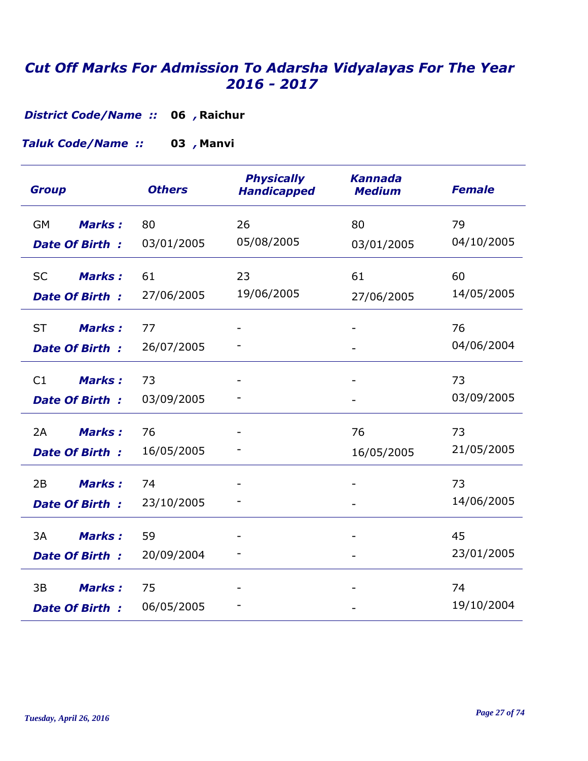# *Cut Off Marks For Admission To Adarsha Vidyalayas For The Year 2016 - 2017*

***District Code/Name ::*** **06 , Raichur**

***Taluk Code/Name ::*** **03 , Manvi**

| Group | | Others | Physically Handicapped | Kannada Medium | Female |
|---|---|---|---|---|---|
| GM | Marks : | 80 | 26 | 80 | 79 |
| | Date Of Birth : | 03/01/2005 | 05/08/2005 | 03/01/2005 | 04/10/2005 |
| SC | Marks : | 61 | 23 | 61 | 60 |
| | Date Of Birth : | 27/06/2005 | 19/06/2005 | 27/06/2005 | 14/05/2005 |
| ST | Marks : | 77 | - | - | 76 |
| | Date Of Birth : | 26/07/2005 | - | - | 04/06/2004 |
| C1 | Marks : | 73 | - | - | 73 |
| | Date Of Birth : | 03/09/2005 | - | - | 03/09/2005 |
| 2A | Marks : | 76 | - | 76 | 73 |
| | Date Of Birth : | 16/05/2005 | - | 16/05/2005 | 21/05/2005 |
| 2B | Marks : | 74 | - | - | 73 |
| | Date Of Birth : | 23/10/2005 | - | - | 14/06/2005 |
| 3A | Marks : | 59 | - | - | 45 |
| | Date Of Birth : | 20/09/2004 | - | - | 23/01/2005 |
| 3B | Marks : | 75 | - | - | 74 |
| | Date Of Birth : | 06/05/2005 | - | - | 19/10/2004 |

*Tuesday, April 26, 2016*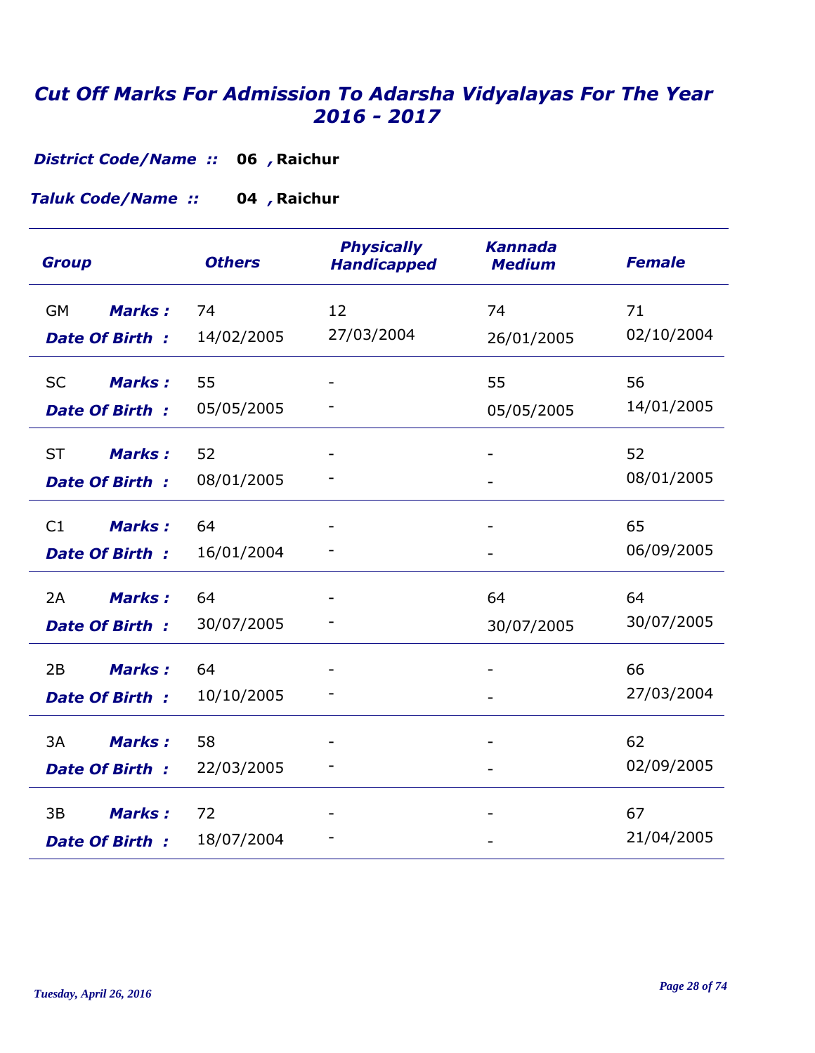# Cut Off Marks For Admission To Adarsha Vidyalayas For The Year 2016 - 2017

**District Code/Name ::** **06 , Raichur**

**Taluk Code/Name ::** **04 , Raichur**

| Group | | Others | Physically Handicapped | Kannada Medium | Female |
|---|---|---|---|---|---|
| GM | Marks : | 74 | 12 | 74 | 71 |
| | Date Of Birth : | 14/02/2005 | 27/03/2004 | 26/01/2005 | 02/10/2004 |
| SC | Marks : | 55 | - | 55 | 56 |
| | Date Of Birth : | 05/05/2005 | - | 05/05/2005 | 14/01/2005 |
| ST | Marks : | 52 | - | - | 52 |
| | Date Of Birth : | 08/01/2005 | - | - | 08/01/2005 |
| C1 | Marks : | 64 | - | - | 65 |
| | Date Of Birth : | 16/01/2004 | - | - | 06/09/2005 |
| 2A | Marks : | 64 | - | 64 | 64 |
| | Date Of Birth : | 30/07/2005 | - | 30/07/2005 | 30/07/2005 |
| 2B | Marks : | 64 | - | - | 66 |
| | Date Of Birth : | 10/10/2005 | - | - | 27/03/2004 |
| 3A | Marks : | 58 | - | - | 62 |
| | Date Of Birth : | 22/03/2005 | - | - | 02/09/2005 |
| 3B | Marks : | 72 | - | - | 67 |
| | Date Of Birth : | 18/07/2004 | - | - | 21/04/2005 |

*Tuesday, April 26, 2016*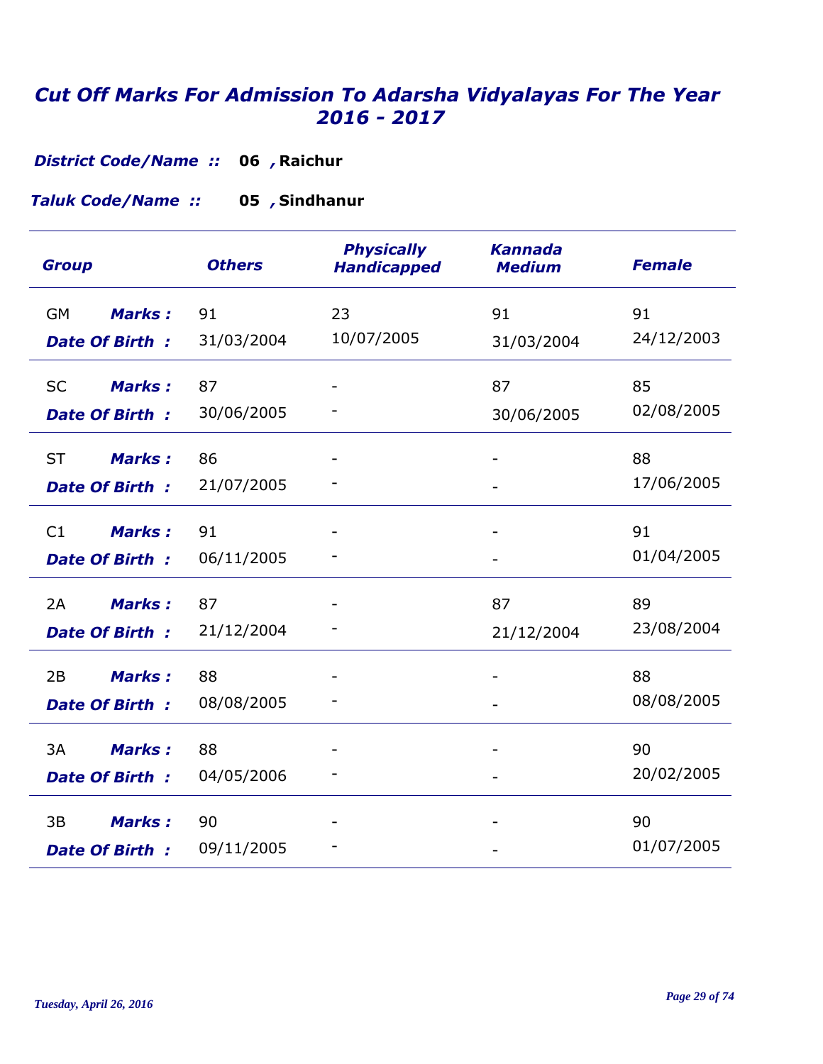# *Cut Off Marks For Admission To Adarsha Vidyalayas For The Year 2016 - 2017*

***District Code/Name ::*** **06 , Raichur**

***Taluk Code/Name ::*** **05 , Sindhanur**

| Group | | Others | Physically Handicapped | Kannada Medium | Female |
|---|---|---|---|---|---|
| GM | **Marks :** | 91 | 23 | 91 | 91 |
| | **Date Of Birth :** | 31/03/2004 | 10/07/2005 | 31/03/2004 | 24/12/2003 |
| SC | **Marks :** | 87 | - | 87 | 85 |
| | **Date Of Birth :** | 30/06/2005 | - | 30/06/2005 | 02/08/2005 |
| ST | **Marks :** | 86 | - | - | 88 |
| | **Date Of Birth :** | 21/07/2005 | - | - | 17/06/2005 |
| C1 | **Marks :** | 91 | - | - | 91 |
| | **Date Of Birth :** | 06/11/2005 | - | - | 01/04/2005 |
| 2A | **Marks :** | 87 | - | 87 | 89 |
| | **Date Of Birth :** | 21/12/2004 | - | 21/12/2004 | 23/08/2004 |
| 2B | **Marks :** | 88 | - | - | 88 |
| | **Date Of Birth :** | 08/08/2005 | - | - | 08/08/2005 |
| 3A | **Marks :** | 88 | - | - | 90 |
| | **Date Of Birth :** | 04/05/2006 | - | - | 20/02/2005 |
| 3B | **Marks :** | 90 | - | - | 90 |
| | **Date Of Birth :** | 09/11/2005 | - | - | 01/07/2005 |

*Tuesday, April 26, 2016*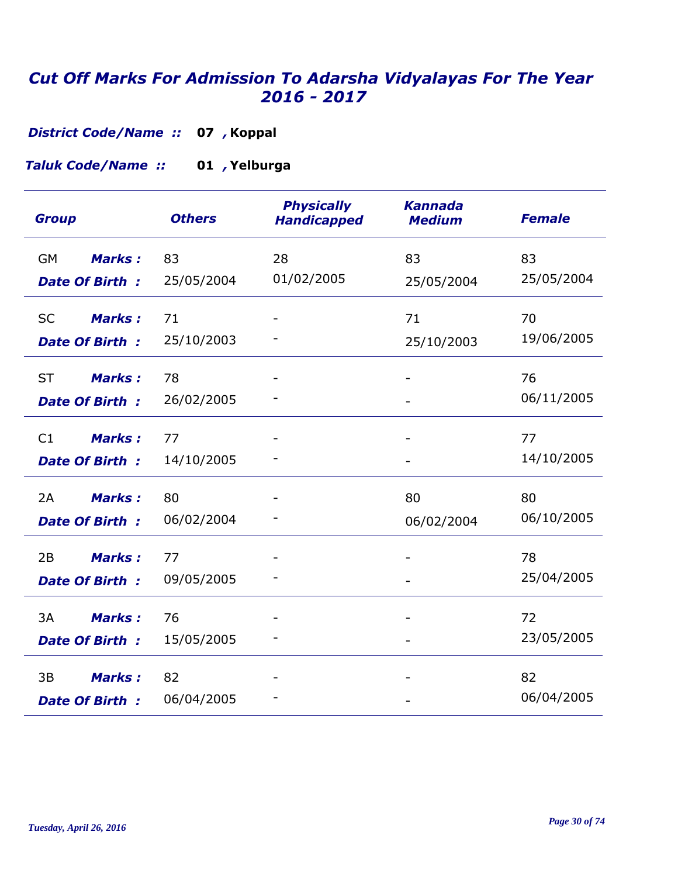# *Cut Off Marks For Admission To Adarsha Vidyalayas For The Year 2016 - 2017*

***District Code/Name ::*** **07 , Koppal**

***Taluk Code/Name ::*** **01 , Yelburga**

| *Group* | | *Others* | *Physically Handicapped* | *Kannada Medium* | *Female* |
|---|---|---|---|---|---|
| GM | ***Marks :*** | 83 | 28 | 83 | 83 |
| | ***Date Of Birth :*** | 25/05/2004 | 01/02/2005 | 25/05/2004 | 25/05/2004 |
| SC | ***Marks :*** | 71 | - | 71 | 70 |
| | ***Date Of Birth :*** | 25/10/2003 | - | 25/10/2003 | 19/06/2005 |
| ST | ***Marks :*** | 78 | - | - | 76 |
| | ***Date Of Birth :*** | 26/02/2005 | - | - | 06/11/2005 |
| C1 | ***Marks :*** | 77 | - | - | 77 |
| | ***Date Of Birth :*** | 14/10/2005 | - | - | 14/10/2005 |
| 2A | ***Marks :*** | 80 | - | 80 | 80 |
| | ***Date Of Birth :*** | 06/02/2004 | - | 06/02/2004 | 06/10/2005 |
| 2B | ***Marks :*** | 77 | - | - | 78 |
| | ***Date Of Birth :*** | 09/05/2005 | - | - | 25/04/2005 |
| 3A | ***Marks :*** | 76 | - | - | 72 |
| | ***Date Of Birth :*** | 15/05/2005 | - | - | 23/05/2005 |
| 3B | ***Marks :*** | 82 | - | - | 82 |
| | ***Date Of Birth :*** | 06/04/2005 | - | - | 06/04/2005 |

*Tuesday, April 26, 2016*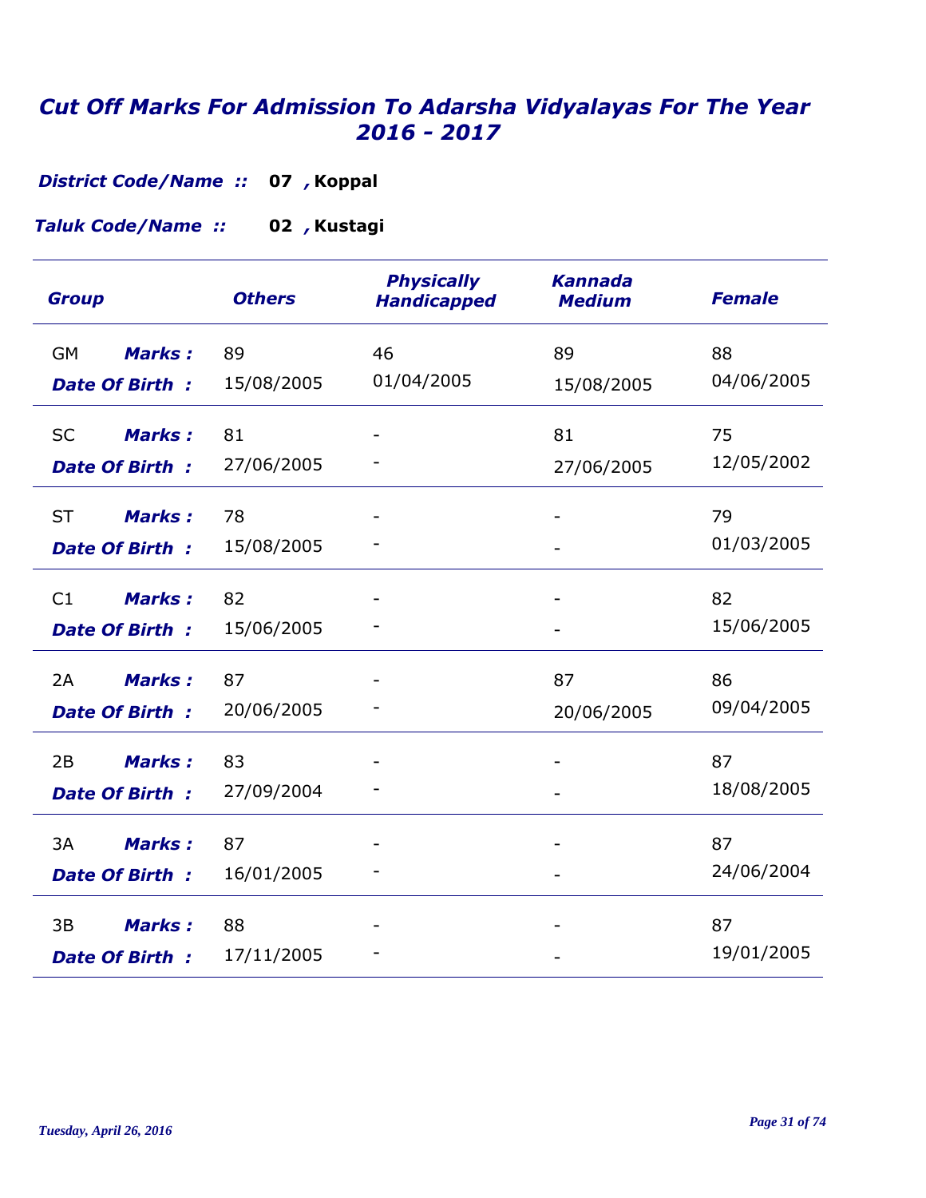# *Cut Off Marks For Admission To Adarsha Vidyalayas For The Year 2016 - 2017*

***District Code/Name ::*** **07 , Koppal**

***Taluk Code/Name ::*** **02 , Kustagi**

| Group | | Others | Physically Handicapped | Kannada Medium | Female |
|---|---|---|---|---|---|
| GM | Marks : | 89 | 46 | 89 | 88 |
| | Date Of Birth : | 15/08/2005 | 01/04/2005 | 15/08/2005 | 04/06/2005 |
| SC | Marks : | 81 | - | 81 | 75 |
| | Date Of Birth : | 27/06/2005 | - | 27/06/2005 | 12/05/2002 |
| ST | Marks : | 78 | - | - | 79 |
| | Date Of Birth : | 15/08/2005 | - | - | 01/03/2005 |
| C1 | Marks : | 82 | - | - | 82 |
| | Date Of Birth : | 15/06/2005 | - | - | 15/06/2005 |
| 2A | Marks : | 87 | - | 87 | 86 |
| | Date Of Birth : | 20/06/2005 | - | 20/06/2005 | 09/04/2005 |
| 2B | Marks : | 83 | - | - | 87 |
| | Date Of Birth : | 27/09/2004 | - | - | 18/08/2005 |
| 3A | Marks : | 87 | - | - | 87 |
| | Date Of Birth : | 16/01/2005 | - | - | 24/06/2004 |
| 3B | Marks : | 88 | - | - | 87 |
| | Date Of Birth : | 17/11/2005 | - | - | 19/01/2005 |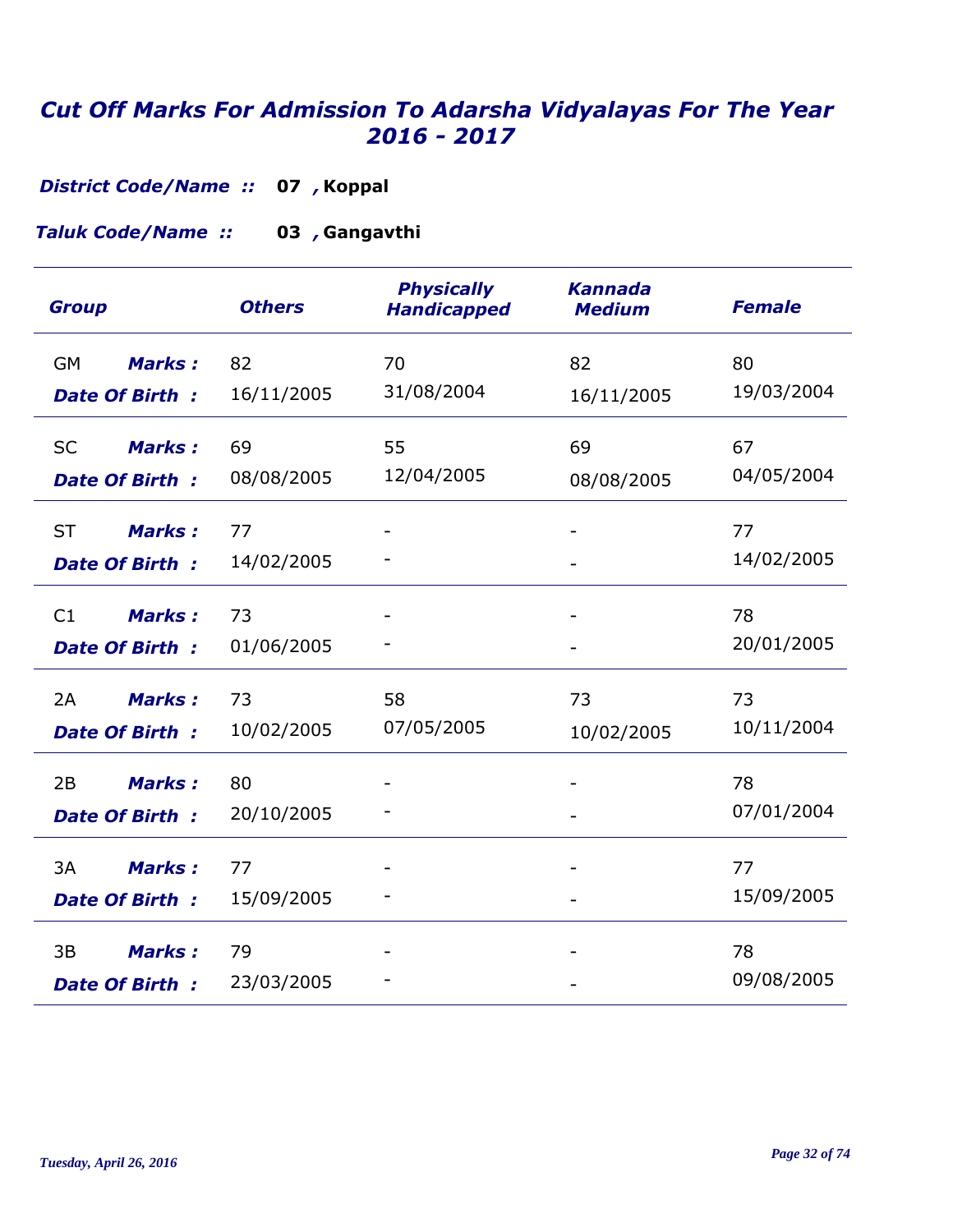# *Cut Off Marks For Admission To Adarsha Vidyalayas For The Year 2016 - 2017*

***District Code/Name ::*** **07 , Koppal**

***Taluk Code/Name ::*** **03 , Gangavthi**

| Group | | Others | Physically Handicapped | Kannada Medium | Female |
|---|---|---|---|---|---|
| GM | **Marks :** | 82 | 70 | 82 | 80 |
| | **Date Of Birth :** | 16/11/2005 | 31/08/2004 | 16/11/2005 | 19/03/2004 |
| SC | **Marks :** | 69 | 55 | 69 | 67 |
| | **Date Of Birth :** | 08/08/2005 | 12/04/2005 | 08/08/2005 | 04/05/2004 |
| ST | **Marks :** | 77 | - | - | 77 |
| | **Date Of Birth :** | 14/02/2005 | - | - | 14/02/2005 |
| C1 | **Marks :** | 73 | - | - | 78 |
| | **Date Of Birth :** | 01/06/2005 | - | - | 20/01/2005 |
| 2A | **Marks :** | 73 | 58 | 73 | 73 |
| | **Date Of Birth :** | 10/02/2005 | 07/05/2005 | 10/02/2005 | 10/11/2004 |
| 2B | **Marks :** | 80 | - | - | 78 |
| | **Date Of Birth :** | 20/10/2005 | - | - | 07/01/2004 |
| 3A | **Marks :** | 77 | - | - | 77 |
| | **Date Of Birth :** | 15/09/2005 | - | - | 15/09/2005 |
| 3B | **Marks :** | 79 | - | - | 78 |
| | **Date Of Birth :** | 23/03/2005 | - | - | 09/08/2005 |

*Tuesday, April 26, 2016*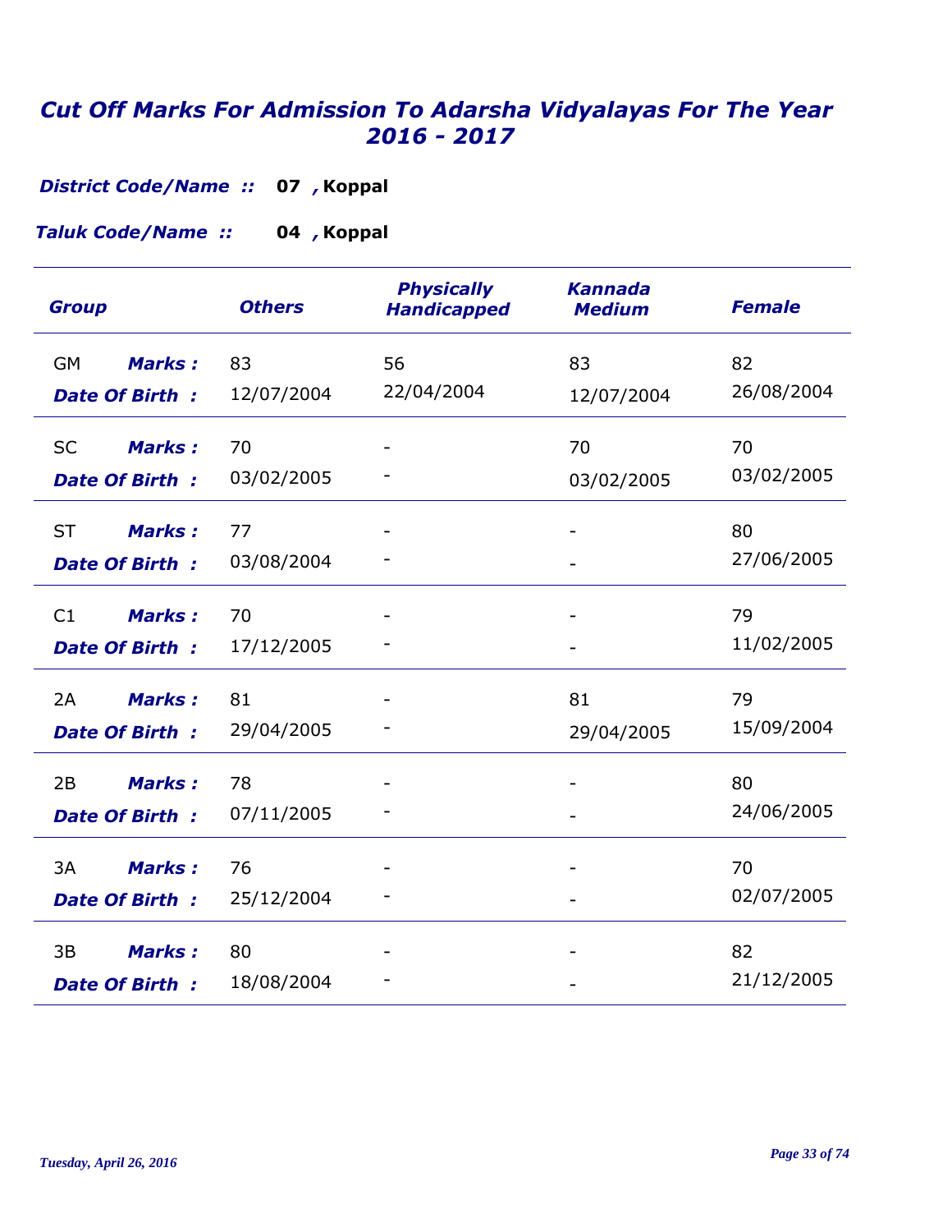# *Cut Off Marks For Admission To Adarsha Vidyalayas For The Year 2016 - 2017*

***District Code/Name ::*** **07 , Koppal**

***Taluk Code/Name ::*** **04 , Koppal**

| Group | | Others | Physically Handicapped | Kannada Medium | Female |
|---|---|---|---|---|---|
| GM | **Marks :** | 83 | 56 | 83 | 82 |
| | **Date Of Birth :** | 12/07/2004 | 22/04/2004 | 12/07/2004 | 26/08/2004 |
| SC | **Marks :** | 70 | - | 70 | 70 |
| | **Date Of Birth :** | 03/02/2005 | - | 03/02/2005 | 03/02/2005 |
| ST | **Marks :** | 77 | - | - | 80 |
| | **Date Of Birth :** | 03/08/2004 | - | - | 27/06/2005 |
| C1 | **Marks :** | 70 | - | - | 79 |
| | **Date Of Birth :** | 17/12/2005 | - | - | 11/02/2005 |
| 2A | **Marks :** | 81 | - | 81 | 79 |
| | **Date Of Birth :** | 29/04/2005 | - | 29/04/2005 | 15/09/2004 |
| 2B | **Marks :** | 78 | - | - | 80 |
| | **Date Of Birth :** | 07/11/2005 | - | - | 24/06/2005 |
| 3A | **Marks :** | 76 | - | - | 70 |
| | **Date Of Birth :** | 25/12/2004 | - | - | 02/07/2005 |
| 3B | **Marks :** | 80 | - | - | 82 |
| | **Date Of Birth :** | 18/08/2004 | - | - | 21/12/2005 |

*Tuesday, April 26, 2016*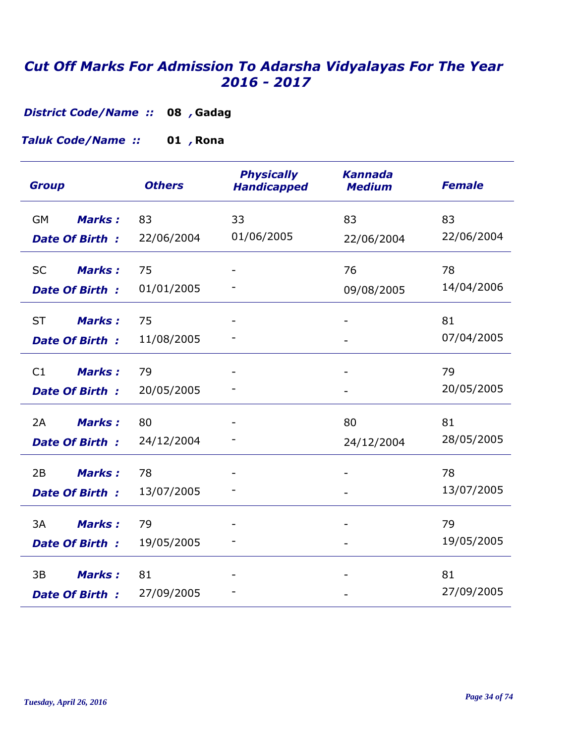# Cut Off Marks For Admission To Adarsha Vidyalayas For The Year 2016 - 2017

***District Code/Name ::*** **08 , Gadag**

***Taluk Code/Name ::*** **01 , Rona**

| Group | | Others | Physically Handicapped | Kannada Medium | Female |
|---|---|---|---|---|---|
| GM | Marks : | 83 | 33 | 83 | 83 |
| | Date Of Birth : | 22/06/2004 | 01/06/2005 | 22/06/2004 | 22/06/2004 |
| SC | Marks : | 75 | - | 76 | 78 |
| | Date Of Birth : | 01/01/2005 | - | 09/08/2005 | 14/04/2006 |
| ST | Marks : | 75 | - | - | 81 |
| | Date Of Birth : | 11/08/2005 | - | - | 07/04/2005 |
| C1 | Marks : | 79 | - | - | 79 |
| | Date Of Birth : | 20/05/2005 | - | - | 20/05/2005 |
| 2A | Marks : | 80 | - | 80 | 81 |
| | Date Of Birth : | 24/12/2004 | - | 24/12/2004 | 28/05/2005 |
| 2B | Marks : | 78 | - | - | 78 |
| | Date Of Birth : | 13/07/2005 | - | - | 13/07/2005 |
| 3A | Marks : | 79 | - | - | 79 |
| | Date Of Birth : | 19/05/2005 | - | - | 19/05/2005 |
| 3B | Marks : | 81 | - | - | 81 |
| | Date Of Birth : | 27/09/2005 | - | - | 27/09/2005 |

*Tuesday, April 26, 2016*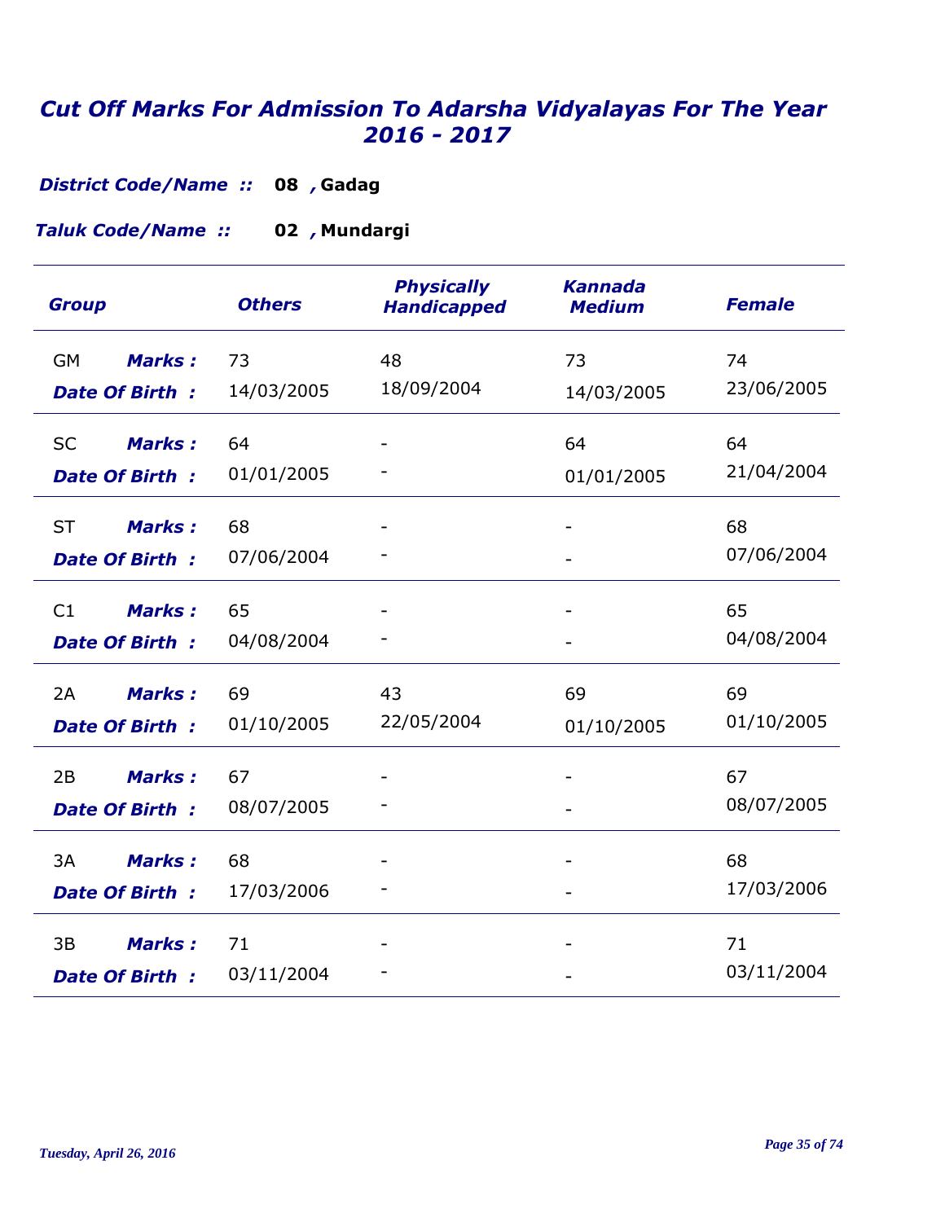# *Cut Off Marks For Admission To Adarsha Vidyalayas For The Year 2016 - 2017*

***District Code/Name ::*** **08 , Gadag**

***Taluk Code/Name ::*** **02 , Mundargi**

| *Group* | | *Others* | *Physically Handicapped* | *Kannada Medium* | *Female* |
|---|---|---|---|---|---|
| GM | ***Marks :*** | 73 | 48 | 73 | 74 |
| | ***Date Of Birth :*** | 14/03/2005 | 18/09/2004 | 14/03/2005 | 23/06/2005 |
| SC | ***Marks :*** | 64 | - | 64 | 64 |
| | ***Date Of Birth :*** | 01/01/2005 | - | 01/01/2005 | 21/04/2004 |
| ST | ***Marks :*** | 68 | - | - | 68 |
| | ***Date Of Birth :*** | 07/06/2004 | - | - | 07/06/2004 |
| C1 | ***Marks :*** | 65 | - | - | 65 |
| | ***Date Of Birth :*** | 04/08/2004 | - | - | 04/08/2004 |
| 2A | ***Marks :*** | 69 | 43 | 69 | 69 |
| | ***Date Of Birth :*** | 01/10/2005 | 22/05/2004 | 01/10/2005 | 01/10/2005 |
| 2B | ***Marks :*** | 67 | - | - | 67 |
| | ***Date Of Birth :*** | 08/07/2005 | - | - | 08/07/2005 |
| 3A | ***Marks :*** | 68 | - | - | 68 |
| | ***Date Of Birth :*** | 17/03/2006 | - | - | 17/03/2006 |
| 3B | ***Marks :*** | 71 | - | - | 71 |
| | ***Date Of Birth :*** | 03/11/2004 | - | - | 03/11/2004 |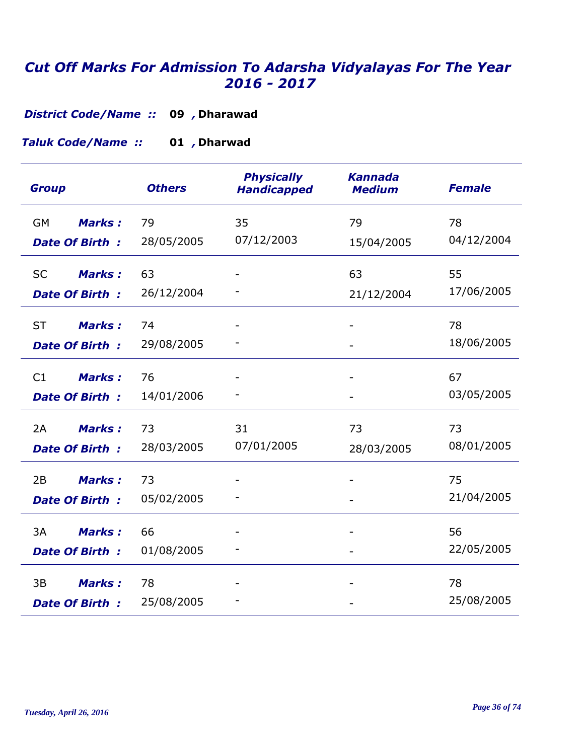# *Cut Off Marks For Admission To Adarsha Vidyalayas For The Year 2016 - 2017*

***District Code/Name ::*** **09 , Dharawad**

***Taluk Code/Name ::*** **01 , Dharwad**

| *Group* | | *Others* | *Physically Handicapped* | *Kannada Medium* | *Female* |
|---|---|---|---|---|---|
| GM | ***Marks :*** | 79 | 35 | 79 | 78 |
| | ***Date Of Birth :*** | 28/05/2005 | 07/12/2003 | 15/04/2005 | 04/12/2004 |
| SC | ***Marks :*** | 63 | - | 63 | 55 |
| | ***Date Of Birth :*** | 26/12/2004 | - | 21/12/2004 | 17/06/2005 |
| ST | ***Marks :*** | 74 | - | - | 78 |
| | ***Date Of Birth :*** | 29/08/2005 | - | - | 18/06/2005 |
| C1 | ***Marks :*** | 76 | - | - | 67 |
| | ***Date Of Birth :*** | 14/01/2006 | - | - | 03/05/2005 |
| 2A | ***Marks :*** | 73 | 31 | 73 | 73 |
| | ***Date Of Birth :*** | 28/03/2005 | 07/01/2005 | 28/03/2005 | 08/01/2005 |
| 2B | ***Marks :*** | 73 | - | - | 75 |
| | ***Date Of Birth :*** | 05/02/2005 | - | - | 21/04/2005 |
| 3A | ***Marks :*** | 66 | - | - | 56 |
| | ***Date Of Birth :*** | 01/08/2005 | - | - | 22/05/2005 |
| 3B | ***Marks :*** | 78 | - | - | 78 |
| | ***Date Of Birth :*** | 25/08/2005 | - | - | 25/08/2005 |

*Tuesday, April 26, 2016*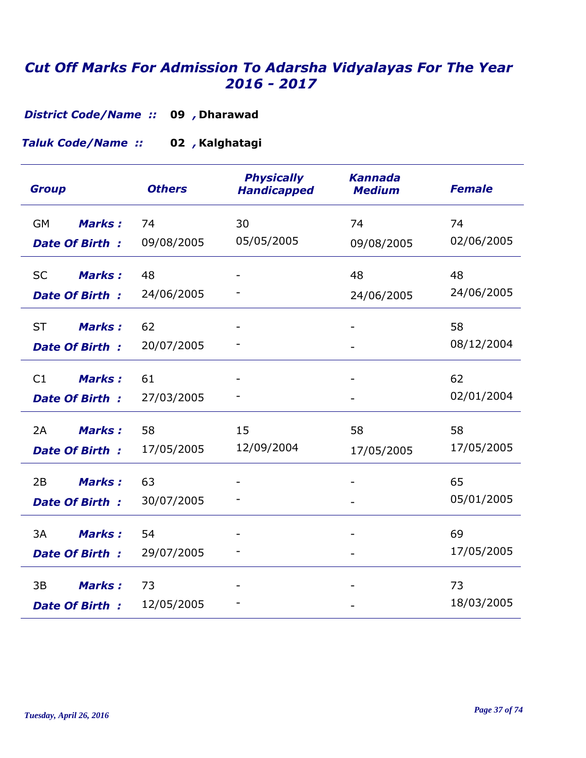# *Cut Off Marks For Admission To Adarsha Vidyalayas For The Year 2016 - 2017*

***District Code/Name ::*** **09 , Dharawad**

***Taluk Code/Name ::*** **02 , Kalghatagi**

| Group | | Others | Physically Handicapped | Kannada Medium | Female |
|---|---|---|---|---|---|
| GM | ***Marks :*** | 74 | 30 | 74 | 74 |
| | ***Date Of Birth :*** | 09/08/2005 | 05/05/2005 | 09/08/2005 | 02/06/2005 |
| SC | ***Marks :*** | 48 | - | 48 | 48 |
| | ***Date Of Birth :*** | 24/06/2005 | - | 24/06/2005 | 24/06/2005 |
| ST | ***Marks :*** | 62 | - | - | 58 |
| | ***Date Of Birth :*** | 20/07/2005 | - | - | 08/12/2004 |
| C1 | ***Marks :*** | 61 | - | - | 62 |
| | ***Date Of Birth :*** | 27/03/2005 | - | - | 02/01/2004 |
| 2A | ***Marks :*** | 58 | 15 | 58 | 58 |
| | ***Date Of Birth :*** | 17/05/2005 | 12/09/2004 | 17/05/2005 | 17/05/2005 |
| 2B | ***Marks :*** | 63 | - | - | 65 |
| | ***Date Of Birth :*** | 30/07/2005 | - | - | 05/01/2005 |
| 3A | ***Marks :*** | 54 | - | - | 69 |
| | ***Date Of Birth :*** | 29/07/2005 | - | - | 17/05/2005 |
| 3B | ***Marks :*** | 73 | - | - | 73 |
| | ***Date Of Birth :*** | 12/05/2005 | - | - | 18/03/2005 |

*Tuesday, April 26, 2016*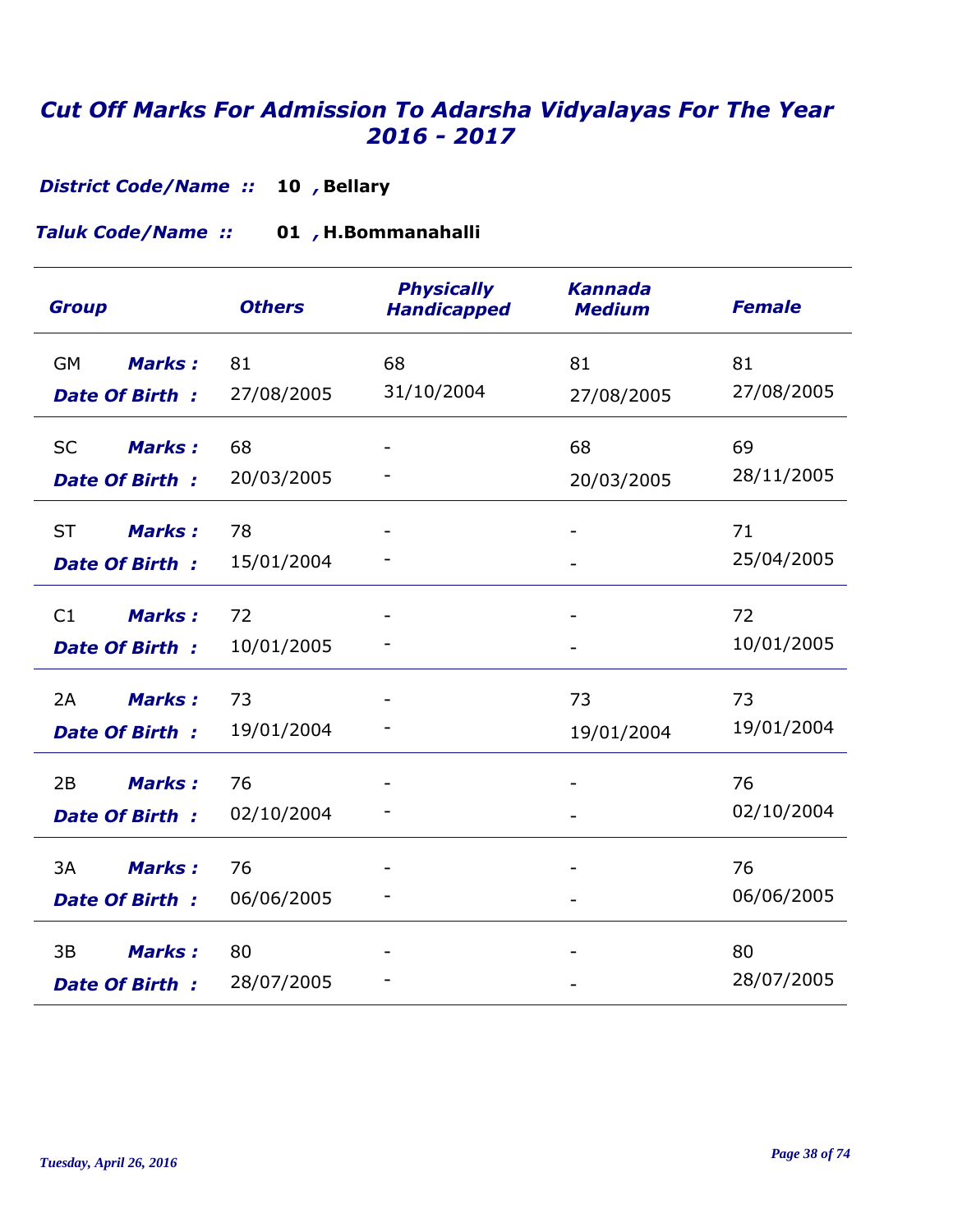# *Cut Off Marks For Admission To Adarsha Vidyalayas For The Year 2016 - 2017*

***District Code/Name ::*** **10 , Bellary**

***Taluk Code/Name ::*** **01 , H.Bommanahalli**

| *Group* | | *Others* | *Physically Handicapped* | *Kannada Medium* | *Female* |
|---|---|---|---|---|---|
| GM | ***Marks :*** | 81 | 68 | 81 | 81 |
| | ***Date Of Birth :*** | 27/08/2005 | 31/10/2004 | 27/08/2005 | 27/08/2005 |
| SC | ***Marks :*** | 68 | - | 68 | 69 |
| | ***Date Of Birth :*** | 20/03/2005 | - | 20/03/2005 | 28/11/2005 |
| ST | ***Marks :*** | 78 | - | - | 71 |
| | ***Date Of Birth :*** | 15/01/2004 | - | - | 25/04/2005 |
| C1 | ***Marks :*** | 72 | - | - | 72 |
| | ***Date Of Birth :*** | 10/01/2005 | - | - | 10/01/2005 |
| 2A | ***Marks :*** | 73 | - | 73 | 73 |
| | ***Date Of Birth :*** | 19/01/2004 | - | 19/01/2004 | 19/01/2004 |
| 2B | ***Marks :*** | 76 | - | - | 76 |
| | ***Date Of Birth :*** | 02/10/2004 | - | - | 02/10/2004 |
| 3A | ***Marks :*** | 76 | - | - | 76 |
| | ***Date Of Birth :*** | 06/06/2005 | - | - | 06/06/2005 |
| 3B | ***Marks :*** | 80 | - | - | 80 |
| | ***Date Of Birth :*** | 28/07/2005 | - | - | 28/07/2005 |

*Tuesday, April 26, 2016*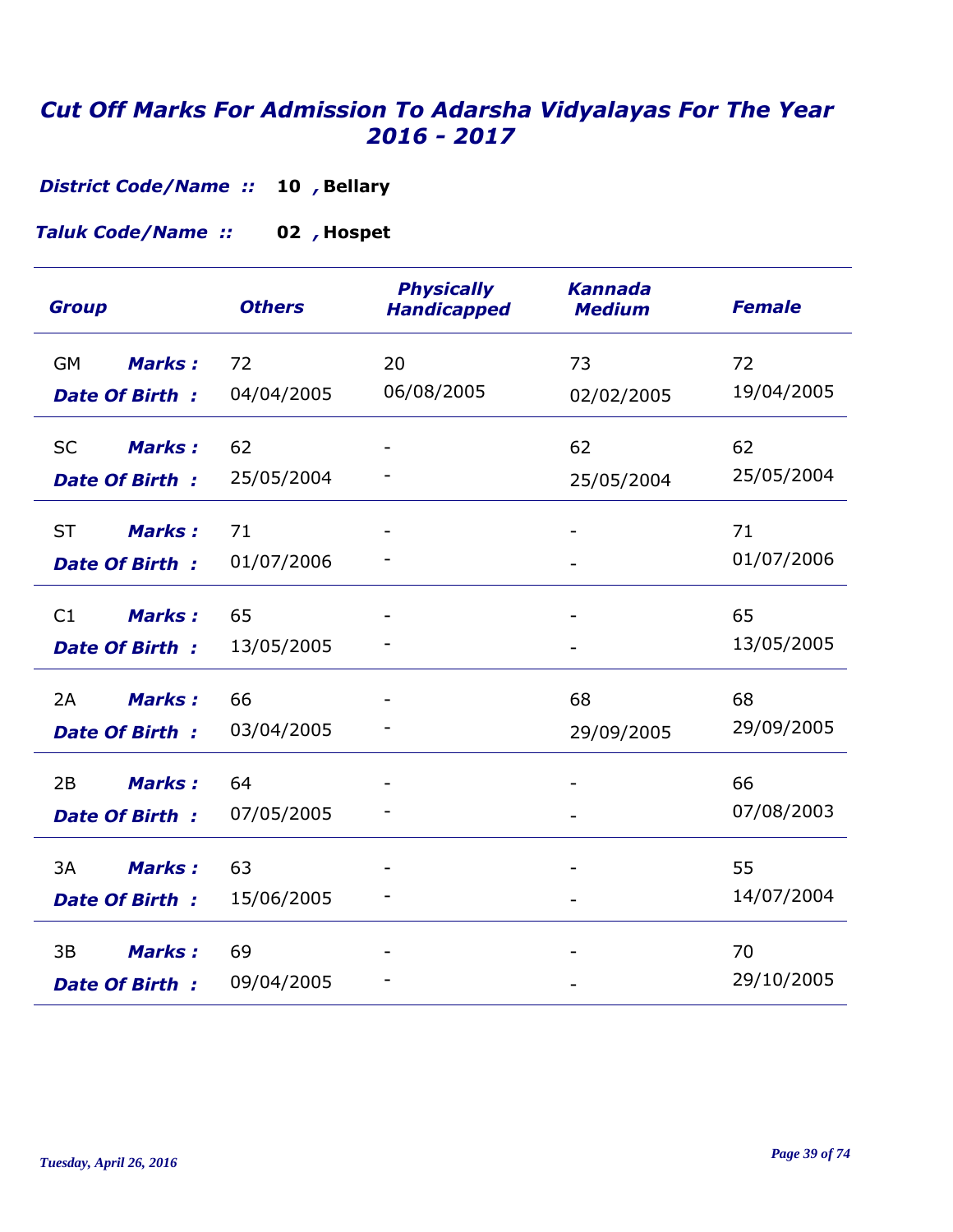# Cut Off Marks For Admission To Adarsha Vidyalayas For The Year 2016 - 2017

***District Code/Name ::*** **10 , Bellary**

***Taluk Code/Name ::*** **02 , Hospet**

| Group | | Others | Physically Handicapped | Kannada Medium | Female |
|---|---|---|---|---|---|
| GM | ***Marks :*** | 72 | 20 | 73 | 72 |
| | ***Date Of Birth :*** | 04/04/2005 | 06/08/2005 | 02/02/2005 | 19/04/2005 |
| SC | ***Marks :*** | 62 | - | 62 | 62 |
| | ***Date Of Birth :*** | 25/05/2004 | - | 25/05/2004 | 25/05/2004 |
| ST | ***Marks :*** | 71 | - | - | 71 |
| | ***Date Of Birth :*** | 01/07/2006 | - | - | 01/07/2006 |
| C1 | ***Marks :*** | 65 | - | - | 65 |
| | ***Date Of Birth :*** | 13/05/2005 | - | - | 13/05/2005 |
| 2A | ***Marks :*** | 66 | - | 68 | 68 |
| | ***Date Of Birth :*** | 03/04/2005 | - | 29/09/2005 | 29/09/2005 |
| 2B | ***Marks :*** | 64 | - | - | 66 |
| | ***Date Of Birth :*** | 07/05/2005 | - | - | 07/08/2003 |
| 3A | ***Marks :*** | 63 | - | - | 55 |
| | ***Date Of Birth :*** | 15/06/2005 | - | - | 14/07/2004 |
| 3B | ***Marks :*** | 69 | - | - | 70 |
| | ***Date Of Birth :*** | 09/04/2005 | - | - | 29/10/2005 |

*Tuesday, April 26, 2016*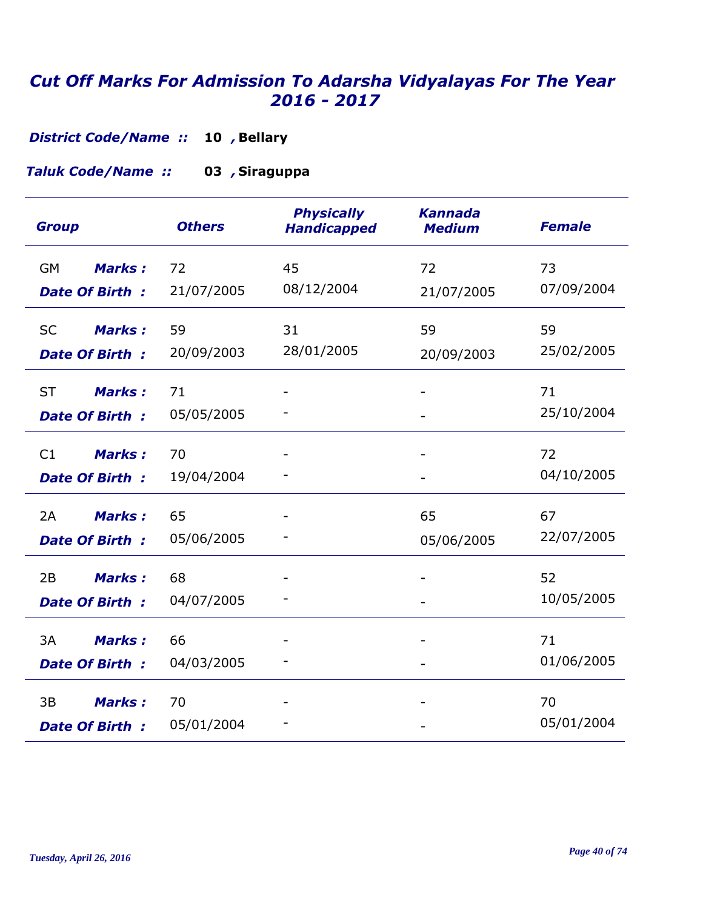# *Cut Off Marks For Admission To Adarsha Vidyalayas For The Year 2016 - 2017*

***District Code/Name ::*** **10 , Bellary**

***Taluk Code/Name ::*** **03 , Siraguppa**

| Group | | Others | Physically Handicapped | Kannada Medium | Female |
|---|---|---|---|---|---|
| GM | ***Marks :*** | 72 | 45 | 72 | 73 |
| | ***Date Of Birth :*** | 21/07/2005 | 08/12/2004 | 21/07/2005 | 07/09/2004 |
| SC | ***Marks :*** | 59 | 31 | 59 | 59 |
| | ***Date Of Birth :*** | 20/09/2003 | 28/01/2005 | 20/09/2003 | 25/02/2005 |
| ST | ***Marks :*** | 71 | - | - | 71 |
| | ***Date Of Birth :*** | 05/05/2005 | - | - | 25/10/2004 |
| C1 | ***Marks :*** | 70 | - | - | 72 |
| | ***Date Of Birth :*** | 19/04/2004 | - | - | 04/10/2005 |
| 2A | ***Marks :*** | 65 | - | 65 | 67 |
| | ***Date Of Birth :*** | 05/06/2005 | - | 05/06/2005 | 22/07/2005 |
| 2B | ***Marks :*** | 68 | - | - | 52 |
| | ***Date Of Birth :*** | 04/07/2005 | - | - | 10/05/2005 |
| 3A | ***Marks :*** | 66 | - | - | 71 |
| | ***Date Of Birth :*** | 04/03/2005 | - | - | 01/06/2005 |
| 3B | ***Marks :*** | 70 | - | - | 70 |
| | ***Date Of Birth :*** | 05/01/2004 | - | - | 05/01/2004 |

*Tuesday, April 26, 2016*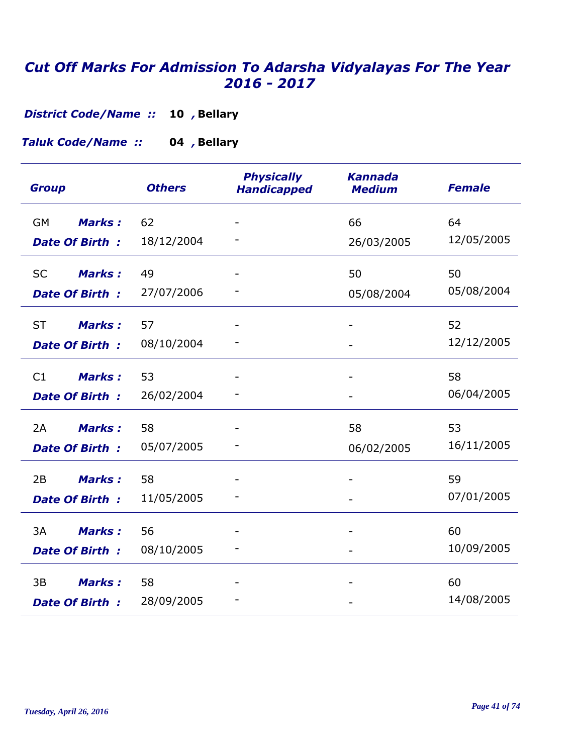# *Cut Off Marks For Admission To Adarsha Vidyalayas For The Year 2016 - 2017*

***District Code/Name ::*** **10 , Bellary**

***Taluk Code/Name ::*** **04 , Bellary**

| Group | | Others | Physically Handicapped | Kannada Medium | Female |
|---|---|---|---|---|---|
| GM | **Marks :** | 62 | - | 66 | 64 |
| | **Date Of Birth :** | 18/12/2004 | - | 26/03/2005 | 12/05/2005 |
| SC | **Marks :** | 49 | - | 50 | 50 |
| | **Date Of Birth :** | 27/07/2006 | - | 05/08/2004 | 05/08/2004 |
| ST | **Marks :** | 57 | - | - | 52 |
| | **Date Of Birth :** | 08/10/2004 | - | - | 12/12/2005 |
| C1 | **Marks :** | 53 | - | - | 58 |
| | **Date Of Birth :** | 26/02/2004 | - | - | 06/04/2005 |
| 2A | **Marks :** | 58 | - | 58 | 53 |
| | **Date Of Birth :** | 05/07/2005 | - | 06/02/2005 | 16/11/2005 |
| 2B | **Marks :** | 58 | - | - | 59 |
| | **Date Of Birth :** | 11/05/2005 | - | - | 07/01/2005 |
| 3A | **Marks :** | 56 | - | - | 60 |
| | **Date Of Birth :** | 08/10/2005 | - | - | 10/09/2005 |
| 3B | **Marks :** | 58 | - | - | 60 |
| | **Date Of Birth :** | 28/09/2005 | - | - | 14/08/2005 |

*Tuesday, April 26, 2016*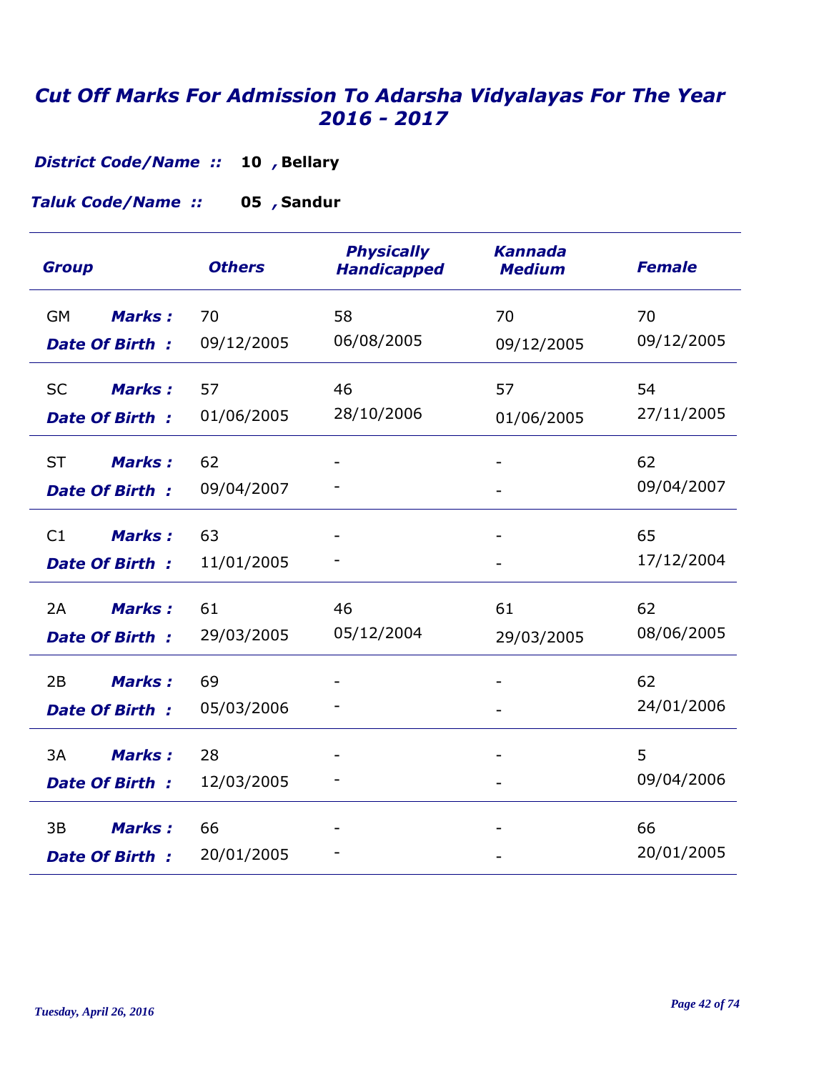# *Cut Off Marks For Admission To Adarsha Vidyalayas For The Year 2016 - 2017*

***District Code/Name ::*** **10 , Bellary**

***Taluk Code/Name ::*** **05 , Sandur**

| Group | | Others | Physically Handicapped | Kannada Medium | Female |
|---|---|---|---|---|---|
| GM | Marks : | 70 | 58 | 70 | 70 |
| | Date Of Birth : | 09/12/2005 | 06/08/2005 | 09/12/2005 | 09/12/2005 |
| SC | Marks : | 57 | 46 | 57 | 54 |
| | Date Of Birth : | 01/06/2005 | 28/10/2006 | 01/06/2005 | 27/11/2005 |
| ST | Marks : | 62 | - | - | 62 |
| | Date Of Birth : | 09/04/2007 | - | - | 09/04/2007 |
| C1 | Marks : | 63 | - | - | 65 |
| | Date Of Birth : | 11/01/2005 | - | - | 17/12/2004 |
| 2A | Marks : | 61 | 46 | 61 | 62 |
| | Date Of Birth : | 29/03/2005 | 05/12/2004 | 29/03/2005 | 08/06/2005 |
| 2B | Marks : | 69 | - | - | 62 |
| | Date Of Birth : | 05/03/2006 | - | - | 24/01/2006 |
| 3A | Marks : | 28 | - | - | 5 |
| | Date Of Birth : | 12/03/2005 | - | - | 09/04/2006 |
| 3B | Marks : | 66 | - | - | 66 |
| | Date Of Birth : | 20/01/2005 | - | - | 20/01/2005 |

*Tuesday, April 26, 2016*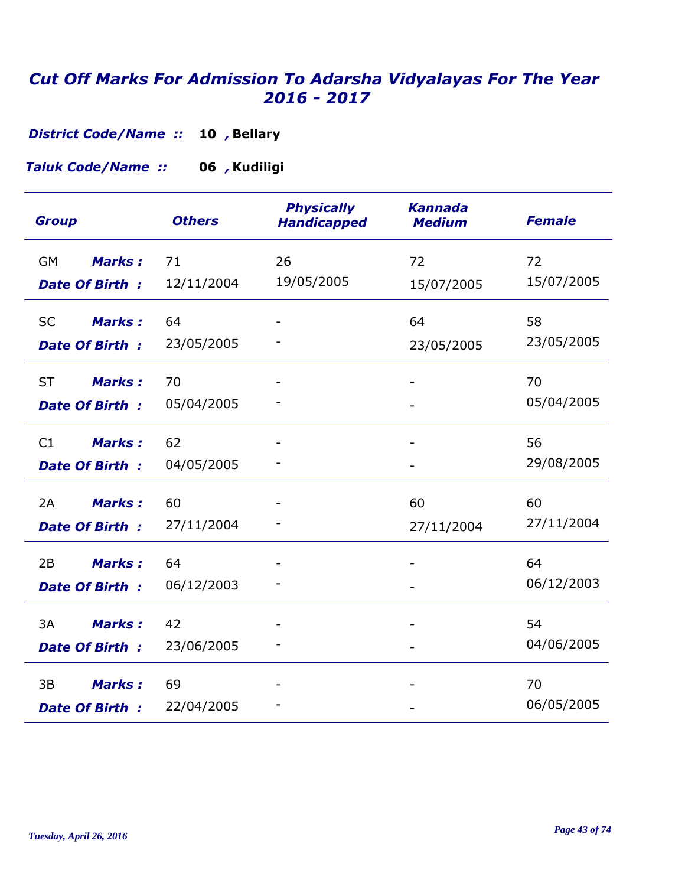# Cut Off Marks For Admission To Adarsha Vidyalayas For The Year 2016 - 2017

***District Code/Name ::*** **10 , Bellary**

***Taluk Code/Name ::*** **06 , Kudiligi**

| Group | | Others | Physically Handicapped | Kannada Medium | Female |
|---|---|---|---|---|---|
| GM | Marks : | 71 | 26 | 72 | 72 |
| | Date Of Birth : | 12/11/2004 | 19/05/2005 | 15/07/2005 | 15/07/2005 |
| SC | Marks : | 64 | - | 64 | 58 |
| | Date Of Birth : | 23/05/2005 | - | 23/05/2005 | 23/05/2005 |
| ST | Marks : | 70 | - | - | 70 |
| | Date Of Birth : | 05/04/2005 | - | - | 05/04/2005 |
| C1 | Marks : | 62 | - | - | 56 |
| | Date Of Birth : | 04/05/2005 | - | - | 29/08/2005 |
| 2A | Marks : | 60 | - | 60 | 60 |
| | Date Of Birth : | 27/11/2004 | - | 27/11/2004 | 27/11/2004 |
| 2B | Marks : | 64 | - | - | 64 |
| | Date Of Birth : | 06/12/2003 | - | - | 06/12/2003 |
| 3A | Marks : | 42 | - | - | 54 |
| | Date Of Birth : | 23/06/2005 | - | - | 04/06/2005 |
| 3B | Marks : | 69 | - | - | 70 |
| | Date Of Birth : | 22/04/2005 | - | - | 06/05/2005 |

*Tuesday, April 26, 2016*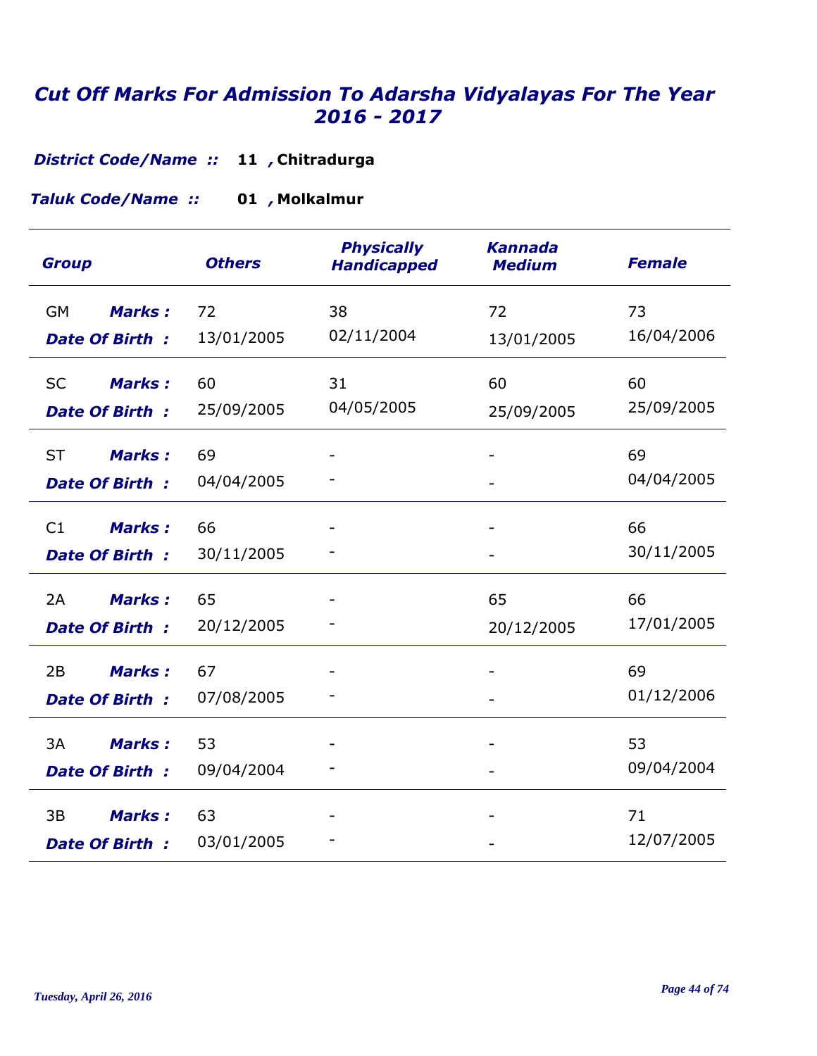# *Cut Off Marks For Admission To Adarsha Vidyalayas For The Year 2016 - 2017*

***District Code/Name ::*** **11 , Chitradurga**

***Taluk Code/Name ::*** **01 , Molkalmur**

| *Group* | | *Others* | *Physically Handicapped* | *Kannada Medium* | *Female* |
|---|---|---|---|---|---|
| GM | ***Marks :*** | 72 | 38 | 72 | 73 |
| | ***Date Of Birth :*** | 13/01/2005 | 02/11/2004 | 13/01/2005 | 16/04/2006 |
| SC | ***Marks :*** | 60 | 31 | 60 | 60 |
| | ***Date Of Birth :*** | 25/09/2005 | 04/05/2005 | 25/09/2005 | 25/09/2005 |
| ST | ***Marks :*** | 69 | - | - | 69 |
| | ***Date Of Birth :*** | 04/04/2005 | - | - | 04/04/2005 |
| C1 | ***Marks :*** | 66 | - | - | 66 |
| | ***Date Of Birth :*** | 30/11/2005 | - | - | 30/11/2005 |
| 2A | ***Marks :*** | 65 | - | 65 | 66 |
| | ***Date Of Birth :*** | 20/12/2005 | - | 20/12/2005 | 17/01/2005 |
| 2B | ***Marks :*** | 67 | - | - | 69 |
| | ***Date Of Birth :*** | 07/08/2005 | - | - | 01/12/2006 |
| 3A | ***Marks :*** | 53 | - | - | 53 |
| | ***Date Of Birth :*** | 09/04/2004 | - | - | 09/04/2004 |
| 3B | ***Marks :*** | 63 | - | - | 71 |
| | ***Date Of Birth :*** | 03/01/2005 | - | - | 12/07/2005 |

*Tuesday, April 26, 2016*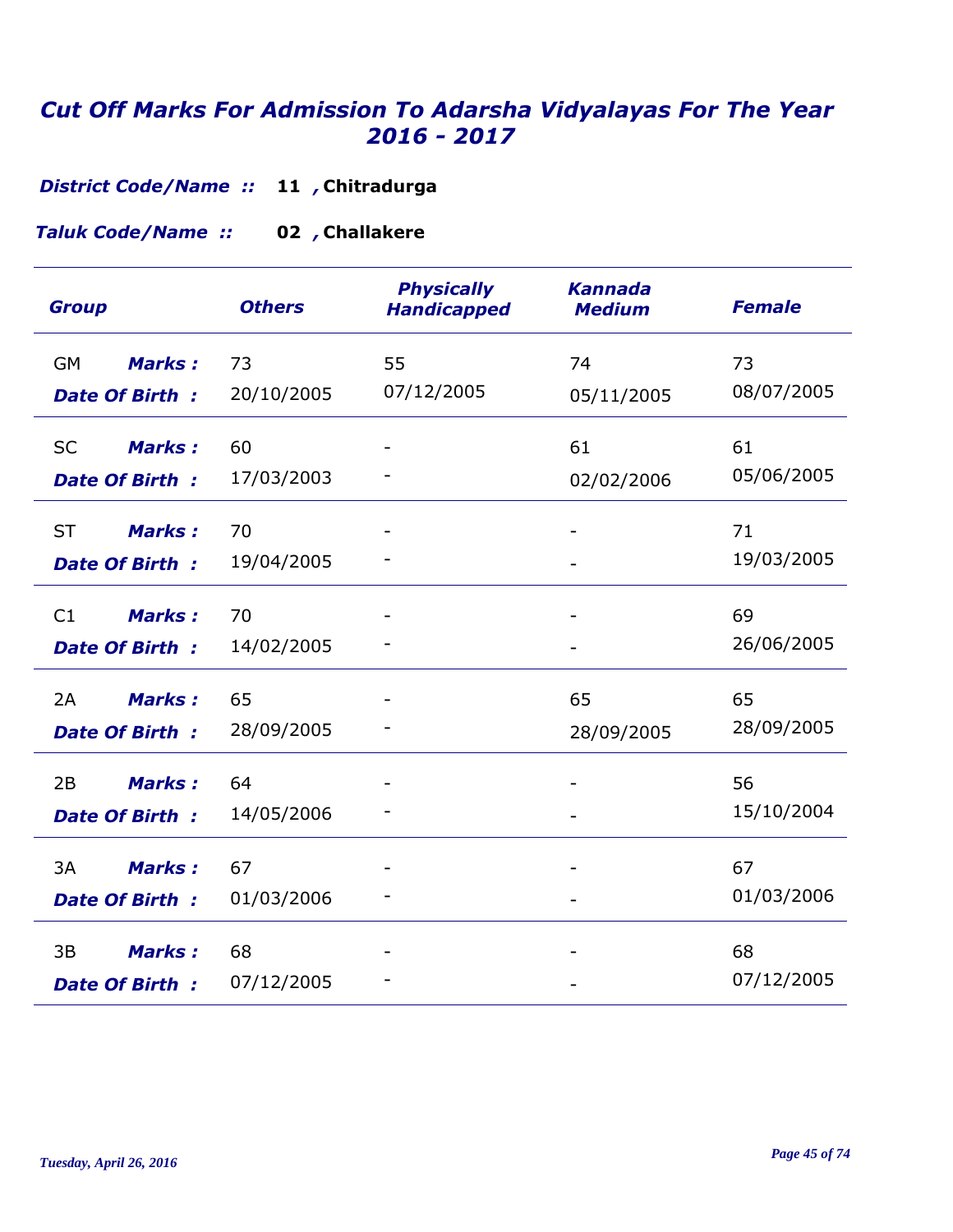# *Cut Off Marks For Admission To Adarsha Vidyalayas For The Year 2016 - 2017*

***District Code/Name ::*** **11 , Chitradurga**

***Taluk Code/Name ::*** **02 , Challakere**

| Group | | Others | Physically Handicapped | Kannada Medium | Female |
|---|---|---|---|---|---|
| GM | Marks : | 73 | 55 | 74 | 73 |
| | Date Of Birth : | 20/10/2005 | 07/12/2005 | 05/11/2005 | 08/07/2005 |
| SC | Marks : | 60 | - | 61 | 61 |
| | Date Of Birth : | 17/03/2003 | - | 02/02/2006 | 05/06/2005 |
| ST | Marks : | 70 | - | - | 71 |
| | Date Of Birth : | 19/04/2005 | - | - | 19/03/2005 |
| C1 | Marks : | 70 | - | - | 69 |
| | Date Of Birth : | 14/02/2005 | - | - | 26/06/2005 |
| 2A | Marks : | 65 | - | 65 | 65 |
| | Date Of Birth : | 28/09/2005 | - | 28/09/2005 | 28/09/2005 |
| 2B | Marks : | 64 | - | - | 56 |
| | Date Of Birth : | 14/05/2006 | - | - | 15/10/2004 |
| 3A | Marks : | 67 | - | - | 67 |
| | Date Of Birth : | 01/03/2006 | - | - | 01/03/2006 |
| 3B | Marks : | 68 | - | - | 68 |
| | Date Of Birth : | 07/12/2005 | - | - | 07/12/2005 |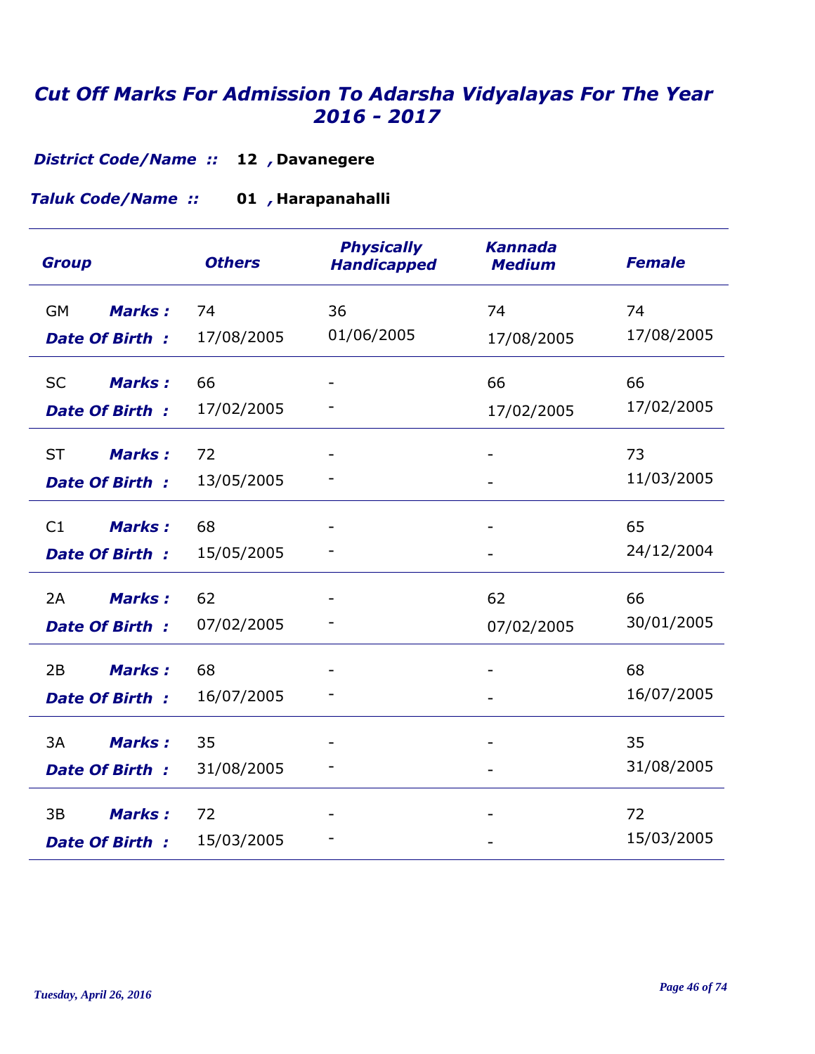# *Cut Off Marks For Admission To Adarsha Vidyalayas For The Year 2016 - 2017*

***District Code/Name ::*** **12 , Davanegere**

***Taluk Code/Name ::*** **01 , Harapanahalli**

| Group | | Others | Physically Handicapped | Kannada Medium | Female |
|---|---|---|---|---|---|
| GM | Marks : | 74 | 36 | 74 | 74 |
| | Date Of Birth : | 17/08/2005 | 01/06/2005 | 17/08/2005 | 17/08/2005 |
| SC | Marks : | 66 | - | 66 | 66 |
| | Date Of Birth : | 17/02/2005 | - | 17/02/2005 | 17/02/2005 |
| ST | Marks : | 72 | - | - | 73 |
| | Date Of Birth : | 13/05/2005 | - | - | 11/03/2005 |
| C1 | Marks : | 68 | - | - | 65 |
| | Date Of Birth : | 15/05/2005 | - | - | 24/12/2004 |
| 2A | Marks : | 62 | - | 62 | 66 |
| | Date Of Birth : | 07/02/2005 | - | 07/02/2005 | 30/01/2005 |
| 2B | Marks : | 68 | - | - | 68 |
| | Date Of Birth : | 16/07/2005 | - | - | 16/07/2005 |
| 3A | Marks : | 35 | - | - | 35 |
| | Date Of Birth : | 31/08/2005 | - | - | 31/08/2005 |
| 3B | Marks : | 72 | - | - | 72 |
| | Date Of Birth : | 15/03/2005 | - | - | 15/03/2005 |

*Tuesday, April 26, 2016*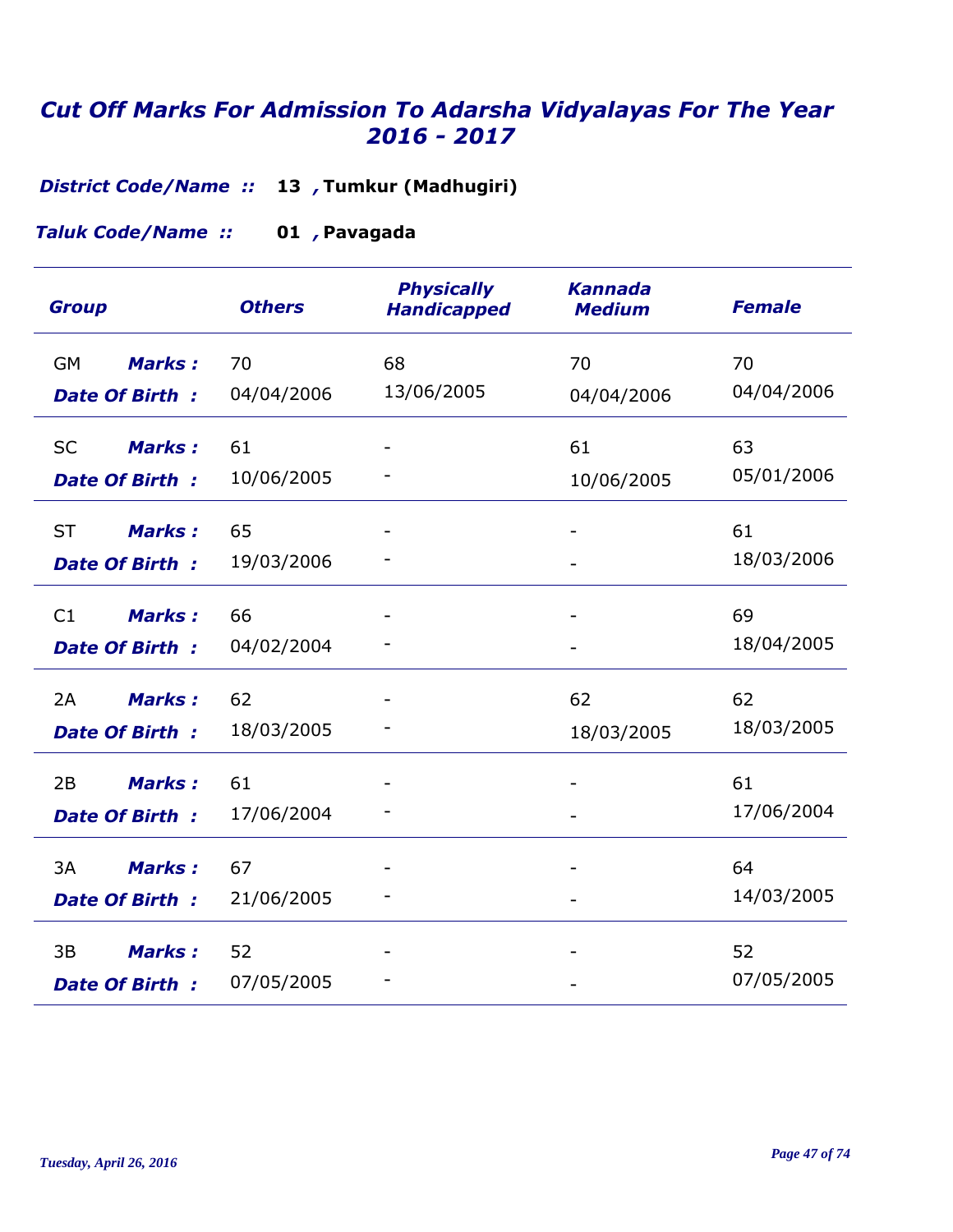# *Cut Off Marks For Admission To Adarsha Vidyalayas For The Year 2016 - 2017*

***District Code/Name ::*** **13 , Tumkur (Madhugiri)**

***Taluk Code/Name ::*** **01 , Pavagada**

| Group | | Others | Physically Handicapped | Kannada Medium | Female |
|---|---|---|---|---|---|
| GM | ***Marks :*** | 70 | 68 | 70 | 70 |
| | ***Date Of Birth :*** | 04/04/2006 | 13/06/2005 | 04/04/2006 | 04/04/2006 |
| SC | ***Marks :*** | 61 | - | 61 | 63 |
| | ***Date Of Birth :*** | 10/06/2005 | - | 10/06/2005 | 05/01/2006 |
| ST | ***Marks :*** | 65 | - | - | 61 |
| | ***Date Of Birth :*** | 19/03/2006 | - | - | 18/03/2006 |
| C1 | ***Marks :*** | 66 | - | - | 69 |
| | ***Date Of Birth :*** | 04/02/2004 | - | - | 18/04/2005 |
| 2A | ***Marks :*** | 62 | - | 62 | 62 |
| | ***Date Of Birth :*** | 18/03/2005 | - | 18/03/2005 | 18/03/2005 |
| 2B | ***Marks :*** | 61 | - | - | 61 |
| | ***Date Of Birth :*** | 17/06/2004 | - | - | 17/06/2004 |
| 3A | ***Marks :*** | 67 | - | - | 64 |
| | ***Date Of Birth :*** | 21/06/2005 | - | - | 14/03/2005 |
| 3B | ***Marks :*** | 52 | - | - | 52 |
| | ***Date Of Birth :*** | 07/05/2005 | - | - | 07/05/2005 |

*Tuesday, April 26, 2016*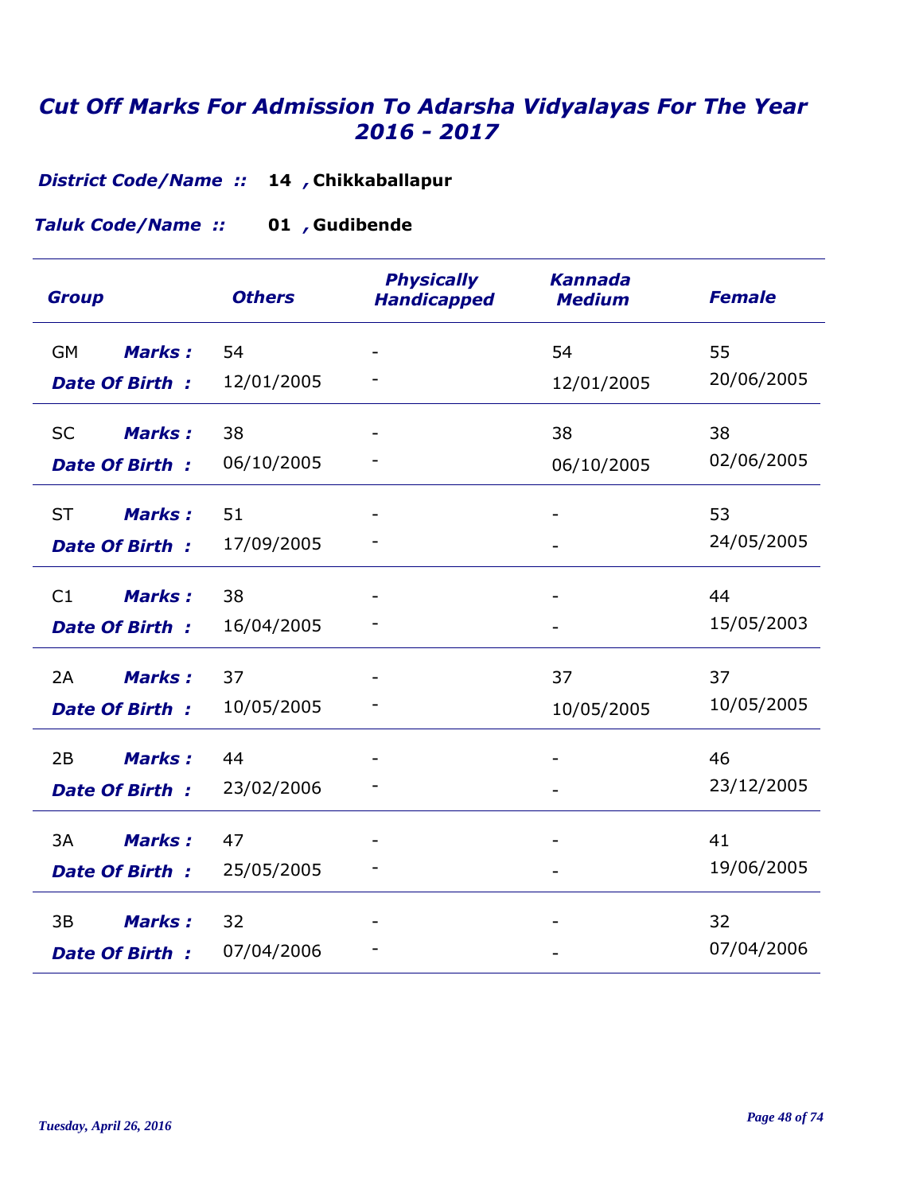# Cut Off Marks For Admission To Adarsha Vidyalayas For The Year 2016 - 2017

***District Code/Name ::*** **14 , Chikkaballapur**

***Taluk Code/Name ::*** **01 , Gudibende**

| Group | | Others | Physically Handicapped | Kannada Medium | Female |
|---|---|---|---|---|---|
| GM | Marks : | 54 | - | 54 | 55 |
| | Date Of Birth : | 12/01/2005 | - | 12/01/2005 | 20/06/2005 |
| SC | Marks : | 38 | - | 38 | 38 |
| | Date Of Birth : | 06/10/2005 | - | 06/10/2005 | 02/06/2005 |
| ST | Marks : | 51 | - | - | 53 |
| | Date Of Birth : | 17/09/2005 | - | - | 24/05/2005 |
| C1 | Marks : | 38 | - | - | 44 |
| | Date Of Birth : | 16/04/2005 | - | - | 15/05/2003 |
| 2A | Marks : | 37 | - | 37 | 37 |
| | Date Of Birth : | 10/05/2005 | - | 10/05/2005 | 10/05/2005 |
| 2B | Marks : | 44 | - | - | 46 |
| | Date Of Birth : | 23/02/2006 | - | - | 23/12/2005 |
| 3A | Marks : | 47 | - | - | 41 |
| | Date Of Birth : | 25/05/2005 | - | - | 19/06/2005 |
| 3B | Marks : | 32 | - | - | 32 |
| | Date Of Birth : | 07/04/2006 | - | - | 07/04/2006 |

*Tuesday, April 26, 2016*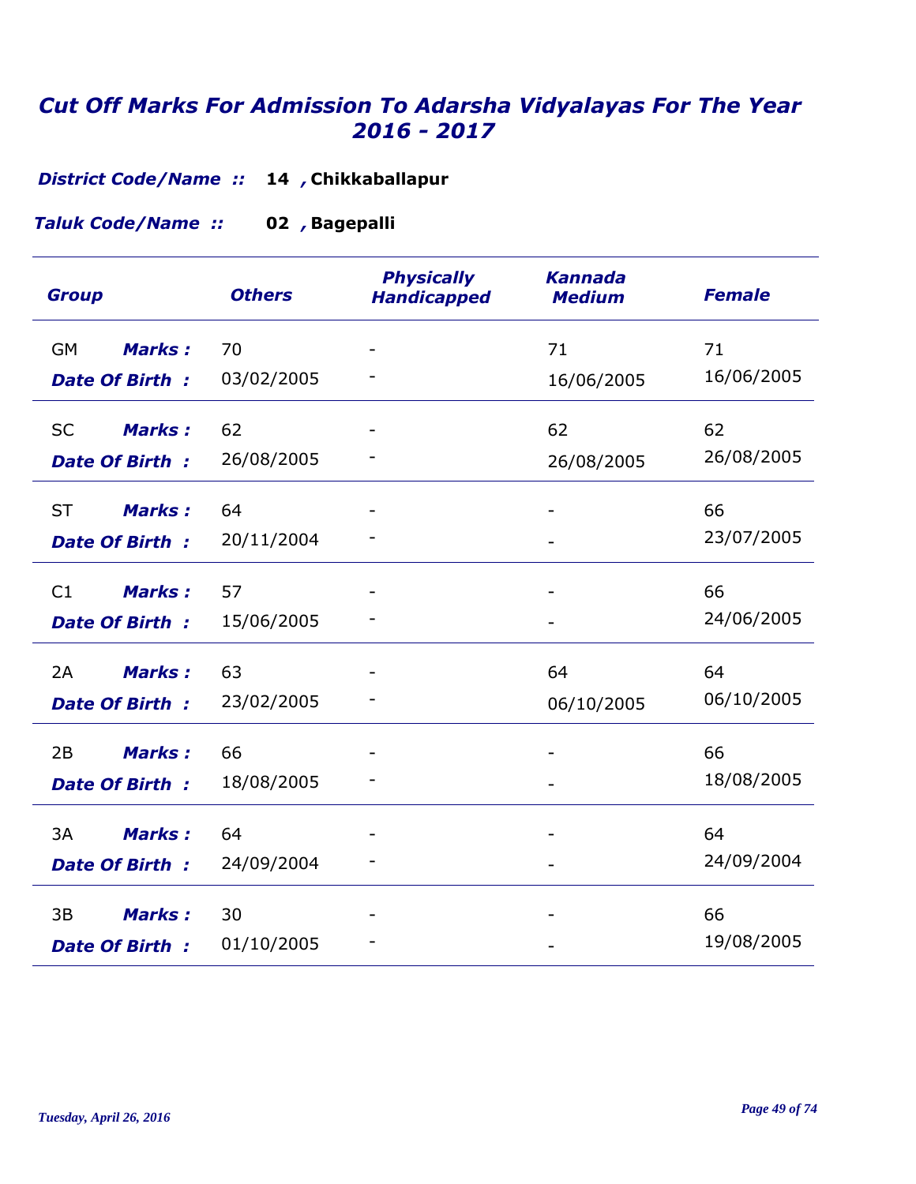# Cut Off Marks For Admission To Adarsha Vidyalayas For The Year 2016 - 2017

***District Code/Name ::*** **14 , Chikkaballapur**

***Taluk Code/Name ::*** **02 , Bagepalli**

| Group | | Others | Physically Handicapped | Kannada Medium | Female |
|---|---|---|---|---|---|
| GM | Marks : | 70 | - | 71 | 71 |
| | Date Of Birth : | 03/02/2005 | - | 16/06/2005 | 16/06/2005 |
| SC | Marks : | 62 | - | 62 | 62 |
| | Date Of Birth : | 26/08/2005 | - | 26/08/2005 | 26/08/2005 |
| ST | Marks : | 64 | - | - | 66 |
| | Date Of Birth : | 20/11/2004 | - | - | 23/07/2005 |
| C1 | Marks : | 57 | - | - | 66 |
| | Date Of Birth : | 15/06/2005 | - | - | 24/06/2005 |
| 2A | Marks : | 63 | - | 64 | 64 |
| | Date Of Birth : | 23/02/2005 | - | 06/10/2005 | 06/10/2005 |
| 2B | Marks : | 66 | - | - | 66 |
| | Date Of Birth : | 18/08/2005 | - | - | 18/08/2005 |
| 3A | Marks : | 64 | - | - | 64 |
| | Date Of Birth : | 24/09/2004 | - | - | 24/09/2004 |
| 3B | Marks : | 30 | - | - | 66 |
| | Date Of Birth : | 01/10/2005 | - | - | 19/08/2005 |

*Tuesday, April 26, 2016*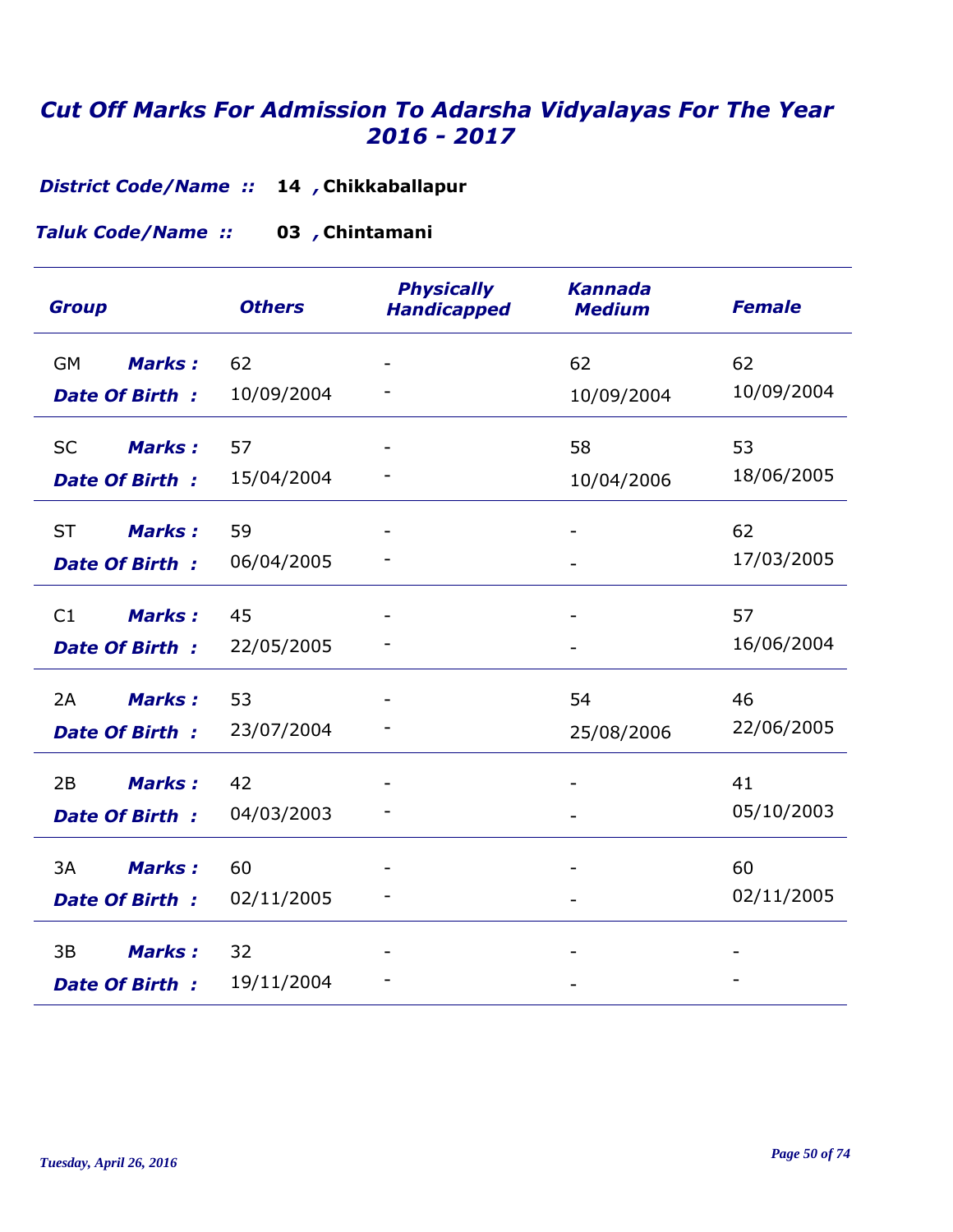# Cut Off Marks For Admission To Adarsha Vidyalayas For The Year 2016 - 2017

***District Code/Name ::*** **14 , Chikkaballapur**

***Taluk Code/Name ::*** **03 , Chintamani**

| Group | | Others | Physically Handicapped | Kannada Medium | Female |
|---|---|---|---|---|---|
| GM | Marks : | 62 | - | 62 | 62 |
| | Date Of Birth : | 10/09/2004 | - | 10/09/2004 | 10/09/2004 |
| SC | Marks : | 57 | - | 58 | 53 |
| | Date Of Birth : | 15/04/2004 | - | 10/04/2006 | 18/06/2005 |
| ST | Marks : | 59 | - | - | 62 |
| | Date Of Birth : | 06/04/2005 | - | - | 17/03/2005 |
| C1 | Marks : | 45 | - | - | 57 |
| | Date Of Birth : | 22/05/2005 | - | - | 16/06/2004 |
| 2A | Marks : | 53 | - | 54 | 46 |
| | Date Of Birth : | 23/07/2004 | - | 25/08/2006 | 22/06/2005 |
| 2B | Marks : | 42 | - | - | 41 |
| | Date Of Birth : | 04/03/2003 | - | - | 05/10/2003 |
| 3A | Marks : | 60 | - | - | 60 |
| | Date Of Birth : | 02/11/2005 | - | - | 02/11/2005 |
| 3B | Marks : | 32 | - | - | - |
| | Date Of Birth : | 19/11/2004 | - | - | - |

*Tuesday, April 26, 2016*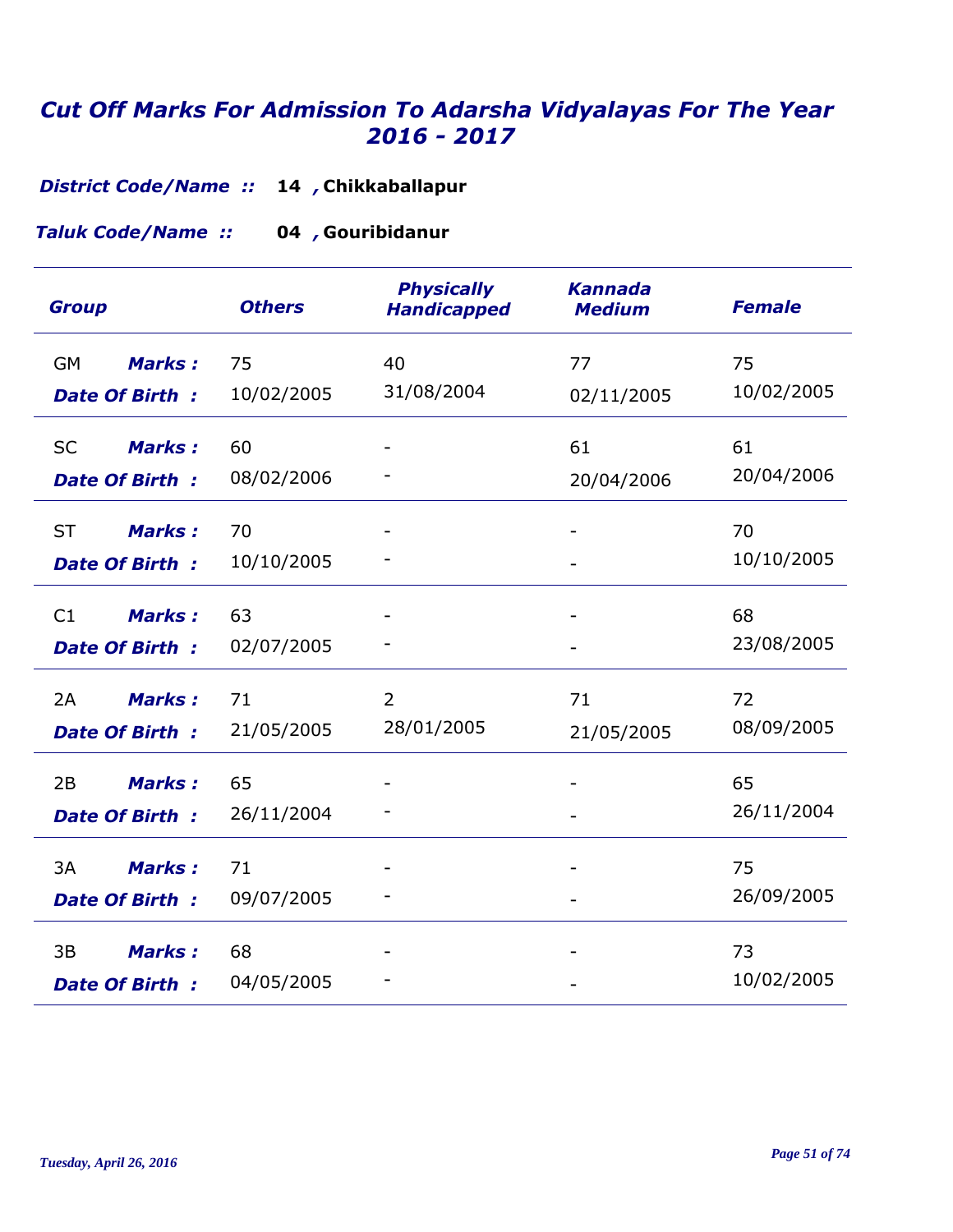# *Cut Off Marks For Admission To Adarsha Vidyalayas For The Year 2016 - 2017*

***District Code/Name ::*** **14 , Chikkaballapur**

***Taluk Code/Name ::*** **04 , Gouribidanur**

| Group | | Others | Physically Handicapped | Kannada Medium | Female |
|---|---|---|---|---|---|
| GM | Marks : | 75 | 40 | 77 | 75 |
| | Date Of Birth : | 10/02/2005 | 31/08/2004 | 02/11/2005 | 10/02/2005 |
| SC | Marks : | 60 | - | 61 | 61 |
| | Date Of Birth : | 08/02/2006 | - | 20/04/2006 | 20/04/2006 |
| ST | Marks : | 70 | - | - | 70 |
| | Date Of Birth : | 10/10/2005 | - | - | 10/10/2005 |
| C1 | Marks : | 63 | - | - | 68 |
| | Date Of Birth : | 02/07/2005 | - | - | 23/08/2005 |
| 2A | Marks : | 71 | 2 | 71 | 72 |
| | Date Of Birth : | 21/05/2005 | 28/01/2005 | 21/05/2005 | 08/09/2005 |
| 2B | Marks : | 65 | - | - | 65 |
| | Date Of Birth : | 26/11/2004 | - | - | 26/11/2004 |
| 3A | Marks : | 71 | - | - | 75 |
| | Date Of Birth : | 09/07/2005 | - | - | 26/09/2005 |
| 3B | Marks : | 68 | - | - | 73 |
| | Date Of Birth : | 04/05/2005 | - | - | 10/02/2005 |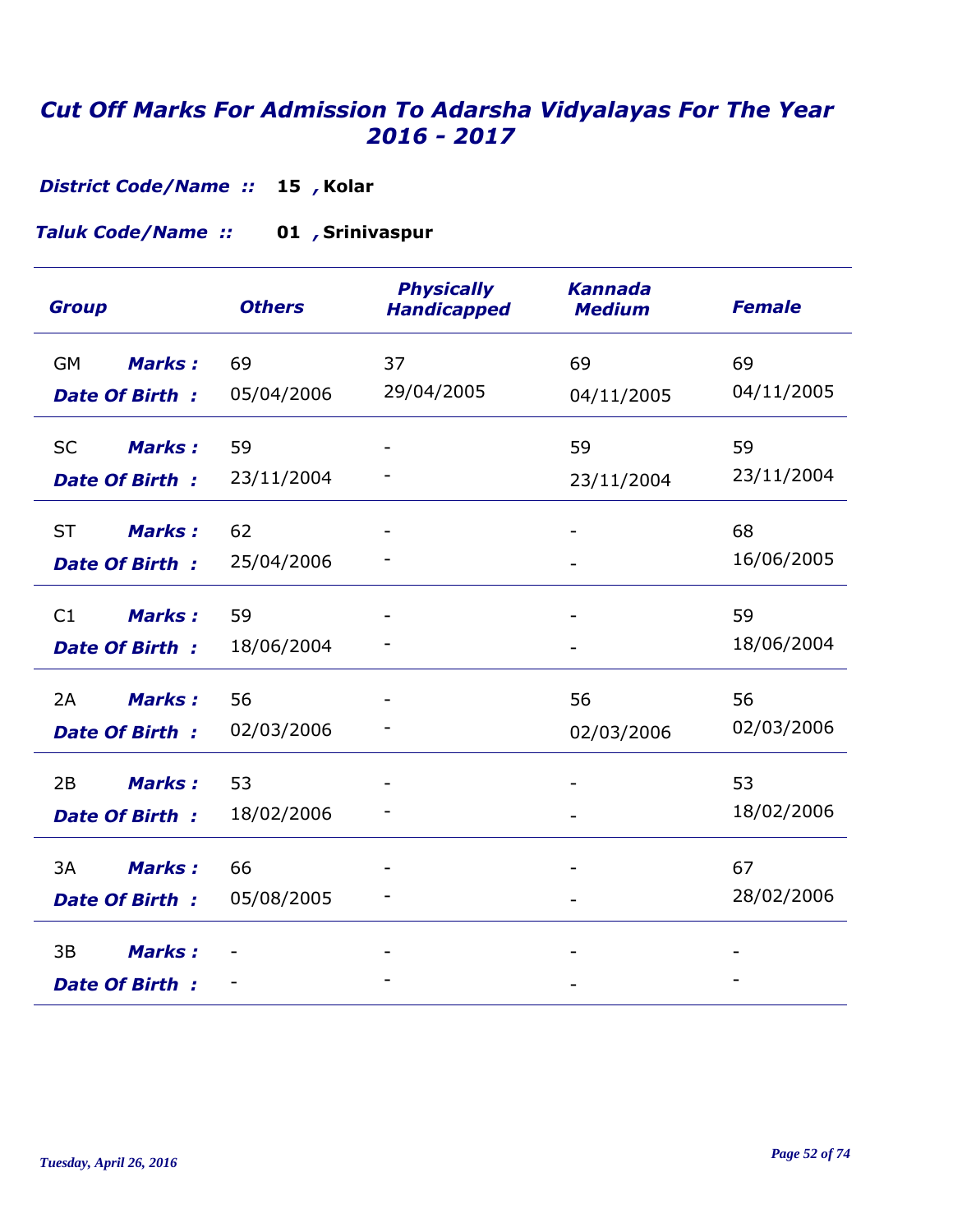# *Cut Off Marks For Admission To Adarsha Vidyalayas For The Year 2016 - 2017*

***District Code/Name ::*** **15 , Kolar**

***Taluk Code/Name ::*** **01 , Srinivaspur**

| Group | | Others | Physically Handicapped | Kannada Medium | Female |
|---|---|---|---|---|---|
| GM | **Marks :** | 69 | 37 | 69 | 69 |
| | **Date Of Birth :** | 05/04/2006 | 29/04/2005 | 04/11/2005 | 04/11/2005 |
| SC | **Marks :** | 59 | - | 59 | 59 |
| | **Date Of Birth :** | 23/11/2004 | - | 23/11/2004 | 23/11/2004 |
| ST | **Marks :** | 62 | - | - | 68 |
| | **Date Of Birth :** | 25/04/2006 | - | - | 16/06/2005 |
| C1 | **Marks :** | 59 | - | - | 59 |
| | **Date Of Birth :** | 18/06/2004 | - | - | 18/06/2004 |
| 2A | **Marks :** | 56 | - | 56 | 56 |
| | **Date Of Birth :** | 02/03/2006 | - | 02/03/2006 | 02/03/2006 |
| 2B | **Marks :** | 53 | - | - | 53 |
| | **Date Of Birth :** | 18/02/2006 | - | - | 18/02/2006 |
| 3A | **Marks :** | 66 | - | - | 67 |
| | **Date Of Birth :** | 05/08/2005 | - | - | 28/02/2006 |
| 3B | **Marks :** | - | - | - | - |
| | **Date Of Birth :** | - | - | - | - |

*Tuesday, April 26, 2016*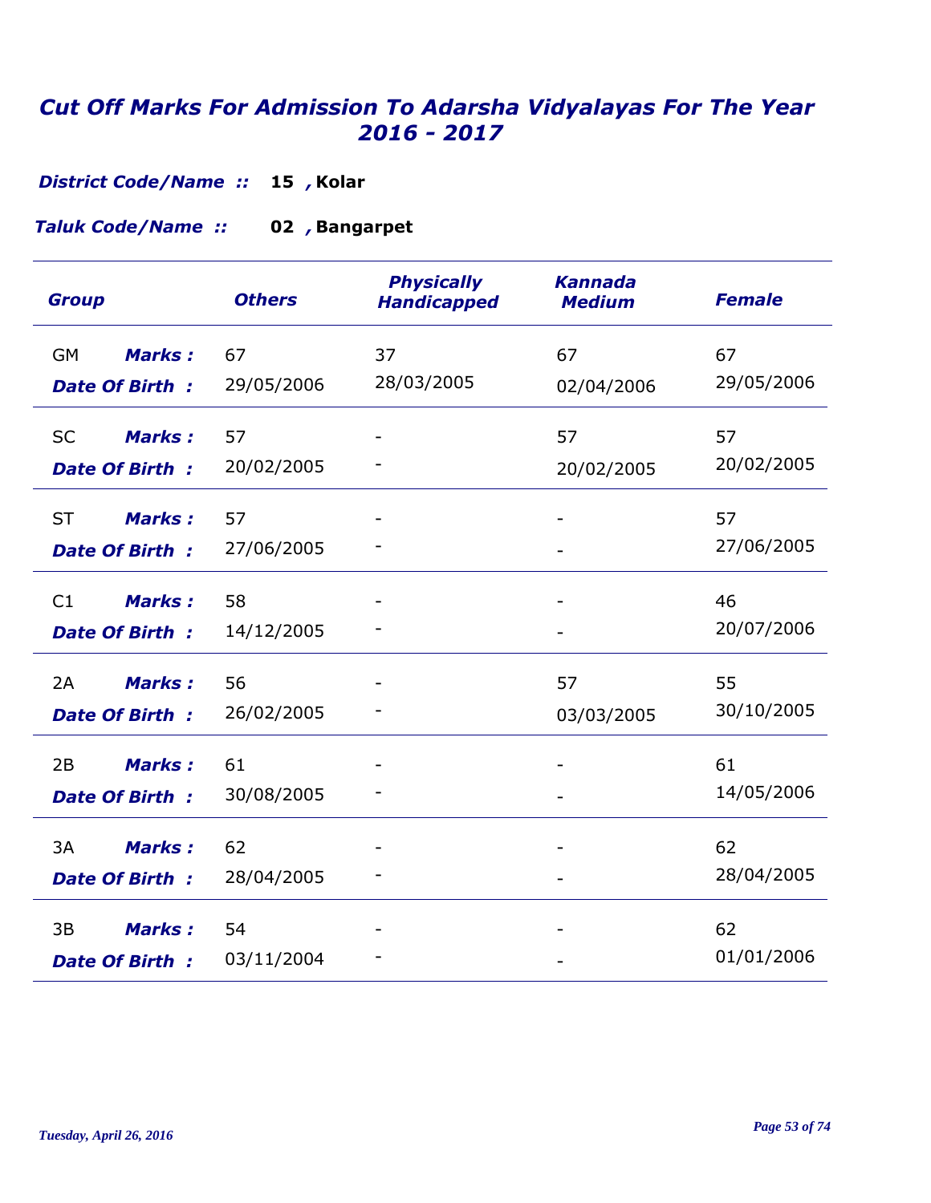# *Cut Off Marks For Admission To Adarsha Vidyalayas For The Year 2016 - 2017*

***District Code/Name ::*** **15 , Kolar**

***Taluk Code/Name ::*** **02 , Bangarpet**

| *Group* | | *Others* | *Physically Handicapped* | *Kannada Medium* | *Female* |
|---|---|---|---|---|---|
| GM | ***Marks :*** | 67 | 37 | 67 | 67 |
| | ***Date Of Birth :*** | 29/05/2006 | 28/03/2005 | 02/04/2006 | 29/05/2006 |
| SC | ***Marks :*** | 57 | - | 57 | 57 |
| | ***Date Of Birth :*** | 20/02/2005 | - | 20/02/2005 | 20/02/2005 |
| ST | ***Marks :*** | 57 | - | - | 57 |
| | ***Date Of Birth :*** | 27/06/2005 | - | - | 27/06/2005 |
| C1 | ***Marks :*** | 58 | - | - | 46 |
| | ***Date Of Birth :*** | 14/12/2005 | - | - | 20/07/2006 |
| 2A | ***Marks :*** | 56 | - | 57 | 55 |
| | ***Date Of Birth :*** | 26/02/2005 | - | 03/03/2005 | 30/10/2005 |
| 2B | ***Marks :*** | 61 | - | - | 61 |
| | ***Date Of Birth :*** | 30/08/2005 | - | - | 14/05/2006 |
| 3A | ***Marks :*** | 62 | - | - | 62 |
| | ***Date Of Birth :*** | 28/04/2005 | - | - | 28/04/2005 |
| 3B | ***Marks :*** | 54 | - | - | 62 |
| | ***Date Of Birth :*** | 03/11/2004 | - | - | 01/01/2006 |

*Tuesday, April 26, 2016*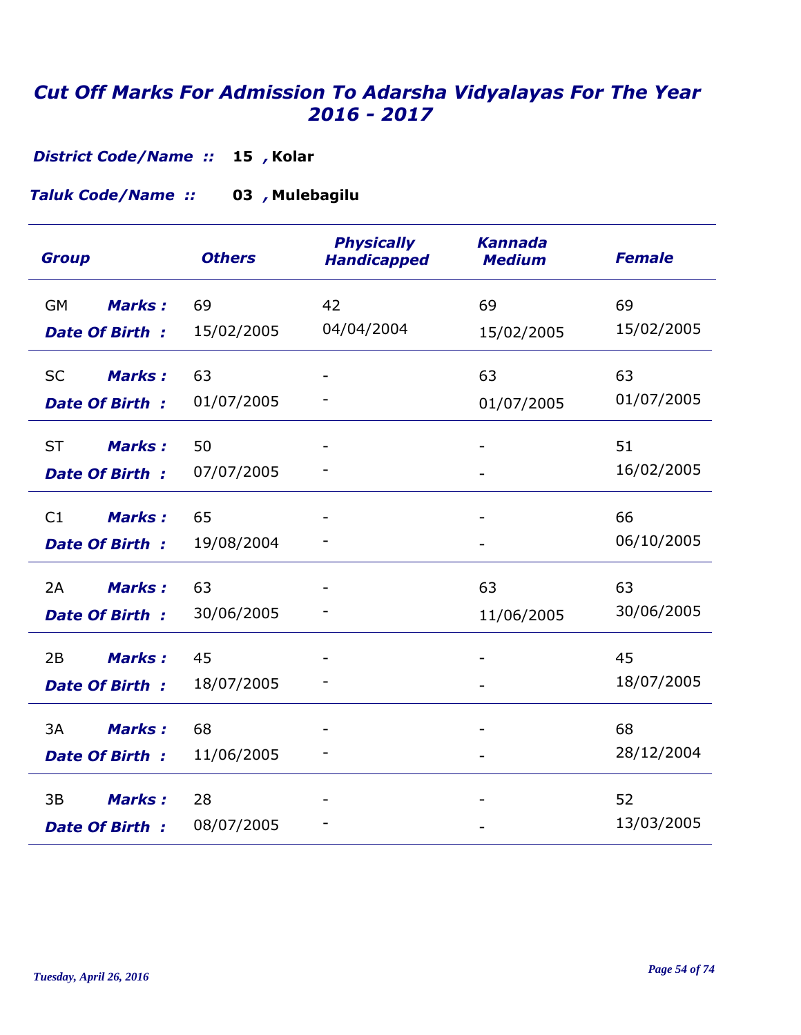# *Cut Off Marks For Admission To Adarsha Vidyalayas For The Year 2016 - 2017*

***District Code/Name ::*** **15 , Kolar**

***Taluk Code/Name ::*** **03 , Mulebagilu**

| Group | | Others | Physically Handicapped | Kannada Medium | Female |
|---|---|---|---|---|---|
| GM | ***Marks :*** | 69 | 42 | 69 | 69 |
| | ***Date Of Birth :*** | 15/02/2005 | 04/04/2004 | 15/02/2005 | 15/02/2005 |
| SC | ***Marks :*** | 63 | - | 63 | 63 |
| | ***Date Of Birth :*** | 01/07/2005 | - | 01/07/2005 | 01/07/2005 |
| ST | ***Marks :*** | 50 | - | - | 51 |
| | ***Date Of Birth :*** | 07/07/2005 | - | - | 16/02/2005 |
| C1 | ***Marks :*** | 65 | - | - | 66 |
| | ***Date Of Birth :*** | 19/08/2004 | - | - | 06/10/2005 |
| 2A | ***Marks :*** | 63 | - | 63 | 63 |
| | ***Date Of Birth :*** | 30/06/2005 | - | 11/06/2005 | 30/06/2005 |
| 2B | ***Marks :*** | 45 | - | - | 45 |
| | ***Date Of Birth :*** | 18/07/2005 | - | - | 18/07/2005 |
| 3A | ***Marks :*** | 68 | - | - | 68 |
| | ***Date Of Birth :*** | 11/06/2005 | - | - | 28/12/2004 |
| 3B | ***Marks :*** | 28 | - | - | 52 |
| | ***Date Of Birth :*** | 08/07/2005 | - | - | 13/03/2005 |

*Tuesday, April 26, 2016*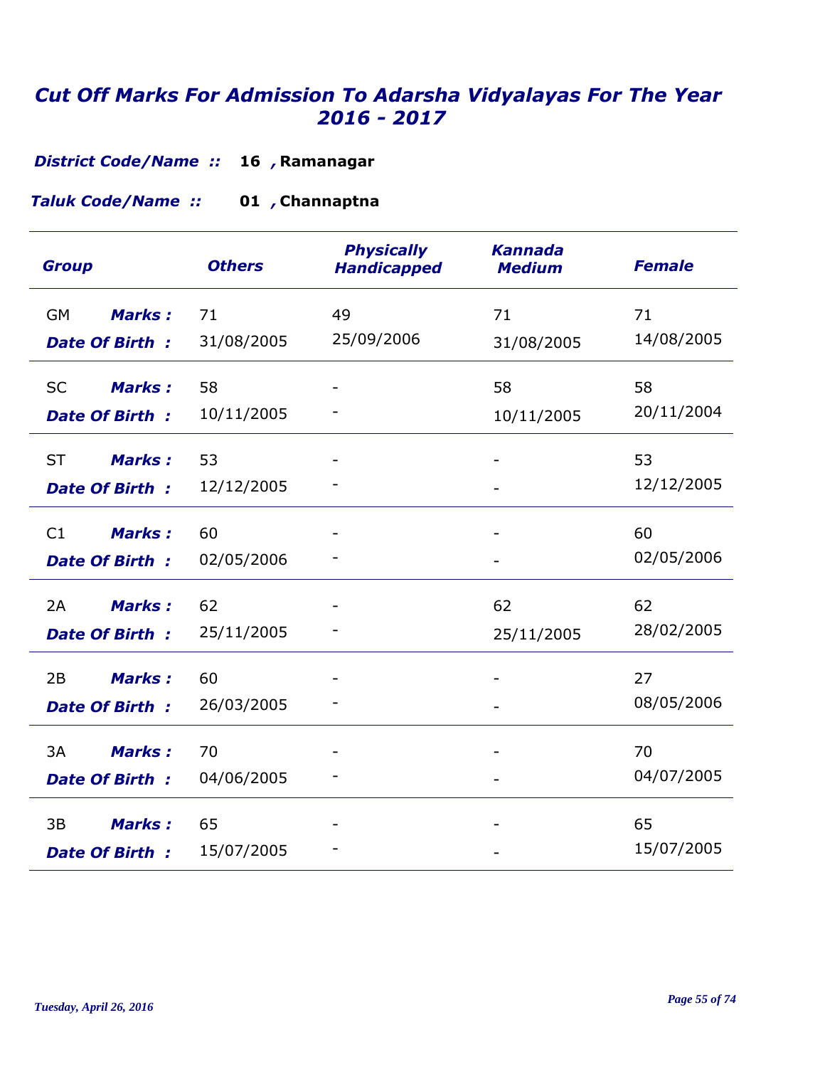# Cut Off Marks For Admission To Adarsha Vidyalayas For The Year 2016 - 2017

***District Code/Name ::*** **16 , Ramanagar**

***Taluk Code/Name ::*** **01 , Channaptna**

| Group | | Others | Physically Handicapped | Kannada Medium | Female |
|---|---|---|---|---|---|
| GM | ***Marks :*** | 71 | 49 | 71 | 71 |
| | ***Date Of Birth :*** | 31/08/2005 | 25/09/2006 | 31/08/2005 | 14/08/2005 |
| SC | ***Marks :*** | 58 | - | 58 | 58 |
| | ***Date Of Birth :*** | 10/11/2005 | - | 10/11/2005 | 20/11/2004 |
| ST | ***Marks :*** | 53 | - | - | 53 |
| | ***Date Of Birth :*** | 12/12/2005 | - | - | 12/12/2005 |
| C1 | ***Marks :*** | 60 | - | - | 60 |
| | ***Date Of Birth :*** | 02/05/2006 | - | - | 02/05/2006 |
| 2A | ***Marks :*** | 62 | - | 62 | 62 |
| | ***Date Of Birth :*** | 25/11/2005 | - | 25/11/2005 | 28/02/2005 |
| 2B | ***Marks :*** | 60 | - | - | 27 |
| | ***Date Of Birth :*** | 26/03/2005 | - | - | 08/05/2006 |
| 3A | ***Marks :*** | 70 | - | - | 70 |
| | ***Date Of Birth :*** | 04/06/2005 | - | - | 04/07/2005 |
| 3B | ***Marks :*** | 65 | - | - | 65 |
| | ***Date Of Birth :*** | 15/07/2005 | - | - | 15/07/2005 |

*Tuesday, April 26, 2016*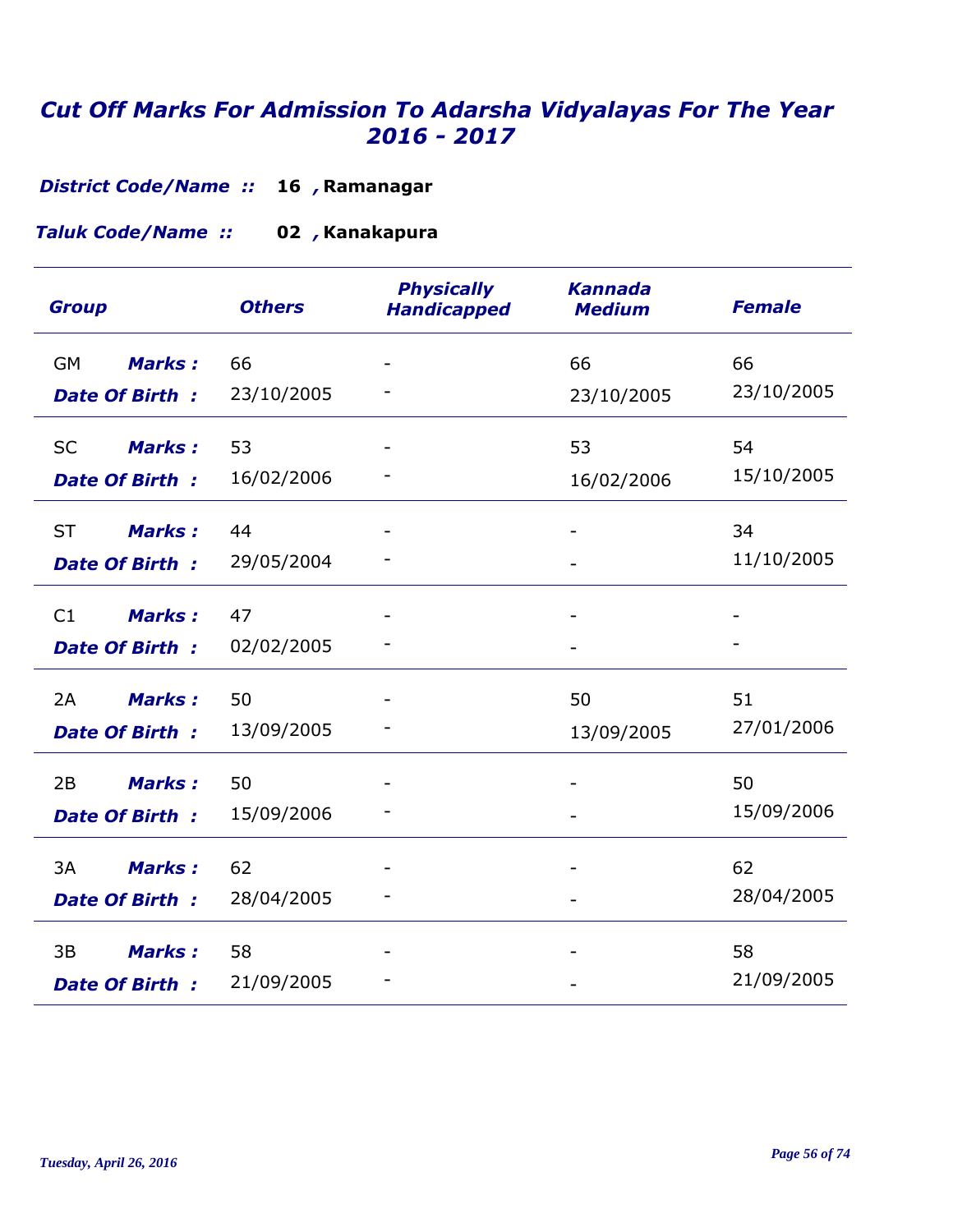# *Cut Off Marks For Admission To Adarsha Vidyalayas For The Year 2016 - 2017*

***District Code/Name ::*** **16 , Ramanagar**

***Taluk Code/Name ::*** **02 , Kanakapura**

| Group | | Others | Physically Handicapped | Kannada Medium | Female |
|---|---|---|---|---|---|
| GM | ***Marks :*** | 66 | - | 66 | 66 |
| | ***Date Of Birth :*** | 23/10/2005 | - | 23/10/2005 | 23/10/2005 |
| SC | ***Marks :*** | 53 | - | 53 | 54 |
| | ***Date Of Birth :*** | 16/02/2006 | - | 16/02/2006 | 15/10/2005 |
| ST | ***Marks :*** | 44 | - | - | 34 |
| | ***Date Of Birth :*** | 29/05/2004 | - | - | 11/10/2005 |
| C1 | ***Marks :*** | 47 | - | - | - |
| | ***Date Of Birth :*** | 02/02/2005 | - | - | - |
| 2A | ***Marks :*** | 50 | - | 50 | 51 |
| | ***Date Of Birth :*** | 13/09/2005 | - | 13/09/2005 | 27/01/2006 |
| 2B | ***Marks :*** | 50 | - | - | 50 |
| | ***Date Of Birth :*** | 15/09/2006 | - | - | 15/09/2006 |
| 3A | ***Marks :*** | 62 | - | - | 62 |
| | ***Date Of Birth :*** | 28/04/2005 | - | - | 28/04/2005 |
| 3B | ***Marks :*** | 58 | - | - | 58 |
| | ***Date Of Birth :*** | 21/09/2005 | - | - | 21/09/2005 |

*Tuesday, April 26, 2016*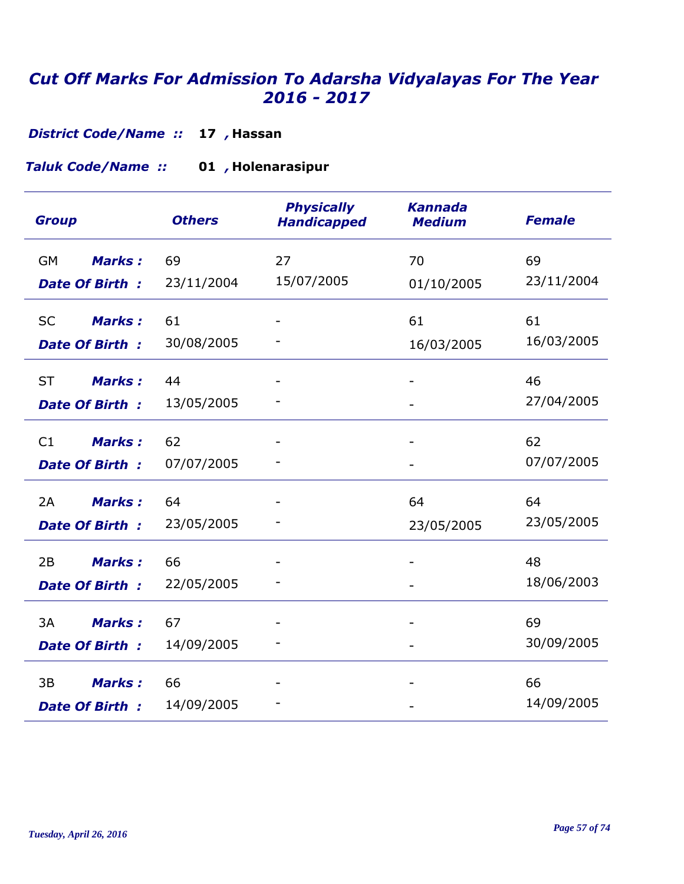# *Cut Off Marks For Admission To Adarsha Vidyalayas For The Year 2016 - 2017*

***District Code/Name ::*** **17 , Hassan**

***Taluk Code/Name ::*** **01 , Holenarasipur**

| Group | | Others | Physically Handicapped | Kannada Medium | Female |
|---|---|---|---|---|---|
| GM | ***Marks :*** | 69 | 27 | 70 | 69 |
| | ***Date Of Birth :*** | 23/11/2004 | 15/07/2005 | 01/10/2005 | 23/11/2004 |
| SC | ***Marks :*** | 61 | - | 61 | 61 |
| | ***Date Of Birth :*** | 30/08/2005 | - | 16/03/2005 | 16/03/2005 |
| ST | ***Marks :*** | 44 | - | - | 46 |
| | ***Date Of Birth :*** | 13/05/2005 | - | - | 27/04/2005 |
| C1 | ***Marks :*** | 62 | - | - | 62 |
| | ***Date Of Birth :*** | 07/07/2005 | - | - | 07/07/2005 |
| 2A | ***Marks :*** | 64 | - | 64 | 64 |
| | ***Date Of Birth :*** | 23/05/2005 | - | 23/05/2005 | 23/05/2005 |
| 2B | ***Marks :*** | 66 | - | - | 48 |
| | ***Date Of Birth :*** | 22/05/2005 | - | - | 18/06/2003 |
| 3A | ***Marks :*** | 67 | - | - | 69 |
| | ***Date Of Birth :*** | 14/09/2005 | - | - | 30/09/2005 |
| 3B | ***Marks :*** | 66 | - | - | 66 |
| | ***Date Of Birth :*** | 14/09/2005 | - | - | 14/09/2005 |

*Tuesday, April 26, 2016*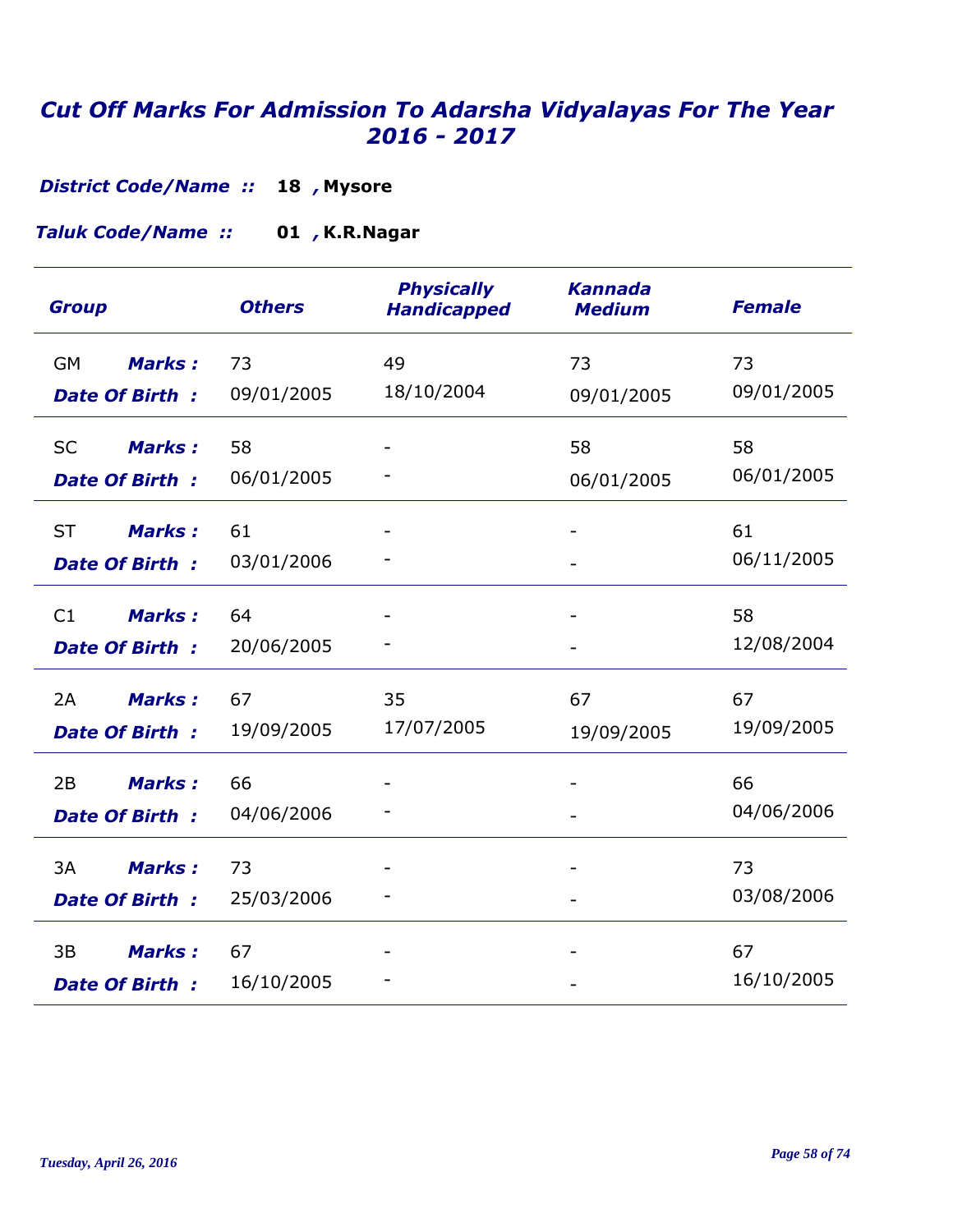# *Cut Off Marks For Admission To Adarsha Vidyalayas For The Year 2016 - 2017*

***District Code/Name ::*** **18 , Mysore**

***Taluk Code/Name ::*** **01 , K.R.Nagar**

| Group | | Others | Physically Handicapped | Kannada Medium | Female |
|---|---|---|---|---|---|
| GM | ***Marks :*** | 73 | 49 | 73 | 73 |
| | ***Date Of Birth :*** | 09/01/2005 | 18/10/2004 | 09/01/2005 | 09/01/2005 |
| SC | ***Marks :*** | 58 | - | 58 | 58 |
| | ***Date Of Birth :*** | 06/01/2005 | - | 06/01/2005 | 06/01/2005 |
| ST | ***Marks :*** | 61 | - | - | 61 |
| | ***Date Of Birth :*** | 03/01/2006 | - | - | 06/11/2005 |
| C1 | ***Marks :*** | 64 | - | - | 58 |
| | ***Date Of Birth :*** | 20/06/2005 | - | - | 12/08/2004 |
| 2A | ***Marks :*** | 67 | 35 | 67 | 67 |
| | ***Date Of Birth :*** | 19/09/2005 | 17/07/2005 | 19/09/2005 | 19/09/2005 |
| 2B | ***Marks :*** | 66 | - | - | 66 |
| | ***Date Of Birth :*** | 04/06/2006 | - | - | 04/06/2006 |
| 3A | ***Marks :*** | 73 | - | - | 73 |
| | ***Date Of Birth :*** | 25/03/2006 | - | - | 03/08/2006 |
| 3B | ***Marks :*** | 67 | - | - | 67 |
| | ***Date Of Birth :*** | 16/10/2005 | - | - | 16/10/2005 |

*Tuesday, April 26, 2016*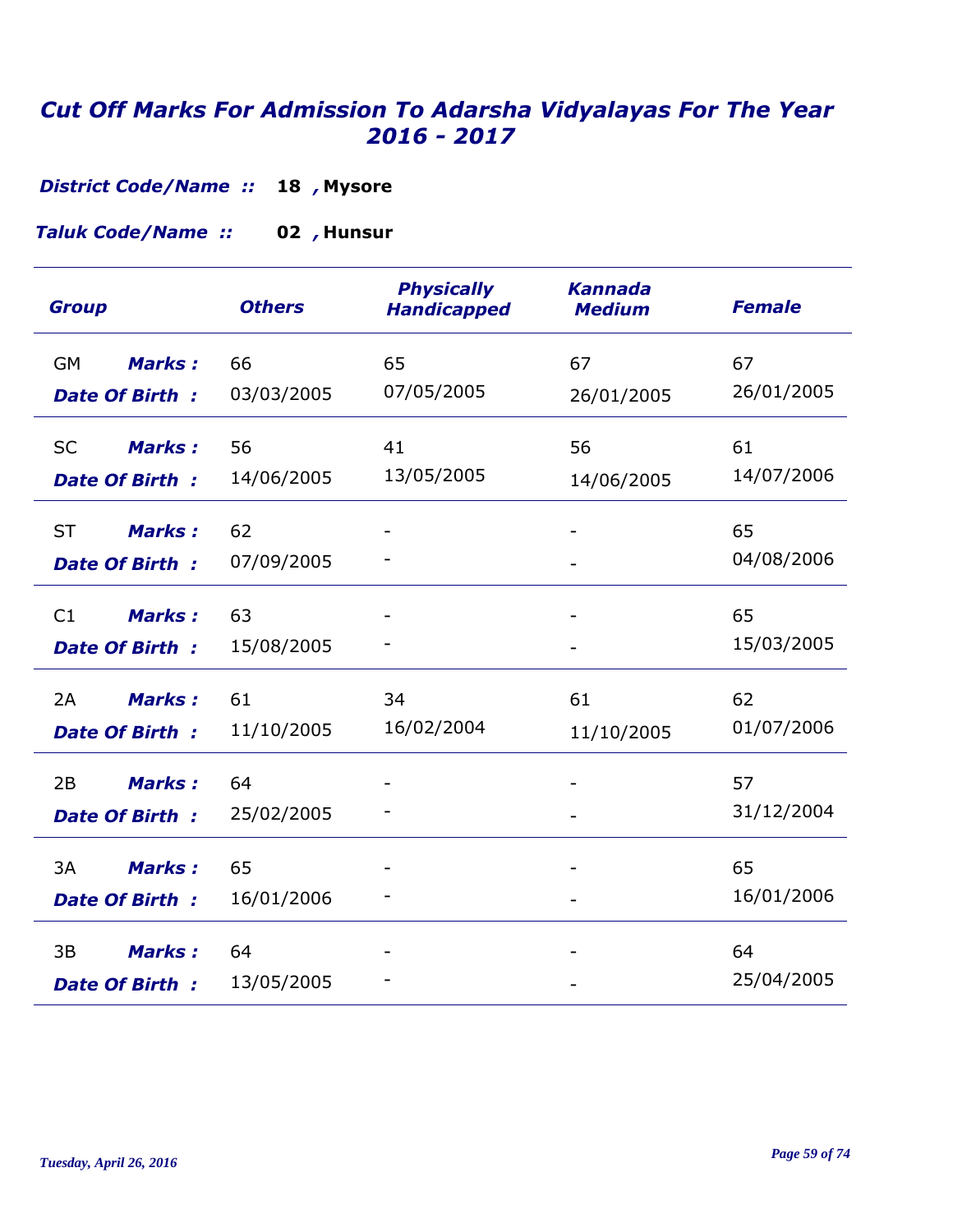# Cut Off Marks For Admission To Adarsha Vidyalayas For The Year 2016 - 2017

***District Code/Name ::*** **18 , Mysore**

***Taluk Code/Name ::*** **02 , Hunsur**

| Group | | Others | Physically Handicapped | Kannada Medium | Female |
|---|---|---|---|---|---|
| GM | Marks : | 66 | 65 | 67 | 67 |
| | Date Of Birth : | 03/03/2005 | 07/05/2005 | 26/01/2005 | 26/01/2005 |
| SC | Marks : | 56 | 41 | 56 | 61 |
| | Date Of Birth : | 14/06/2005 | 13/05/2005 | 14/06/2005 | 14/07/2006 |
| ST | Marks : | 62 | - | - | 65 |
| | Date Of Birth : | 07/09/2005 | - | - | 04/08/2006 |
| C1 | Marks : | 63 | - | - | 65 |
| | Date Of Birth : | 15/08/2005 | - | - | 15/03/2005 |
| 2A | Marks : | 61 | 34 | 61 | 62 |
| | Date Of Birth : | 11/10/2005 | 16/02/2004 | 11/10/2005 | 01/07/2006 |
| 2B | Marks : | 64 | - | - | 57 |
| | Date Of Birth : | 25/02/2005 | - | - | 31/12/2004 |
| 3A | Marks : | 65 | - | - | 65 |
| | Date Of Birth : | 16/01/2006 | - | - | 16/01/2006 |
| 3B | Marks : | 64 | - | - | 64 |
| | Date Of Birth : | 13/05/2005 | - | - | 25/04/2005 |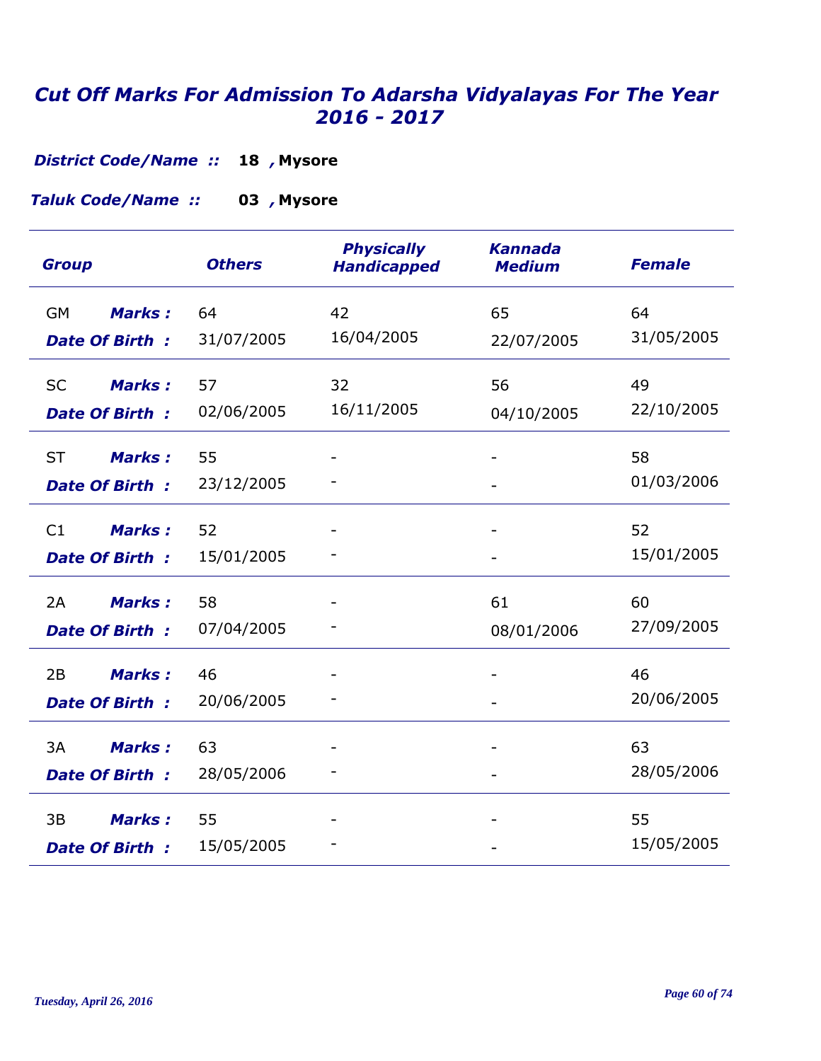# *Cut Off Marks For Admission To Adarsha Vidyalayas For The Year 2016 - 2017*

***District Code/Name ::*** **18 , Mysore**

***Taluk Code/Name ::*** **03 , Mysore**

| *Group* | | *Others* | *Physically Handicapped* | *Kannada Medium* | *Female* |
|---|---|---|---|---|---|
| GM | ***Marks :*** | 64 | 42 | 65 | 64 |
| | ***Date Of Birth :*** | 31/07/2005 | 16/04/2005 | 22/07/2005 | 31/05/2005 |
| SC | ***Marks :*** | 57 | 32 | 56 | 49 |
| | ***Date Of Birth :*** | 02/06/2005 | 16/11/2005 | 04/10/2005 | 22/10/2005 |
| ST | ***Marks :*** | 55 | - | - | 58 |
| | ***Date Of Birth :*** | 23/12/2005 | - | - | 01/03/2006 |
| C1 | ***Marks :*** | 52 | - | - | 52 |
| | ***Date Of Birth :*** | 15/01/2005 | - | - | 15/01/2005 |
| 2A | ***Marks :*** | 58 | - | 61 | 60 |
| | ***Date Of Birth :*** | 07/04/2005 | - | 08/01/2006 | 27/09/2005 |
| 2B | ***Marks :*** | 46 | - | - | 46 |
| | ***Date Of Birth :*** | 20/06/2005 | - | - | 20/06/2005 |
| 3A | ***Marks :*** | 63 | - | - | 63 |
| | ***Date Of Birth :*** | 28/05/2006 | - | - | 28/05/2006 |
| 3B | ***Marks :*** | 55 | - | - | 55 |
| | ***Date Of Birth :*** | 15/05/2005 | - | - | 15/05/2005 |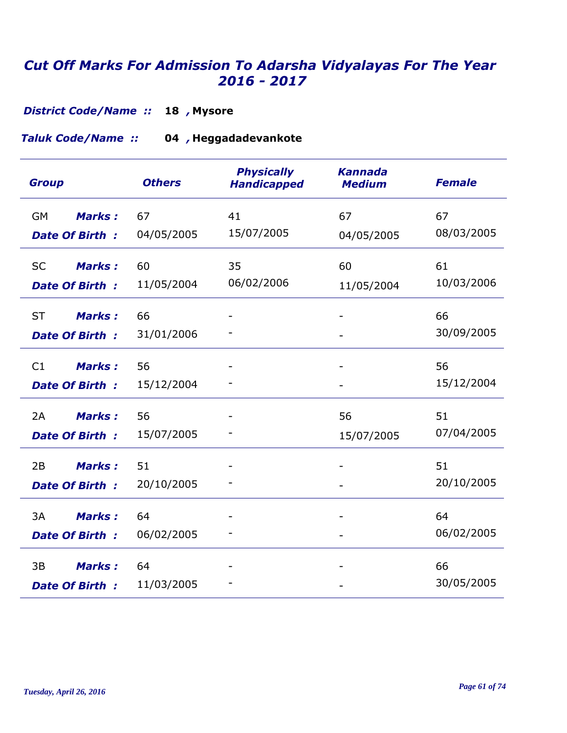# Cut Off Marks For Admission To Adarsha Vidyalayas For The Year 2016 - 2017

***District Code/Name ::*** **18 , Mysore**

***Taluk Code/Name ::*** **04 , Heggadadevankote**

| Group | | Others | Physically Handicapped | Kannada Medium | Female |
|---|---|---|---|---|---|
| GM | Marks : | 67 | 41 | 67 | 67 |
| | Date Of Birth : | 04/05/2005 | 15/07/2005 | 04/05/2005 | 08/03/2005 |
| SC | Marks : | 60 | 35 | 60 | 61 |
| | Date Of Birth : | 11/05/2004 | 06/02/2006 | 11/05/2004 | 10/03/2006 |
| ST | Marks : | 66 | - | - | 66 |
| | Date Of Birth : | 31/01/2006 | - | - | 30/09/2005 |
| C1 | Marks : | 56 | - | - | 56 |
| | Date Of Birth : | 15/12/2004 | - | - | 15/12/2004 |
| 2A | Marks : | 56 | - | 56 | 51 |
| | Date Of Birth : | 15/07/2005 | - | 15/07/2005 | 07/04/2005 |
| 2B | Marks : | 51 | - | - | 51 |
| | Date Of Birth : | 20/10/2005 | - | - | 20/10/2005 |
| 3A | Marks : | 64 | - | - | 64 |
| | Date Of Birth : | 06/02/2005 | - | - | 06/02/2005 |
| 3B | Marks : | 64 | - | - | 66 |
| | Date Of Birth : | 11/03/2005 | - | - | 30/05/2005 |

*Tuesday, April 26, 2016*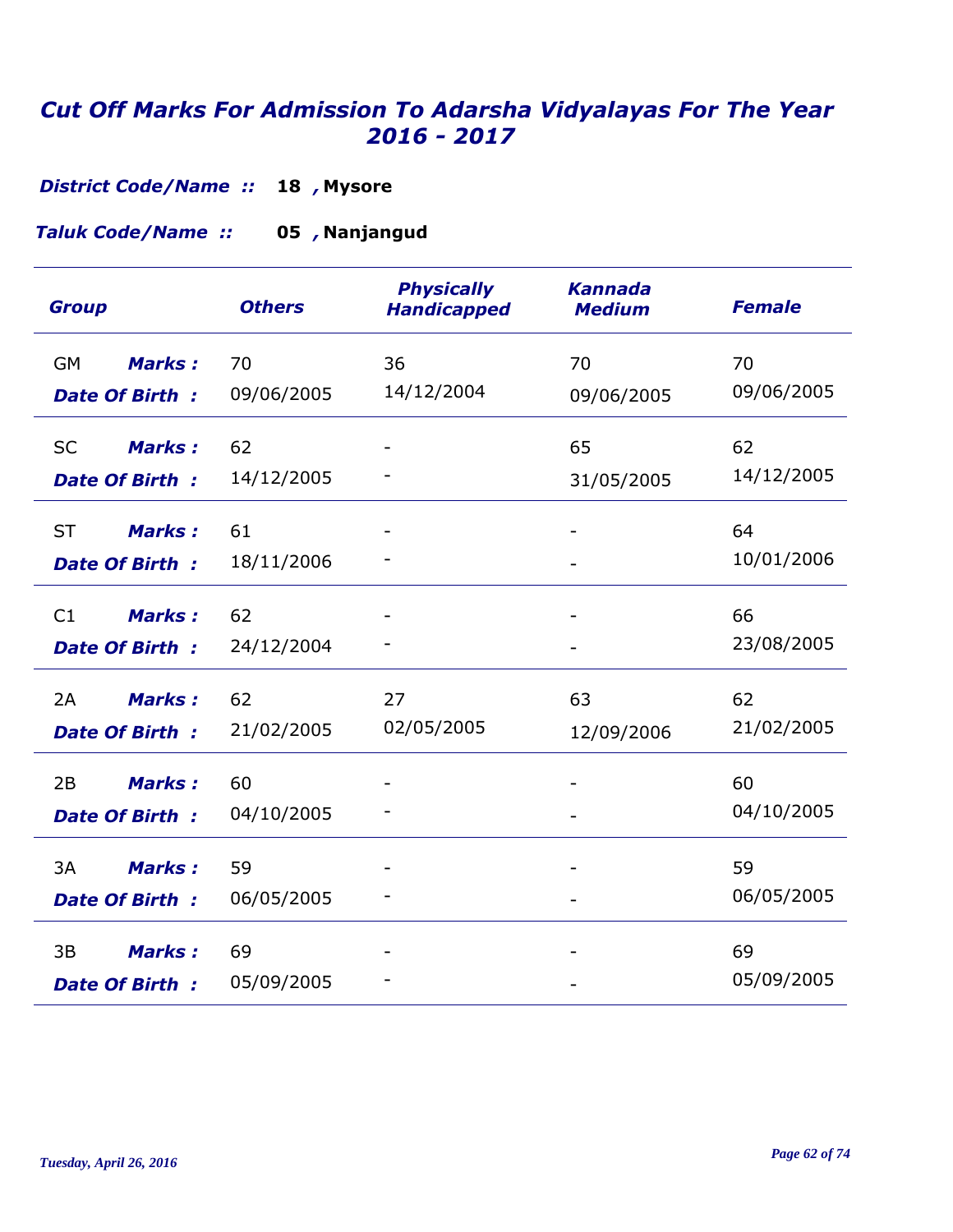# *Cut Off Marks For Admission To Adarsha Vidyalayas For The Year 2016 - 2017*

***District Code/Name ::*** **18 , Mysore**

***Taluk Code/Name ::*** **05 , Nanjangud**

| Group | | Others | Physically Handicapped | Kannada Medium | Female |
|---|---|---|---|---|---|
| GM | ***Marks :*** | 70 | 36 | 70 | 70 |
| | ***Date Of Birth :*** | 09/06/2005 | 14/12/2004 | 09/06/2005 | 09/06/2005 |
| SC | ***Marks :*** | 62 | - | 65 | 62 |
| | ***Date Of Birth :*** | 14/12/2005 | - | 31/05/2005 | 14/12/2005 |
| ST | ***Marks :*** | 61 | - | - | 64 |
| | ***Date Of Birth :*** | 18/11/2006 | - | - | 10/01/2006 |
| C1 | ***Marks :*** | 62 | - | - | 66 |
| | ***Date Of Birth :*** | 24/12/2004 | - | - | 23/08/2005 |
| 2A | ***Marks :*** | 62 | 27 | 63 | 62 |
| | ***Date Of Birth :*** | 21/02/2005 | 02/05/2005 | 12/09/2006 | 21/02/2005 |
| 2B | ***Marks :*** | 60 | - | - | 60 |
| | ***Date Of Birth :*** | 04/10/2005 | - | - | 04/10/2005 |
| 3A | ***Marks :*** | 59 | - | - | 59 |
| | ***Date Of Birth :*** | 06/05/2005 | - | - | 06/05/2005 |
| 3B | ***Marks :*** | 69 | - | - | 69 |
| | ***Date Of Birth :*** | 05/09/2005 | - | - | 05/09/2005 |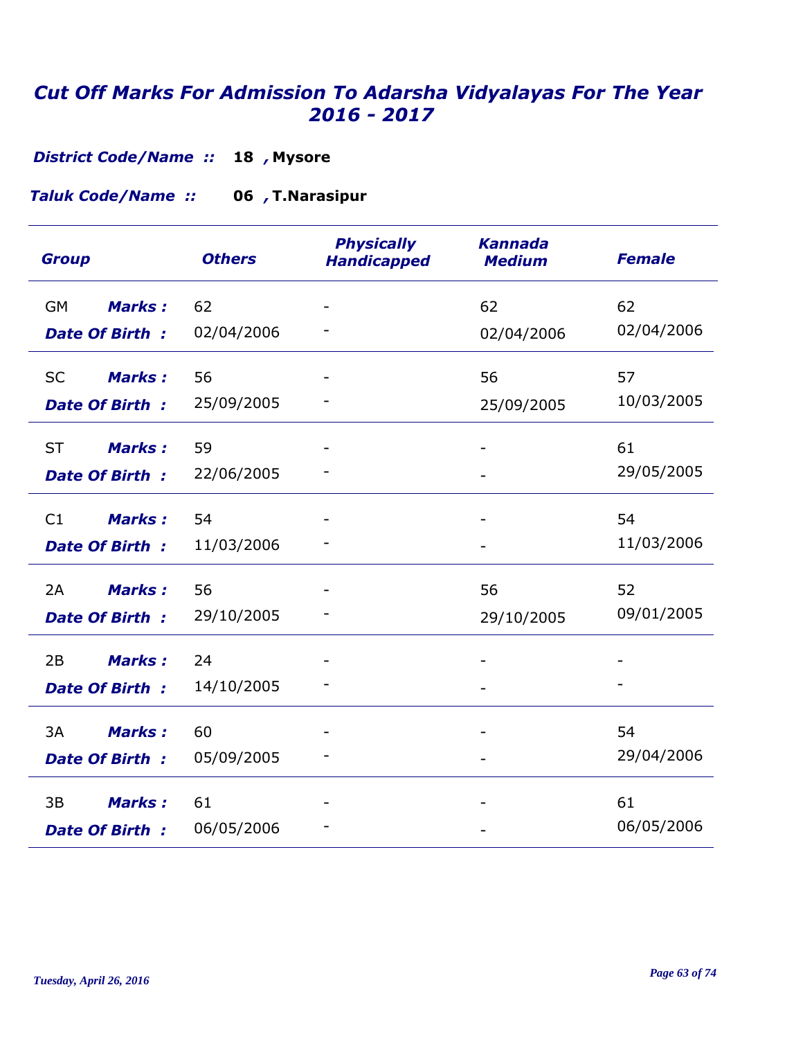# *Cut Off Marks For Admission To Adarsha Vidyalayas For The Year 2016 - 2017*

***District Code/Name ::*** **18 , Mysore**

***Taluk Code/Name ::*** **06 , T.Narasipur**

| *Group* | | *Others* | *Physically Handicapped* | *Kannada Medium* | *Female* |
|---|---|---|---|---|---|
| GM | ***Marks :*** | 62 | - | 62 | 62 |
| | ***Date Of Birth :*** | 02/04/2006 | - | 02/04/2006 | 02/04/2006 |
| SC | ***Marks :*** | 56 | - | 56 | 57 |
| | ***Date Of Birth :*** | 25/09/2005 | - | 25/09/2005 | 10/03/2005 |
| ST | ***Marks :*** | 59 | - | - | 61 |
| | ***Date Of Birth :*** | 22/06/2005 | - | - | 29/05/2005 |
| C1 | ***Marks :*** | 54 | - | - | 54 |
| | ***Date Of Birth :*** | 11/03/2006 | - | - | 11/03/2006 |
| 2A | ***Marks :*** | 56 | - | 56 | 52 |
| | ***Date Of Birth :*** | 29/10/2005 | - | 29/10/2005 | 09/01/2005 |
| 2B | ***Marks :*** | 24 | - | - | - |
| | ***Date Of Birth :*** | 14/10/2005 | - | - | - |
| 3A | ***Marks :*** | 60 | - | - | 54 |
| | ***Date Of Birth :*** | 05/09/2005 | - | - | 29/04/2006 |
| 3B | ***Marks :*** | 61 | - | - | 61 |
| | ***Date Of Birth :*** | 06/05/2006 | - | - | 06/05/2006 |

*Tuesday, April 26, 2016*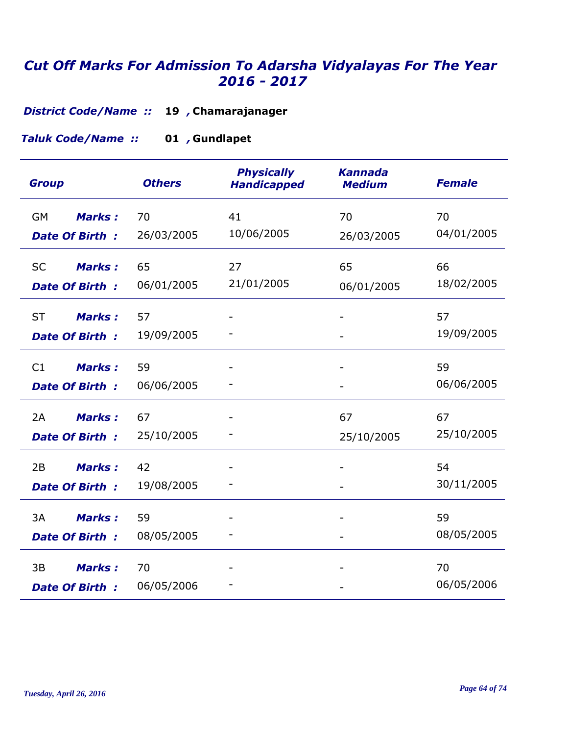# *Cut Off Marks For Admission To Adarsha Vidyalayas For The Year 2016 - 2017*

***District Code/Name ::*** **19 , Chamarajanager**

***Taluk Code/Name ::*** **01 , Gundlapet**

| Group | | Others | Physically Handicapped | Kannada Medium | Female |
|---|---|---|---|---|---|
| GM | ***Marks :*** | 70 | 41 | 70 | 70 |
| | ***Date Of Birth :*** | 26/03/2005 | 10/06/2005 | 26/03/2005 | 04/01/2005 |
| SC | ***Marks :*** | 65 | 27 | 65 | 66 |
| | ***Date Of Birth :*** | 06/01/2005 | 21/01/2005 | 06/01/2005 | 18/02/2005 |
| ST | ***Marks :*** | 57 | - | - | 57 |
| | ***Date Of Birth :*** | 19/09/2005 | - | - | 19/09/2005 |
| C1 | ***Marks :*** | 59 | - | - | 59 |
| | ***Date Of Birth :*** | 06/06/2005 | - | - | 06/06/2005 |
| 2A | ***Marks :*** | 67 | - | 67 | 67 |
| | ***Date Of Birth :*** | 25/10/2005 | - | 25/10/2005 | 25/10/2005 |
| 2B | ***Marks :*** | 42 | - | - | 54 |
| | ***Date Of Birth :*** | 19/08/2005 | - | - | 30/11/2005 |
| 3A | ***Marks :*** | 59 | - | - | 59 |
| | ***Date Of Birth :*** | 08/05/2005 | - | - | 08/05/2005 |
| 3B | ***Marks :*** | 70 | - | - | 70 |
| | ***Date Of Birth :*** | 06/05/2006 | - | - | 06/05/2006 |

*Tuesday, April 26, 2016*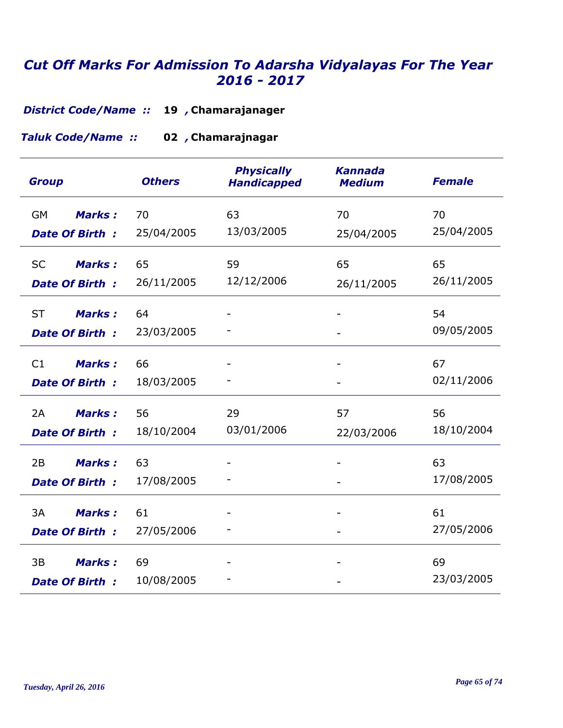# *Cut Off Marks For Admission To Adarsha Vidyalayas For The Year 2016 - 2017*

***District Code/Name ::*** **19 , Chamarajanager**

***Taluk Code/Name ::*** **02 , Chamarajnagar**

| *Group* | | *Others* | *Physically Handicapped* | *Kannada Medium* | *Female* |
|---|---|---|---|---|---|
| GM | ***Marks :*** | 70 | 63 | 70 | 70 |
| | ***Date Of Birth :*** | 25/04/2005 | 13/03/2005 | 25/04/2005 | 25/04/2005 |
| SC | ***Marks :*** | 65 | 59 | 65 | 65 |
| | ***Date Of Birth :*** | 26/11/2005 | 12/12/2006 | 26/11/2005 | 26/11/2005 |
| ST | ***Marks :*** | 64 | - | - | 54 |
| | ***Date Of Birth :*** | 23/03/2005 | - | - | 09/05/2005 |
| C1 | ***Marks :*** | 66 | - | - | 67 |
| | ***Date Of Birth :*** | 18/03/2005 | - | - | 02/11/2006 |
| 2A | ***Marks :*** | 56 | 29 | 57 | 56 |
| | ***Date Of Birth :*** | 18/10/2004 | 03/01/2006 | 22/03/2006 | 18/10/2004 |
| 2B | ***Marks :*** | 63 | - | - | 63 |
| | ***Date Of Birth :*** | 17/08/2005 | - | - | 17/08/2005 |
| 3A | ***Marks :*** | 61 | - | - | 61 |
| | ***Date Of Birth :*** | 27/05/2006 | - | - | 27/05/2006 |
| 3B | ***Marks :*** | 69 | - | - | 69 |
| | ***Date Of Birth :*** | 10/08/2005 | - | - | 23/03/2005 |

*Tuesday, April 26, 2016*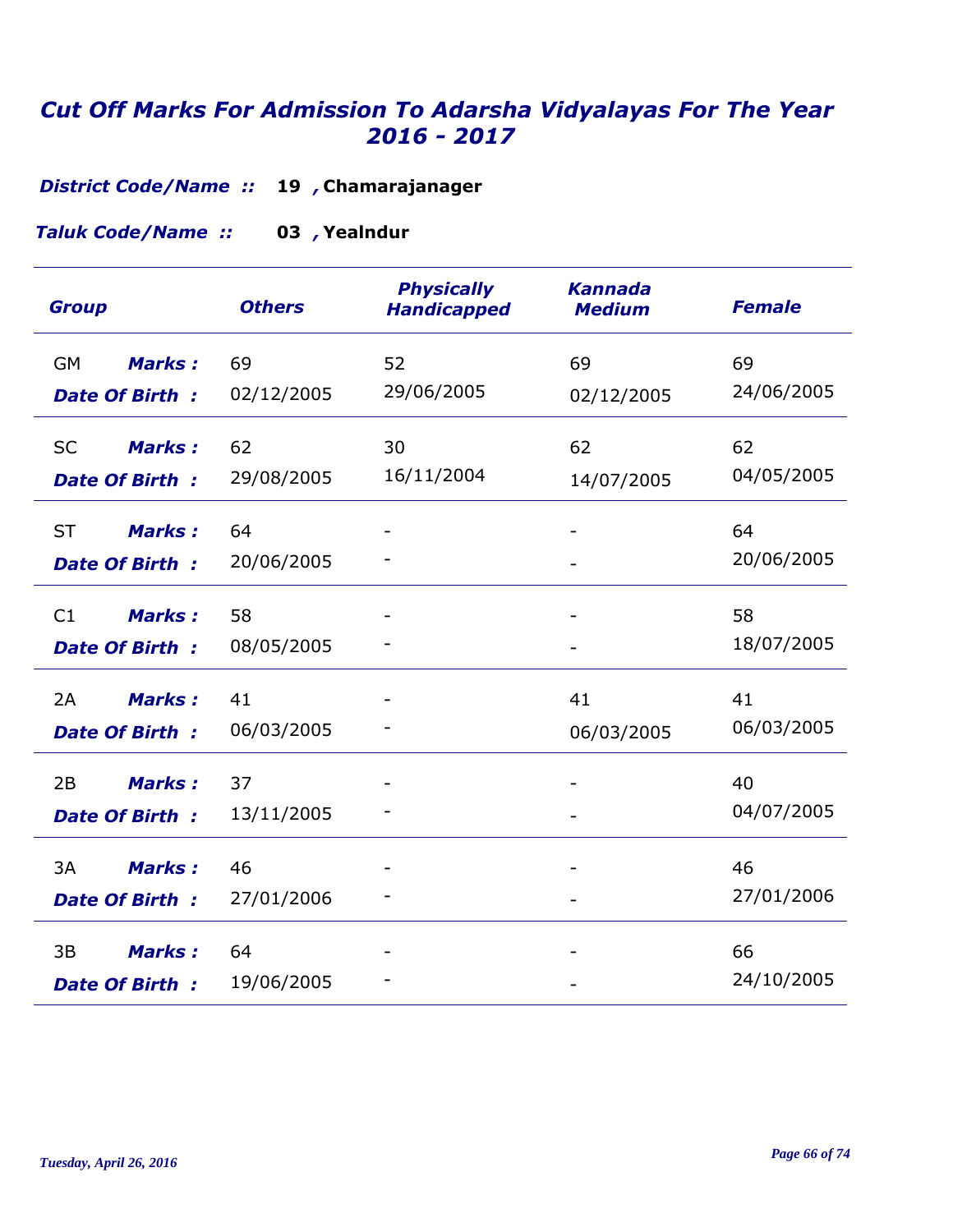# *Cut Off Marks For Admission To Adarsha Vidyalayas For The Year 2016 - 2017*

***District Code/Name ::*** **19 , Chamarajanager**

***Taluk Code/Name ::*** **03 , Yealndur**

| *Group* | | *Others* | *Physically Handicapped* | *Kannada Medium* | *Female* |
|---|---|---|---|---|---|
| GM | ***Marks :*** | 69 | 52 | 69 | 69 |
| | ***Date Of Birth :*** | 02/12/2005 | 29/06/2005 | 02/12/2005 | 24/06/2005 |
| SC | ***Marks :*** | 62 | 30 | 62 | 62 |
| | ***Date Of Birth :*** | 29/08/2005 | 16/11/2004 | 14/07/2005 | 04/05/2005 |
| ST | ***Marks :*** | 64 | - | - | 64 |
| | ***Date Of Birth :*** | 20/06/2005 | - | - | 20/06/2005 |
| C1 | ***Marks :*** | 58 | - | - | 58 |
| | ***Date Of Birth :*** | 08/05/2005 | - | - | 18/07/2005 |
| 2A | ***Marks :*** | 41 | - | 41 | 41 |
| | ***Date Of Birth :*** | 06/03/2005 | - | 06/03/2005 | 06/03/2005 |
| 2B | ***Marks :*** | 37 | - | - | 40 |
| | ***Date Of Birth :*** | 13/11/2005 | - | - | 04/07/2005 |
| 3A | ***Marks :*** | 46 | - | - | 46 |
| | ***Date Of Birth :*** | 27/01/2006 | - | - | 27/01/2006 |
| 3B | ***Marks :*** | 64 | - | - | 66 |
| | ***Date Of Birth :*** | 19/06/2005 | - | - | 24/10/2005 |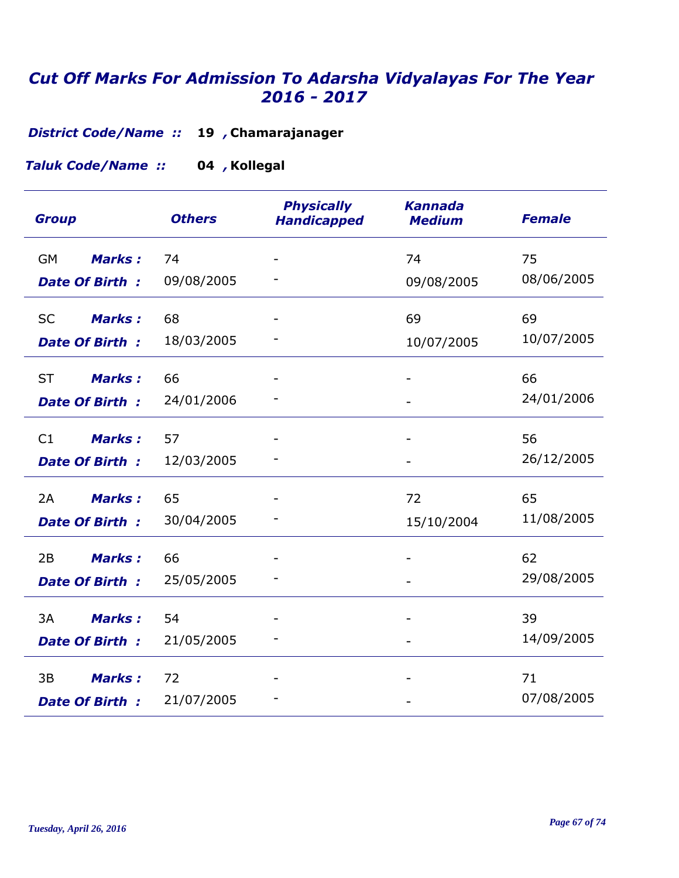# *Cut Off Marks For Admission To Adarsha Vidyalayas For The Year 2016 - 2017*

***District Code/Name ::*** **19 , Chamarajanager**

***Taluk Code/Name ::*** **04 , Kollegal**

| *Group* | | *Others* | *Physically Handicapped* | *Kannada Medium* | *Female* |
|---|---|---|---|---|---|
| GM | ***Marks :*** | 74 | - | 74 | 75 |
| | ***Date Of Birth :*** | 09/08/2005 | - | 09/08/2005 | 08/06/2005 |
| SC | ***Marks :*** | 68 | - | 69 | 69 |
| | ***Date Of Birth :*** | 18/03/2005 | - | 10/07/2005 | 10/07/2005 |
| ST | ***Marks :*** | 66 | - | - | 66 |
| | ***Date Of Birth :*** | 24/01/2006 | - | - | 24/01/2006 |
| C1 | ***Marks :*** | 57 | - | - | 56 |
| | ***Date Of Birth :*** | 12/03/2005 | - | - | 26/12/2005 |
| 2A | ***Marks :*** | 65 | - | 72 | 65 |
| | ***Date Of Birth :*** | 30/04/2005 | - | 15/10/2004 | 11/08/2005 |
| 2B | ***Marks :*** | 66 | - | - | 62 |
| | ***Date Of Birth :*** | 25/05/2005 | - | - | 29/08/2005 |
| 3A | ***Marks :*** | 54 | - | - | 39 |
| | ***Date Of Birth :*** | 21/05/2005 | - | - | 14/09/2005 |
| 3B | ***Marks :*** | 72 | - | - | 71 |
| | ***Date Of Birth :*** | 21/07/2005 | - | - | 07/08/2005 |

*Tuesday, April 26, 2016*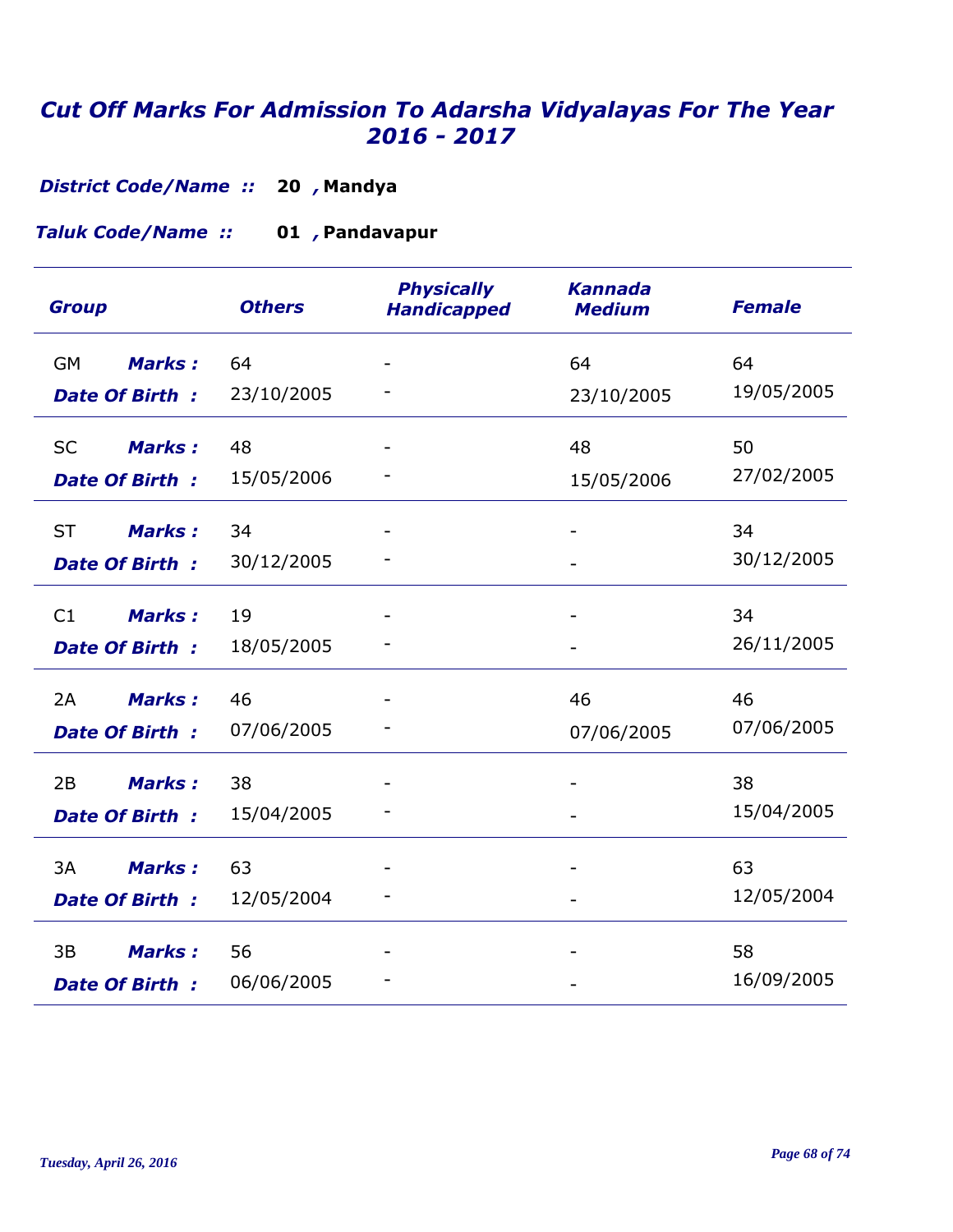# *Cut Off Marks For Admission To Adarsha Vidyalayas For The Year 2016 - 2017*

***District Code/Name ::*** **20 , Mandya**

***Taluk Code/Name ::*** **01 , Pandavapur**

| Group | | Others | Physically Handicapped | Kannada Medium | Female |
|---|---|---|---|---|---|
| GM | Marks : | 64 | - | 64 | 64 |
| | Date Of Birth : | 23/10/2005 | - | 23/10/2005 | 19/05/2005 |
| SC | Marks : | 48 | - | 48 | 50 |
| | Date Of Birth : | 15/05/2006 | - | 15/05/2006 | 27/02/2005 |
| ST | Marks : | 34 | - | - | 34 |
| | Date Of Birth : | 30/12/2005 | - | - | 30/12/2005 |
| C1 | Marks : | 19 | - | - | 34 |
| | Date Of Birth : | 18/05/2005 | - | - | 26/11/2005 |
| 2A | Marks : | 46 | - | 46 | 46 |
| | Date Of Birth : | 07/06/2005 | - | 07/06/2005 | 07/06/2005 |
| 2B | Marks : | 38 | - | - | 38 |
| | Date Of Birth : | 15/04/2005 | - | - | 15/04/2005 |
| 3A | Marks : | 63 | - | - | 63 |
| | Date Of Birth : | 12/05/2004 | - | - | 12/05/2004 |
| 3B | Marks : | 56 | - | - | 58 |
| | Date Of Birth : | 06/06/2005 | - | - | 16/09/2005 |

*Tuesday, April 26, 2016*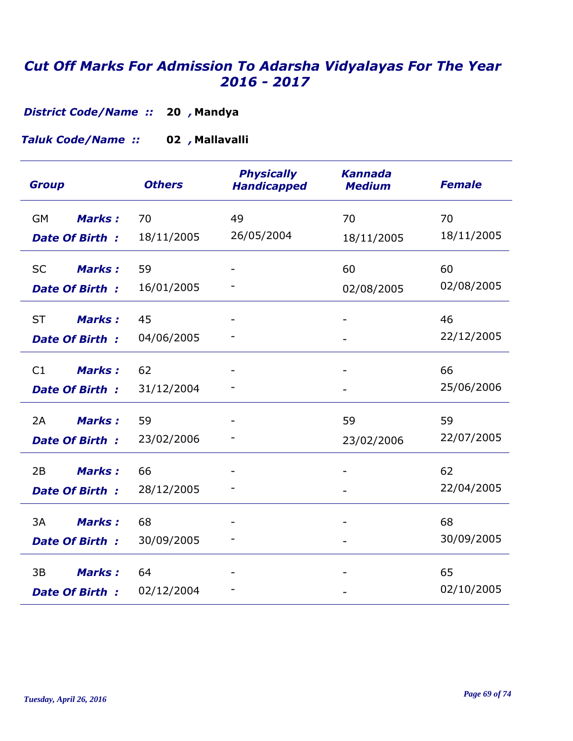# Cut Off Marks For Admission To Adarsha Vidyalayas For The Year 2016 - 2017

***District Code/Name ::*** **20 , Mandya**

***Taluk Code/Name ::*** **02 , Mallavalli**

| Group | | Others | Physically Handicapped | Kannada Medium | Female |
|---|---|---|---|---|---|
| GM | Marks : | 70 | 49 | 70 | 70 |
| | Date Of Birth : | 18/11/2005 | 26/05/2004 | 18/11/2005 | 18/11/2005 |
| SC | Marks : | 59 | - | 60 | 60 |
| | Date Of Birth : | 16/01/2005 | - | 02/08/2005 | 02/08/2005 |
| ST | Marks : | 45 | - | - | 46 |
| | Date Of Birth : | 04/06/2005 | - | - | 22/12/2005 |
| C1 | Marks : | 62 | - | - | 66 |
| | Date Of Birth : | 31/12/2004 | - | - | 25/06/2006 |
| 2A | Marks : | 59 | - | 59 | 59 |
| | Date Of Birth : | 23/02/2006 | - | 23/02/2006 | 22/07/2005 |
| 2B | Marks : | 66 | - | - | 62 |
| | Date Of Birth : | 28/12/2005 | - | - | 22/04/2005 |
| 3A | Marks : | 68 | - | - | 68 |
| | Date Of Birth : | 30/09/2005 | - | - | 30/09/2005 |
| 3B | Marks : | 64 | - | - | 65 |
| | Date Of Birth : | 02/12/2004 | - | - | 02/10/2005 |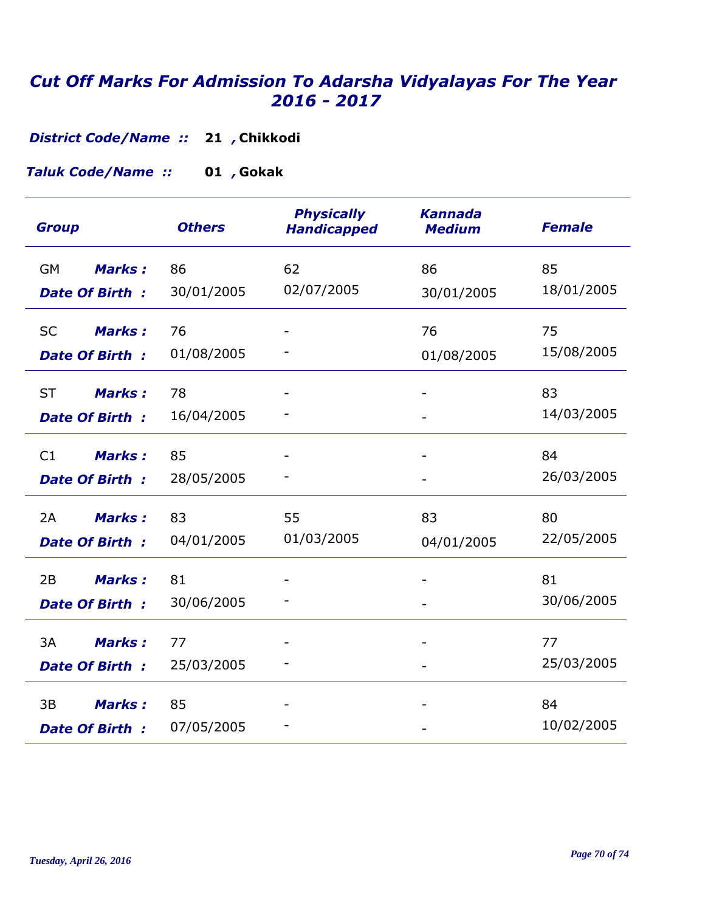# *Cut Off Marks For Admission To Adarsha Vidyalayas For The Year 2016 - 2017*

***District Code/Name ::*** **21 , Chikkodi**

***Taluk Code/Name ::*** **01 , Gokak**

| *Group* | | *Others* | *Physically Handicapped* | *Kannada Medium* | *Female* |
|---|---|---|---|---|---|
| GM | ***Marks :*** | 86 | 62 | 86 | 85 |
| | ***Date Of Birth :*** | 30/01/2005 | 02/07/2005 | 30/01/2005 | 18/01/2005 |
| SC | ***Marks :*** | 76 | - | 76 | 75 |
| | ***Date Of Birth :*** | 01/08/2005 | - | 01/08/2005 | 15/08/2005 |
| ST | ***Marks :*** | 78 | - | - | 83 |
| | ***Date Of Birth :*** | 16/04/2005 | - | - | 14/03/2005 |
| C1 | ***Marks :*** | 85 | - | - | 84 |
| | ***Date Of Birth :*** | 28/05/2005 | - | - | 26/03/2005 |
| 2A | ***Marks :*** | 83 | 55 | 83 | 80 |
| | ***Date Of Birth :*** | 04/01/2005 | 01/03/2005 | 04/01/2005 | 22/05/2005 |
| 2B | ***Marks :*** | 81 | - | - | 81 |
| | ***Date Of Birth :*** | 30/06/2005 | - | - | 30/06/2005 |
| 3A | ***Marks :*** | 77 | - | - | 77 |
| | ***Date Of Birth :*** | 25/03/2005 | - | - | 25/03/2005 |
| 3B | ***Marks :*** | 85 | - | - | 84 |
| | ***Date Of Birth :*** | 07/05/2005 | - | - | 10/02/2005 |

*Tuesday, April 26, 2016*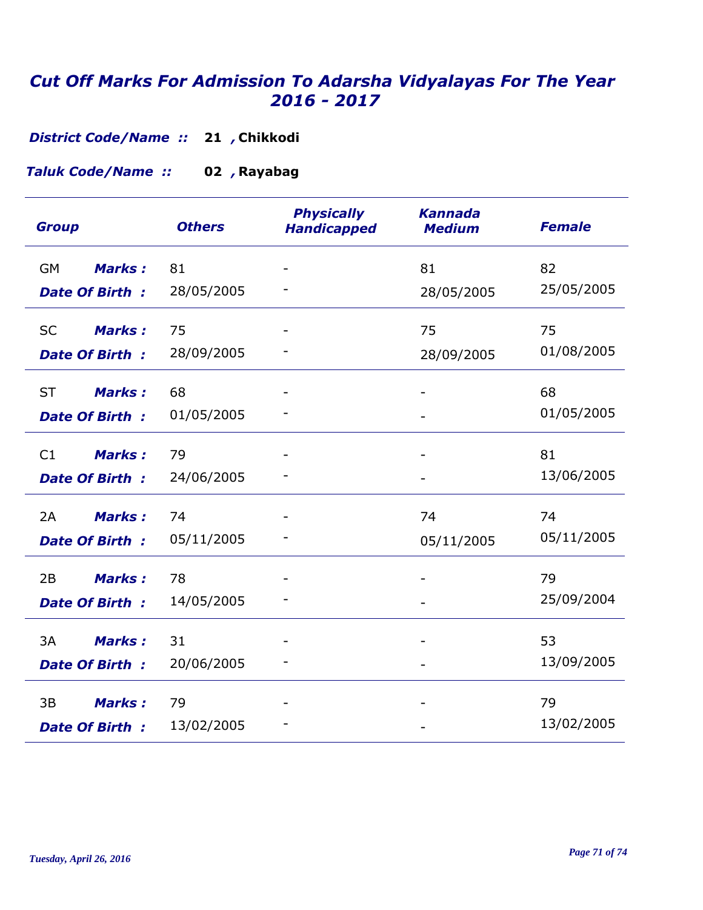# *Cut Off Marks For Admission To Adarsha Vidyalayas For The Year 2016 - 2017*

***District Code/Name ::*** **21 , Chikkodi**

***Taluk Code/Name ::*** **02 , Rayabag**

| Group | | Others | Physically Handicapped | Kannada Medium | Female |
|---|---|---|---|---|---|
| GM | Marks : | 81 | - | 81 | 82 |
| | Date Of Birth : | 28/05/2005 | - | 28/05/2005 | 25/05/2005 |
| SC | Marks : | 75 | - | 75 | 75 |
| | Date Of Birth : | 28/09/2005 | - | 28/09/2005 | 01/08/2005 |
| ST | Marks : | 68 | - | - | 68 |
| | Date Of Birth : | 01/05/2005 | - | - | 01/05/2005 |
| C1 | Marks : | 79 | - | - | 81 |
| | Date Of Birth : | 24/06/2005 | - | - | 13/06/2005 |
| 2A | Marks : | 74 | - | 74 | 74 |
| | Date Of Birth : | 05/11/2005 | - | 05/11/2005 | 05/11/2005 |
| 2B | Marks : | 78 | - | - | 79 |
| | Date Of Birth : | 14/05/2005 | - | - | 25/09/2004 |
| 3A | Marks : | 31 | - | - | 53 |
| | Date Of Birth : | 20/06/2005 | - | - | 13/09/2005 |
| 3B | Marks : | 79 | - | - | 79 |
| | Date Of Birth : | 13/02/2005 | - | - | 13/02/2005 |

*Tuesday, April 26, 2016*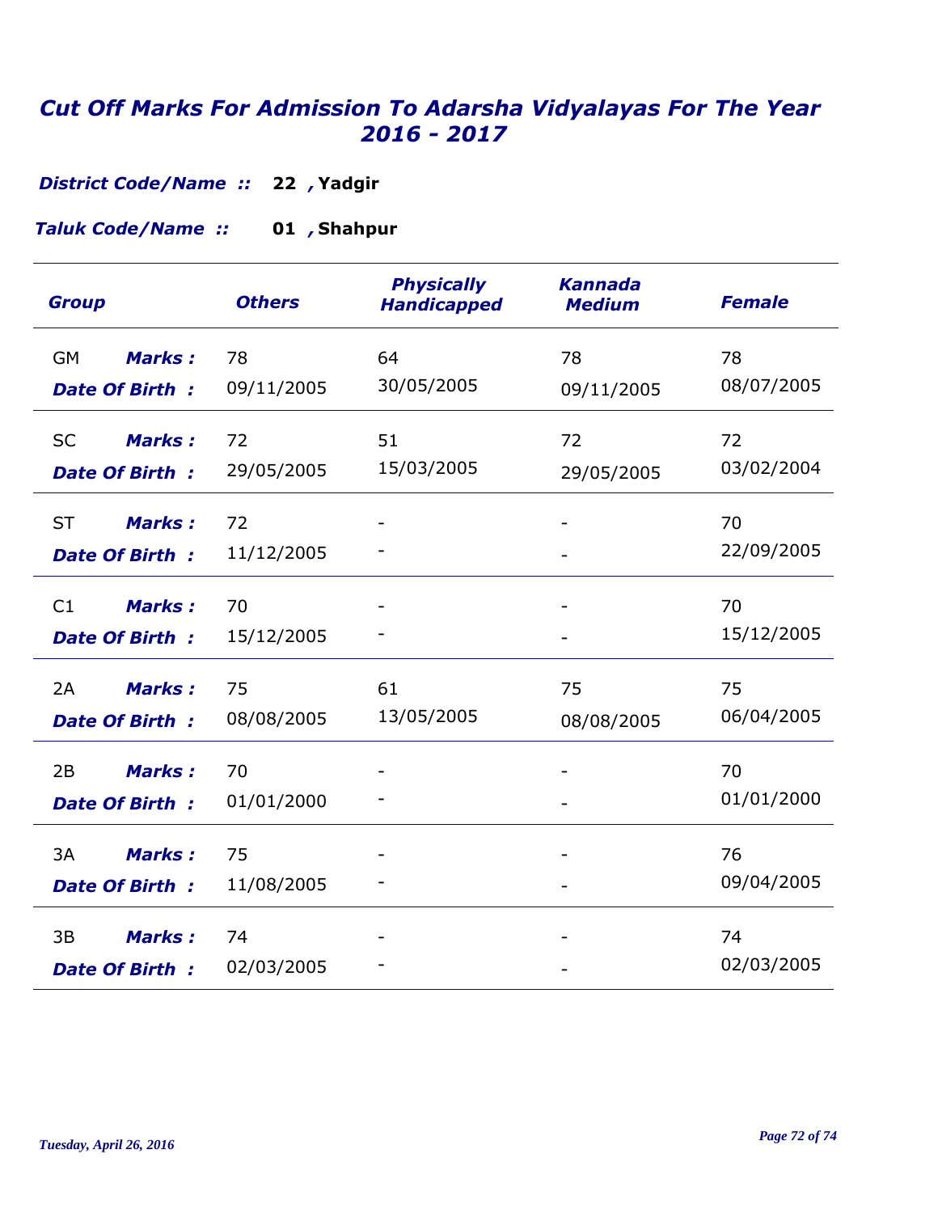# Cut Off Marks For Admission To Adarsha Vidyalayas For The Year 2016 - 2017

***District Code/Name ::*** **22 , Yadgir**

***Taluk Code/Name ::*** **01 , Shahpur**

| Group | | Others | Physically Handicapped | Kannada Medium | Female |
|---|---|---|---|---|---|
| GM | ***Marks :*** | 78 | 64 | 78 | 78 |
| | ***Date Of Birth :*** | 09/11/2005 | 30/05/2005 | 09/11/2005 | 08/07/2005 |
| SC | ***Marks :*** | 72 | 51 | 72 | 72 |
| | ***Date Of Birth :*** | 29/05/2005 | 15/03/2005 | 29/05/2005 | 03/02/2004 |
| ST | ***Marks :*** | 72 | - | - | 70 |
| | ***Date Of Birth :*** | 11/12/2005 | - | - | 22/09/2005 |
| C1 | ***Marks :*** | 70 | - | - | 70 |
| | ***Date Of Birth :*** | 15/12/2005 | - | - | 15/12/2005 |
| 2A | ***Marks :*** | 75 | 61 | 75 | 75 |
| | ***Date Of Birth :*** | 08/08/2005 | 13/05/2005 | 08/08/2005 | 06/04/2005 |
| 2B | ***Marks :*** | 70 | - | - | 70 |
| | ***Date Of Birth :*** | 01/01/2000 | - | - | 01/01/2000 |
| 3A | ***Marks :*** | 75 | - | - | 76 |
| | ***Date Of Birth :*** | 11/08/2005 | - | - | 09/04/2005 |
| 3B | ***Marks :*** | 74 | - | - | 74 |
| | ***Date Of Birth :*** | 02/03/2005 | - | - | 02/03/2005 |

*Tuesday, April 26, 2016*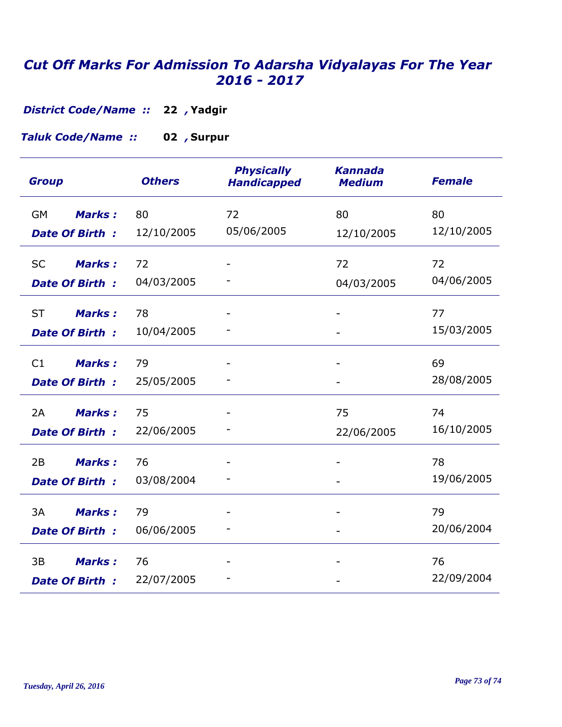# *Cut Off Marks For Admission To Adarsha Vidyalayas For The Year 2016 - 2017*

***District Code/Name ::*** **22 , Yadgir**

***Taluk Code/Name ::*** **02 , Surpur**

| *Group* | | *Others* | *Physically Handicapped* | *Kannada Medium* | *Female* |
|---|---|---|---|---|---|
| GM | ***Marks :*** | 80 | 72 | 80 | 80 |
| | ***Date Of Birth :*** | 12/10/2005 | 05/06/2005 | 12/10/2005 | 12/10/2005 |
| SC | ***Marks :*** | 72 | - | 72 | 72 |
| | ***Date Of Birth :*** | 04/03/2005 | - | 04/03/2005 | 04/06/2005 |
| ST | ***Marks :*** | 78 | - | - | 77 |
| | ***Date Of Birth :*** | 10/04/2005 | - | - | 15/03/2005 |
| C1 | ***Marks :*** | 79 | - | - | 69 |
| | ***Date Of Birth :*** | 25/05/2005 | - | - | 28/08/2005 |
| 2A | ***Marks :*** | 75 | - | 75 | 74 |
| | ***Date Of Birth :*** | 22/06/2005 | - | 22/06/2005 | 16/10/2005 |
| 2B | ***Marks :*** | 76 | - | - | 78 |
| | ***Date Of Birth :*** | 03/08/2004 | - | - | 19/06/2005 |
| 3A | ***Marks :*** | 79 | - | - | 79 |
| | ***Date Of Birth :*** | 06/06/2005 | - | - | 20/06/2004 |
| 3B | ***Marks :*** | 76 | - | - | 76 |
| | ***Date Of Birth :*** | 22/07/2005 | - | - | 22/09/2004 |

*Tuesday, April 26, 2016*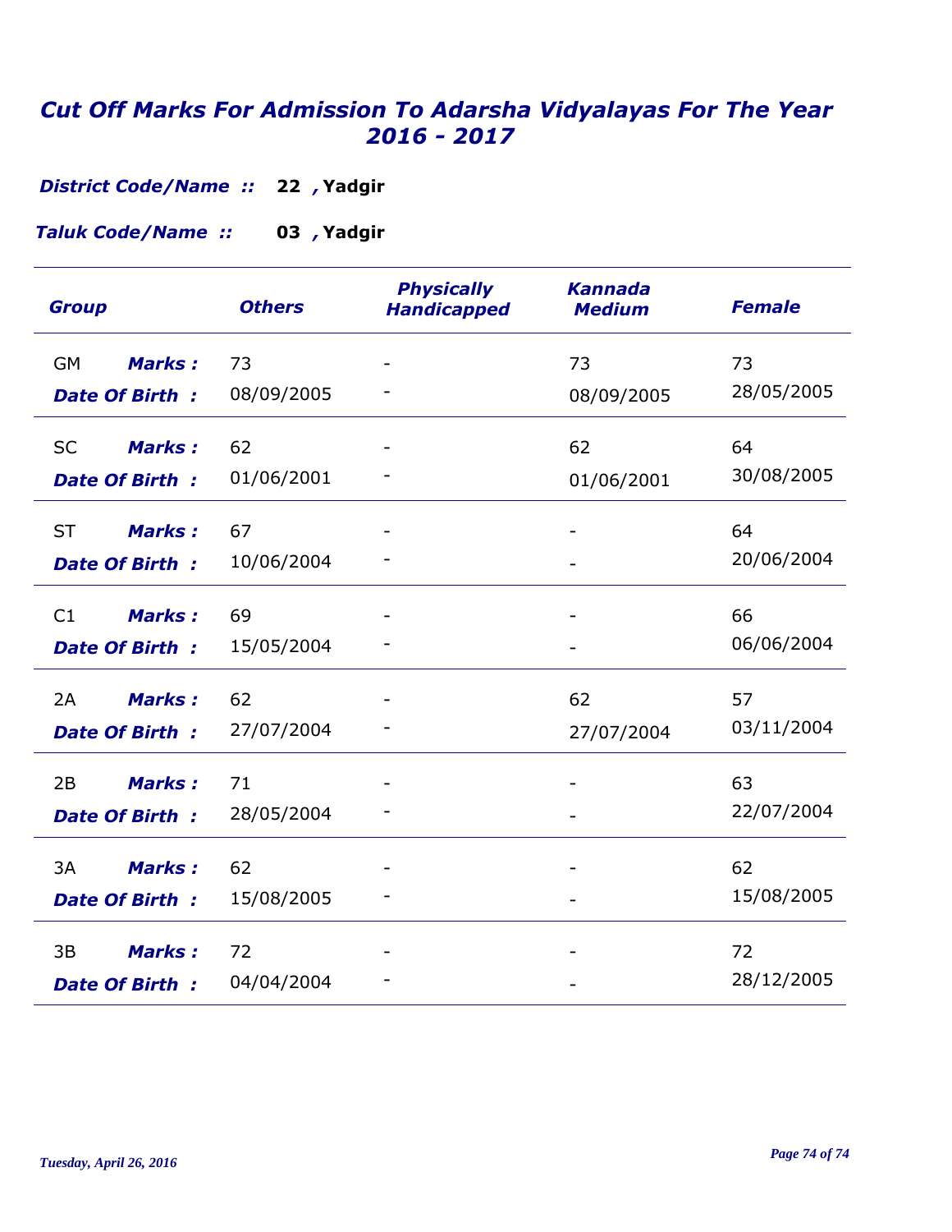# *Cut Off Marks For Admission To Adarsha Vidyalayas For The Year 2016 - 2017*

***District Code/Name ::*** **22 , Yadgir**

***Taluk Code/Name ::*** **03 , Yadgir**

| *Group* | | *Others* | *Physically Handicapped* | *Kannada Medium* | *Female* |
|---|---|---|---|---|---|
| GM | ***Marks :*** | 73 | - | 73 | 73 |
| | ***Date Of Birth :*** | 08/09/2005 | - | 08/09/2005 | 28/05/2005 |
| SC | ***Marks :*** | 62 | - | 62 | 64 |
| | ***Date Of Birth :*** | 01/06/2001 | - | 01/06/2001 | 30/08/2005 |
| ST | ***Marks :*** | 67 | - | - | 64 |
| | ***Date Of Birth :*** | 10/06/2004 | - | - | 20/06/2004 |
| C1 | ***Marks :*** | 69 | - | - | 66 |
| | ***Date Of Birth :*** | 15/05/2004 | - | - | 06/06/2004 |
| 2A | ***Marks :*** | 62 | - | 62 | 57 |
| | ***Date Of Birth :*** | 27/07/2004 | - | 27/07/2004 | 03/11/2004 |
| 2B | ***Marks :*** | 71 | - | - | 63 |
| | ***Date Of Birth :*** | 28/05/2004 | - | - | 22/07/2004 |
| 3A | ***Marks :*** | 62 | - | - | 62 |
| | ***Date Of Birth :*** | 15/08/2005 | - | - | 15/08/2005 |
| 3B | ***Marks :*** | 72 | - | - | 72 |
| | ***Date Of Birth :*** | 04/04/2004 | - | - | 28/12/2005 |

*Tuesday, April 26, 2016*